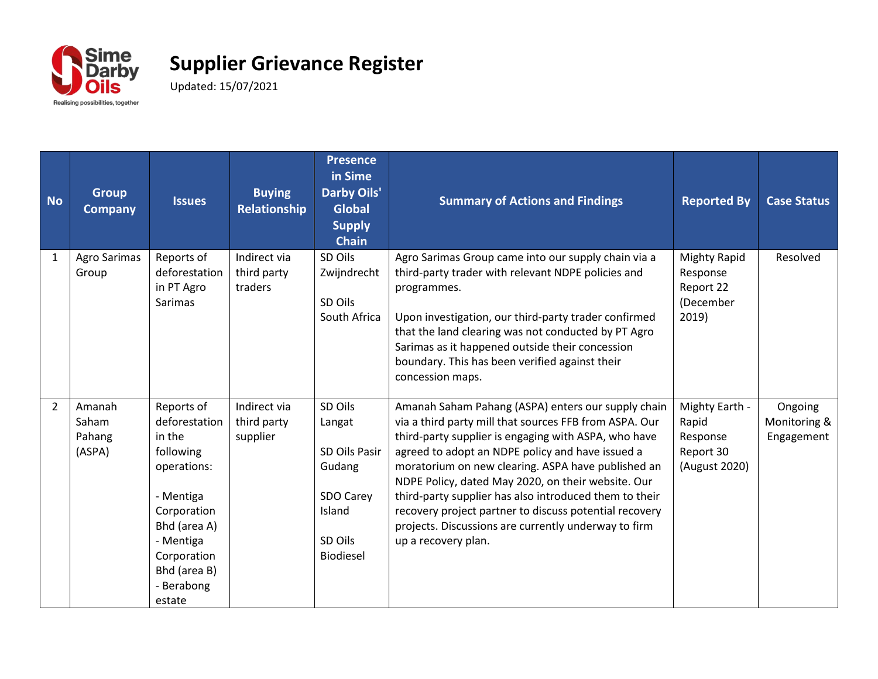# Supplier Grievance Register

Updated: 15/07/2021

| No | Group Company | Issues | Buying Relationship | Presence in Sime Darby Oils' Global Supply Chain | Summary of Actions and Findings | Reported By | Case Status |
|---|---|---|---|---|---|---|---|
| 1 | Agro Sarimas Group | Reports of deforestation in PT Agro Sarimas | Indirect via third party traders | SD Oils Zwijndrecht<br><br>SD Oils South Africa | Agro Sarimas Group came into our supply chain via a third-party trader with relevant NDPE policies and programmes.<br><br>Upon investigation, our third-party trader confirmed that the land clearing was not conducted by PT Agro Sarimas as it happened outside their concession boundary. This has been verified against their concession maps. | Mighty Rapid Response Report 22 (December 2019) | Resolved |
| 2 | Amanah Saham Pahang (ASPA) | Reports of deforestation in the following operations:<br><br>- Mentiga Corporation Bhd (area A)<br>- Mentiga Corporation Bhd (area B)<br>- Berabong estate | Indirect via third party supplier | SD Oils Langat<br><br>SD Oils Pasir Gudang<br><br>SDO Carey Island<br><br>SD Oils Biodiesel | Amanah Saham Pahang (ASPA) enters our supply chain via a third party mill that sources FFB from ASPA. Our third-party supplier is engaging with ASPA, who have agreed to adopt an NDPE policy and have issued a moratorium on new clearing. ASPA have published an NDPE Policy, dated May 2020, on their website. Our third-party supplier has also introduced them to their recovery project partner to discuss potential recovery projects. Discussions are currently underway to firm up a recovery plan. | Mighty Earth - Rapid Response Report 30 (August 2020) | Ongoing Monitoring & Engagement |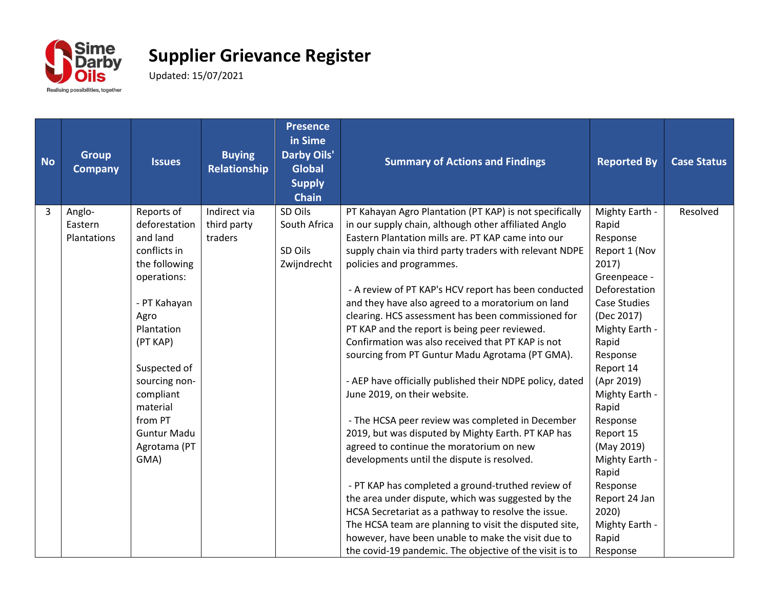# Supplier Grievance Register

Updated: 15/07/2021

| No | Group Company | Issues | Buying Relationship | Presence in Sime Darby Oils' Global Supply Chain | Summary of Actions and Findings | Reported By | Case Status |
|---|---|---|---|---|---|---|---|
| 3 | Anglo-Eastern Plantations | Reports of deforestation and land conflicts in the following operations:<br><br>- PT Kahayan Agro Plantation (PT KAP)<br><br>Suspected of sourcing non-compliant material from PT Guntur Madu Agrotama (PT GMA) | Indirect via third party traders | SD Oils South Africa<br><br>SD Oils Zwijndrecht | PT Kahayan Agro Plantation (PT KAP) is not specifically in our supply chain, although other affiliated Anglo Eastern Plantation mills are. PT KAP came into our supply chain via third party traders with relevant NDPE policies and programmes.<br><br>- A review of PT KAP's HCV report has been conducted and they have also agreed to a moratorium on land clearing. HCS assessment has been commissioned for PT KAP and the report is being peer reviewed. Confirmation was also received that PT KAP is not sourcing from PT Guntur Madu Agrotama (PT GMA).<br><br>- AEP have officially published their NDPE policy, dated June 2019, on their website.<br><br>- The HCSA peer review was completed in December 2019, but was disputed by Mighty Earth. PT KAP has agreed to continue the moratorium on new developments until the dispute is resolved.<br><br>- PT KAP has completed a ground-truthed review of the area under dispute, which was suggested by the HCSA Secretariat as a pathway to resolve the issue. The HCSA team are planning to visit the disputed site, however, have been unable to make the visit due to the covid-19 pandemic. The objective of the visit is to | Mighty Earth - Rapid Response Report 1 (Nov 2017)<br>Greenpeace - Deforestation Case Studies (Dec 2017)<br>Mighty Earth - Rapid Response Report 14 (Apr 2019)<br>Mighty Earth - Rapid Response Report 15 (May 2019)<br>Mighty Earth - Rapid Response Report 24 Jan 2020)<br>Mighty Earth - Rapid Response | Resolved |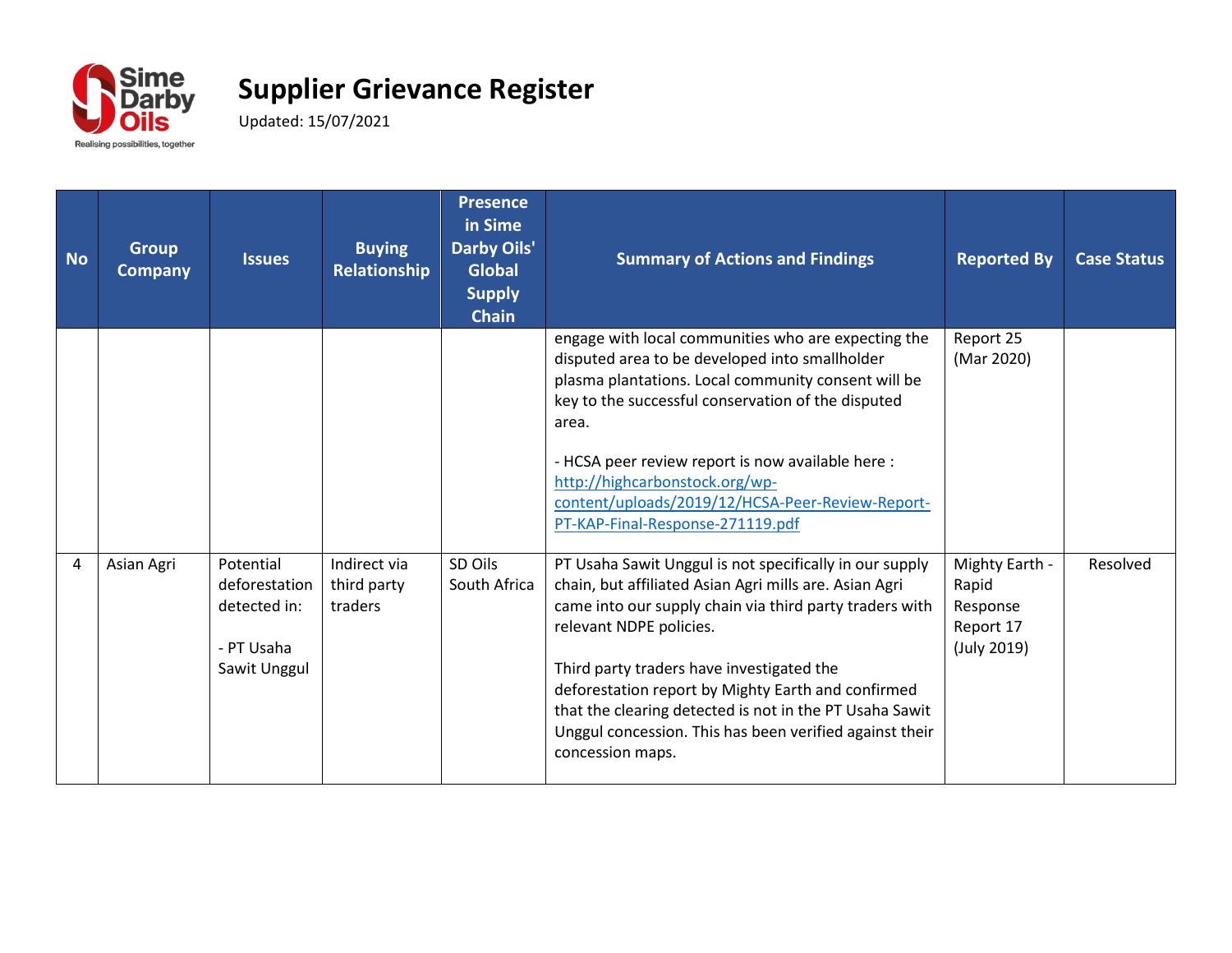# Supplier Grievance Register

Updated: 15/07/2021

| No | Group Company | Issues | Buying Relationship | Presence in Sime Darby Oils' Global Supply Chain | Summary of Actions and Findings | Reported By | Case Status |
|---|---|---|---|---|---|---|---|
| | | | | | engage with local communities who are expecting the disputed area to be developed into smallholder plasma plantations. Local community consent will be key to the successful conservation of the disputed area.<br><br>- HCSA peer review report is now available here : http://highcarbonstock.org/wp-content/uploads/2019/12/HCSA-Peer-Review-Report-PT-KAP-Final-Response-271119.pdf | Report 25 (Mar 2020) | |
| 4 | Asian Agri | Potential deforestation detected in:<br><br>- PT Usaha Sawit Unggul | Indirect via third party traders | SD Oils South Africa | PT Usaha Sawit Unggul is not specifically in our supply chain, but affiliated Asian Agri mills are. Asian Agri came into our supply chain via third party traders with relevant NDPE policies.<br><br>Third party traders have investigated the deforestation report by Mighty Earth and confirmed that the clearing detected is not in the PT Usaha Sawit Unggul concession. This has been verified against their concession maps. | Mighty Earth - Rapid Response Report 17 (July 2019) | Resolved |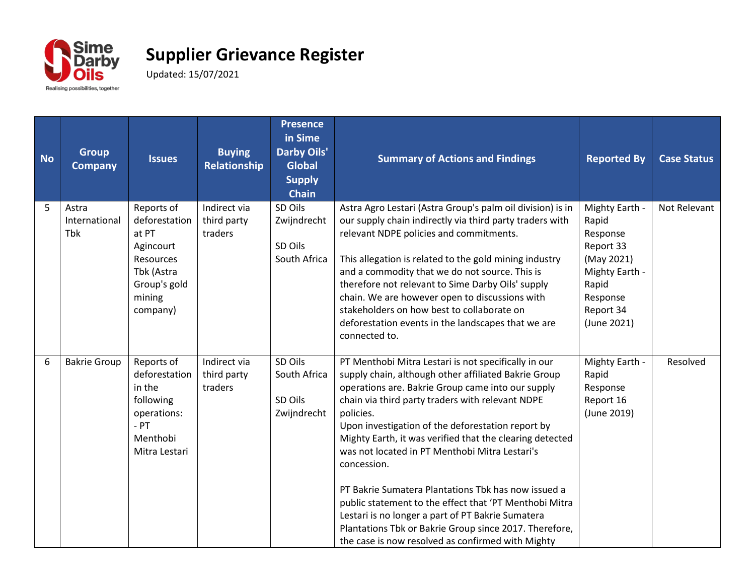# Supplier Grievance Register

Updated: 15/07/2021

| No | Group Company | Issues | Buying Relationship | Presence in Sime Darby Oils' Global Supply Chain | Summary of Actions and Findings | Reported By | Case Status |
|---|---|---|---|---|---|---|---|
| 5 | Astra International Tbk | Reports of deforestation at PT Agincourt Resources Tbk (Astra Group's gold mining company) | Indirect via third party traders | SD Oils Zwijndrecht<br><br>SD Oils South Africa | Astra Agro Lestari (Astra Group's palm oil division) is in our supply chain indirectly via third party traders with relevant NDPE policies and commitments.<br><br>This allegation is related to the gold mining industry and a commodity that we do not source. This is therefore not relevant to Sime Darby Oils' supply chain. We are however open to discussions with stakeholders on how best to collaborate on deforestation events in the landscapes that we are connected to. | Mighty Earth - Rapid Response Report 33 (May 2021) Mighty Earth - Rapid Response Report 34 (June 2021) | Not Relevant |
| 6 | Bakrie Group | Reports of deforestation in the following operations:<br>- PT Menthobi Mitra Lestari | Indirect via third party traders | SD Oils South Africa<br><br>SD Oils Zwijndrecht | PT Menthobi Mitra Lestari is not specifically in our supply chain, although other affiliated Bakrie Group operations are. Bakrie Group came into our supply chain via third party traders with relevant NDPE policies.<br>Upon investigation of the deforestation report by Mighty Earth, it was verified that the clearing detected was not located in PT Menthobi Mitra Lestari's concession.<br><br>PT Bakrie Sumatera Plantations Tbk has now issued a public statement to the effect that 'PT Menthobi Mitra Lestari is no longer a part of PT Bakrie Sumatera Plantations Tbk or Bakrie Group since 2017. Therefore, the case is now resolved as confirmed with Mighty | Mighty Earth - Rapid Response Report 16 (June 2019) | Resolved |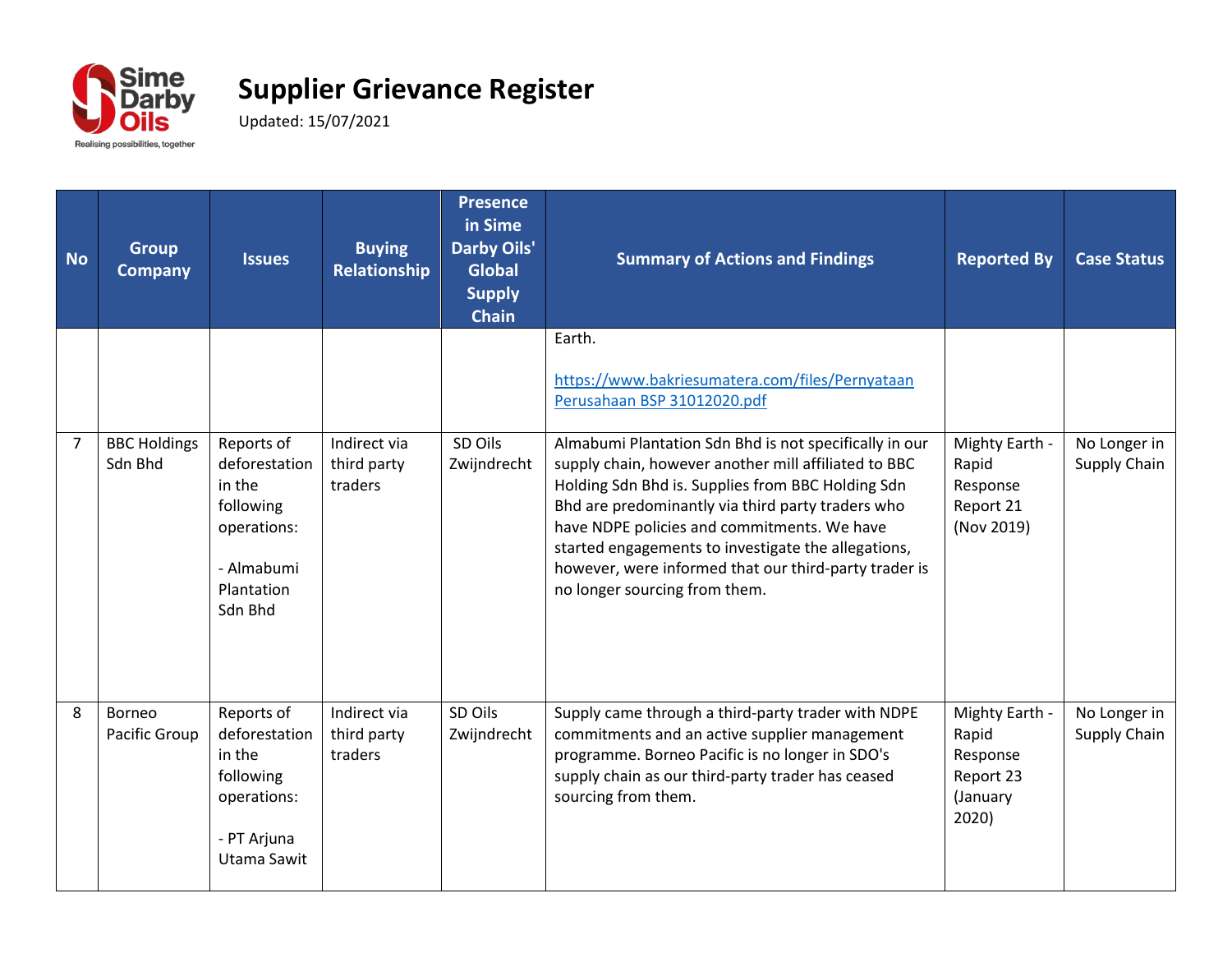# Supplier Grievance Register

Updated: 15/07/2021

| No | Group Company | Issues | Buying Relationship | Presence in Sime Darby Oils' Global Supply Chain | Summary of Actions and Findings | Reported By | Case Status |
|---|---|---|---|---|---|---|---|
| | | | | | Earth.<br><br>[https://www.bakriesumatera.com/files/Pernyataan Perusahaan BSP 31012020.pdf](https://www.bakriesumatera.com/files/Pernyataan Perusahaan BSP 31012020.pdf) | | |
| 7 | BBC Holdings Sdn Bhd | Reports of deforestation in the following operations:<br><br>- Almabumi Plantation Sdn Bhd | Indirect via third party traders | SD Oils Zwijndrecht | Almabumi Plantation Sdn Bhd is not specifically in our supply chain, however another mill affiliated to BBC Holding Sdn Bhd is. Supplies from BBC Holding Sdn Bhd are predominantly via third party traders who have NDPE policies and commitments. We have started engagements to investigate the allegations, however, were informed that our third-party trader is no longer sourcing from them. | Mighty Earth - Rapid Response Report 21 (Nov 2019) | No Longer in Supply Chain |
| 8 | Borneo Pacific Group | Reports of deforestation in the following operations:<br><br>- PT Arjuna Utama Sawit | Indirect via third party traders | SD Oils Zwijndrecht | Supply came through a third-party trader with NDPE commitments and an active supplier management programme. Borneo Pacific is no longer in SDO's supply chain as our third-party trader has ceased sourcing from them. | Mighty Earth - Rapid Response Report 23 (January 2020) | No Longer in Supply Chain |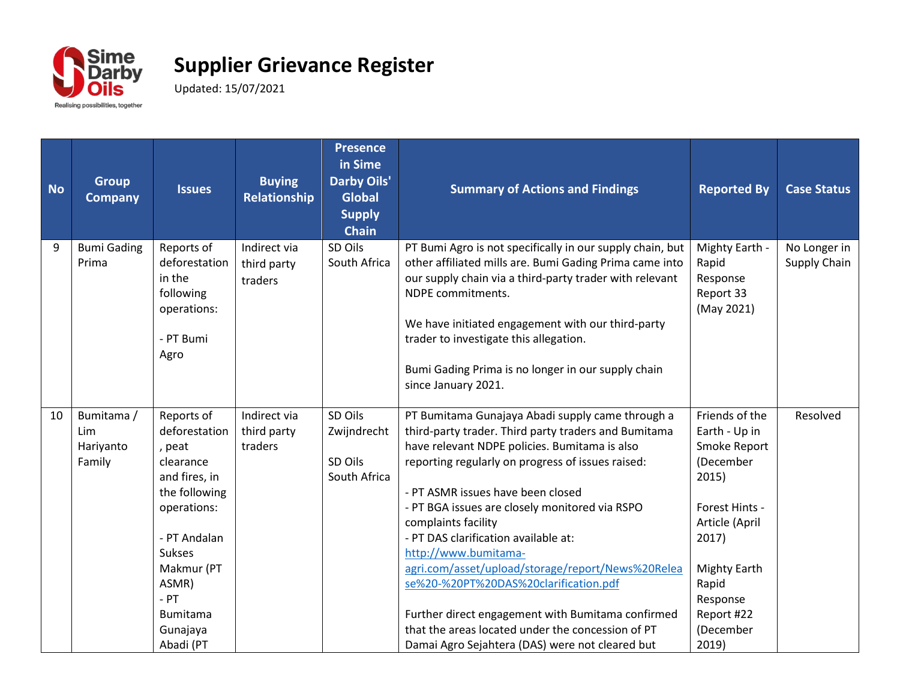# Supplier Grievance Register

Updated: 15/07/2021

| No | Group Company | Issues | Buying Relationship | Presence in Sime Darby Oils' Global Supply Chain | Summary of Actions and Findings | Reported By | Case Status |
|---|---|---|---|---|---|---|---|
| 9 | Bumi Gading Prima | Reports of deforestation in the following operations:<br><br>- PT Bumi Agro | Indirect via third party traders | SD Oils South Africa | PT Bumi Agro is not specifically in our supply chain, but other affiliated mills are. Bumi Gading Prima came into our supply chain via a third-party trader with relevant NDPE commitments.<br><br>We have initiated engagement with our third-party trader to investigate this allegation.<br><br>Bumi Gading Prima is no longer in our supply chain since January 2021. | Mighty Earth - Rapid Response Report 33 (May 2021) | No Longer in Supply Chain |
| 10 | Bumitama / Lim Hariyanto Family | Reports of deforestation, peat clearance and fires, in the following operations:<br><br>- PT Andalan Sukses Makmur (PT ASMR)<br>- PT Bumitama Gunajaya Abadi (PT | Indirect via third party traders | SD Oils Zwijndrecht<br><br>SD Oils South Africa | PT Bumitama Gunajaya Abadi supply came through a third-party trader. Third party traders and Bumitama have relevant NDPE policies. Bumitama is also reporting regularly on progress of issues raised:<br><br>- PT ASMR issues have been closed<br>- PT BGA issues are closely monitored via RSPO complaints facility<br>- PT DAS clarification available at: http://www.bumitama-agri.com/asset/upload/storage/report/News%20Release%20-%20PT%20DAS%20clarification.pdf<br><br>Further direct engagement with Bumitama confirmed that the areas located under the concession of PT Damai Agro Sejahtera (DAS) were not cleared but | Friends of the Earth - Up in Smoke Report (December 2015)<br><br>Forest Hints - Article (April 2017)<br><br>Mighty Earth Rapid Response Report #22 (December 2019) | Resolved |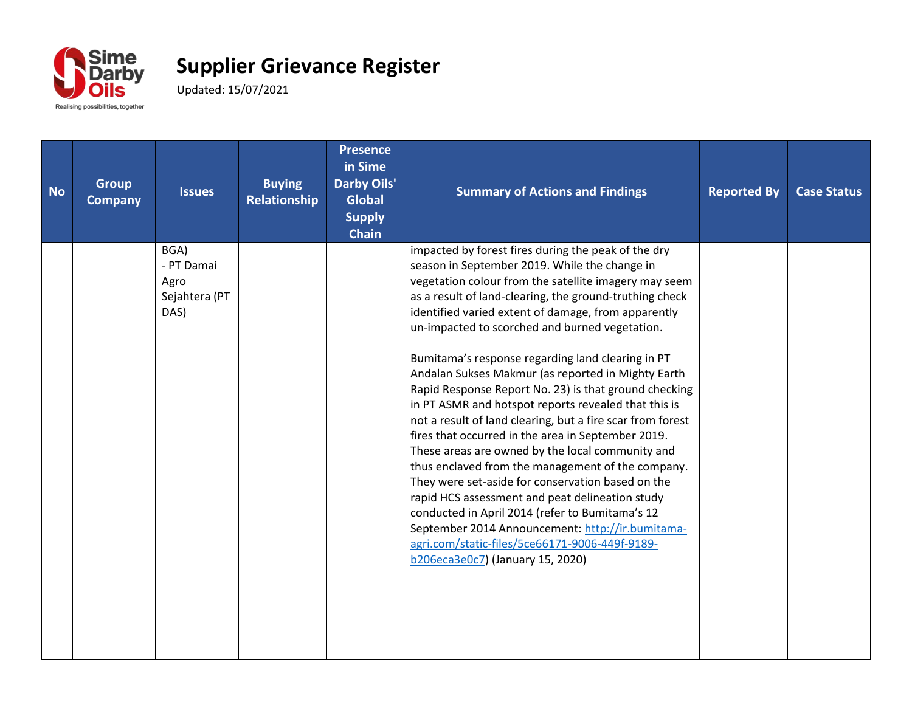# Supplier Grievance Register

Updated: 15/07/2021

| No | Group Company | Issues | Buying Relationship | Presence in Sime Darby Oils' Global Supply Chain | Summary of Actions and Findings | Reported By | Case Status |
|---|---|---|---|---|---|---|---|
| | | BGA)<br>- PT Damai Agro Sejahtera (PT DAS) | | | impacted by forest fires during the peak of the dry season in September 2019. While the change in vegetation colour from the satellite imagery may seem as a result of land-clearing, the ground-truthing check identified varied extent of damage, from apparently un-impacted to scorched and burned vegetation.<br><br>Bumitama's response regarding land clearing in PT Andalan Sukses Makmur (as reported in Mighty Earth Rapid Response Report No. 23) is that ground checking in PT ASMR and hotspot reports revealed that this is not a result of land clearing, but a fire scar from forest fires that occurred in the area in September 2019. These areas are owned by the local community and thus enclaved from the management of the company. They were set-aside for conservation based on the rapid HCS assessment and peat delineation study conducted in April 2014 (refer to Bumitama's 12 September 2014 Announcement: [http://ir.bumitama-agri.com/static-files/5ce66171-9006-449f-9189-b206eca3e0c7](http://ir.bumitama-agri.com/static-files/5ce66171-9006-449f-9189-b206eca3e0c7)) (January 15, 2020) | | |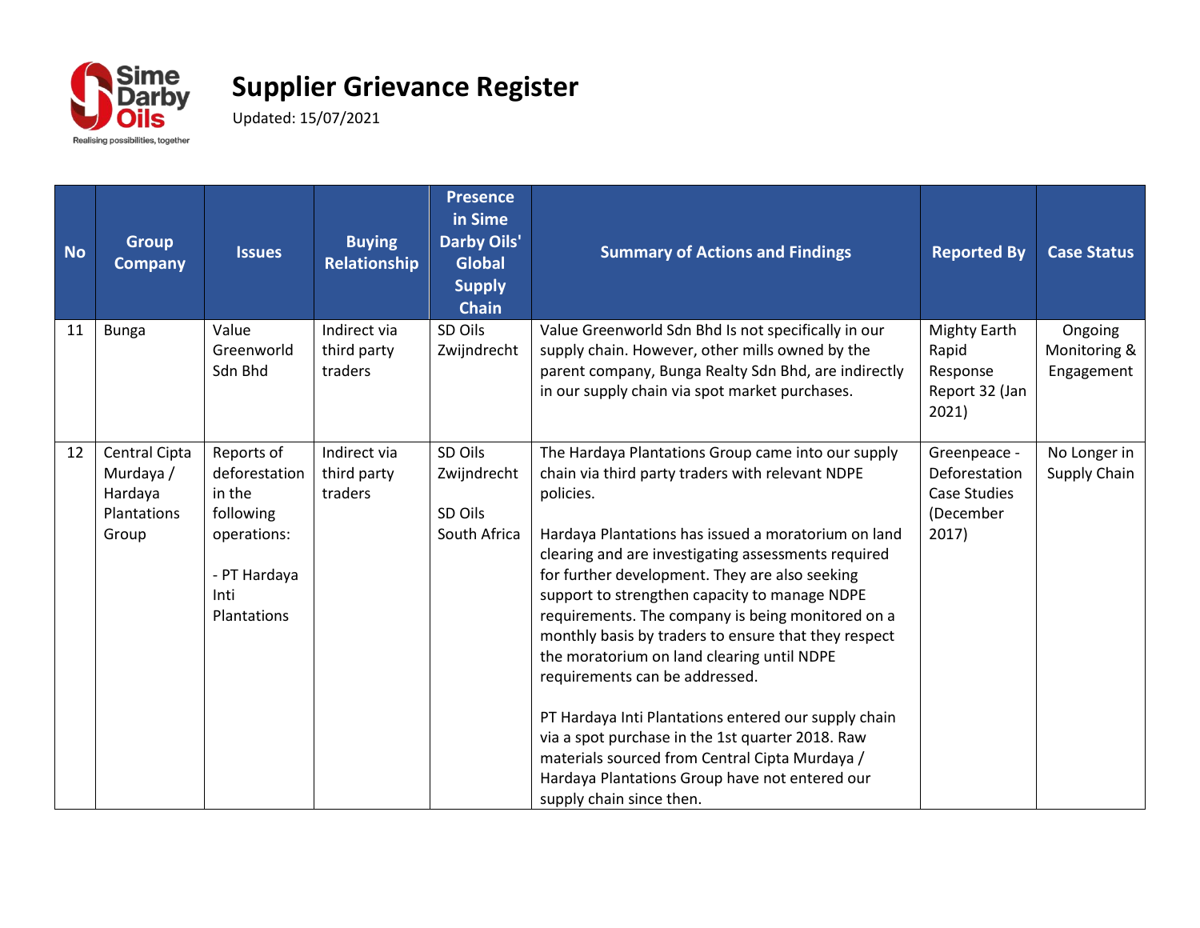# Supplier Grievance Register

Updated: 15/07/2021

| No | Group Company | Issues | Buying Relationship | Presence in Sime Darby Oils' Global Supply Chain | Summary of Actions and Findings | Reported By | Case Status |
|---|---|---|---|---|---|---|---|
| 11 | Bunga | Value Greenworld Sdn Bhd | Indirect via third party traders | SD Oils Zwijndrecht | Value Greenworld Sdn Bhd Is not specifically in our supply chain. However, other mills owned by the parent company, Bunga Realty Sdn Bhd, are indirectly in our supply chain via spot market purchases. | Mighty Earth Rapid Response Report 32 (Jan 2021) | Ongoing Monitoring & Engagement |
| 12 | Central Cipta Murdaya / Hardaya Plantations Group | Reports of deforestation in the following operations:<br><br>- PT Hardaya Inti Plantations | Indirect via third party traders | SD Oils Zwijndrecht<br><br>SD Oils South Africa | The Hardaya Plantations Group came into our supply chain via third party traders with relevant NDPE policies.<br><br>Hardaya Plantations has issued a moratorium on land clearing and are investigating assessments required for further development. They are also seeking support to strengthen capacity to manage NDPE requirements. The company is being monitored on a monthly basis by traders to ensure that they respect the moratorium on land clearing until NDPE requirements can be addressed.<br><br>PT Hardaya Inti Plantations entered our supply chain via a spot purchase in the 1st quarter 2018. Raw materials sourced from Central Cipta Murdaya / Hardaya Plantations Group have not entered our supply chain since then. | Greenpeace - Deforestation Case Studies (December 2017) | No Longer in Supply Chain |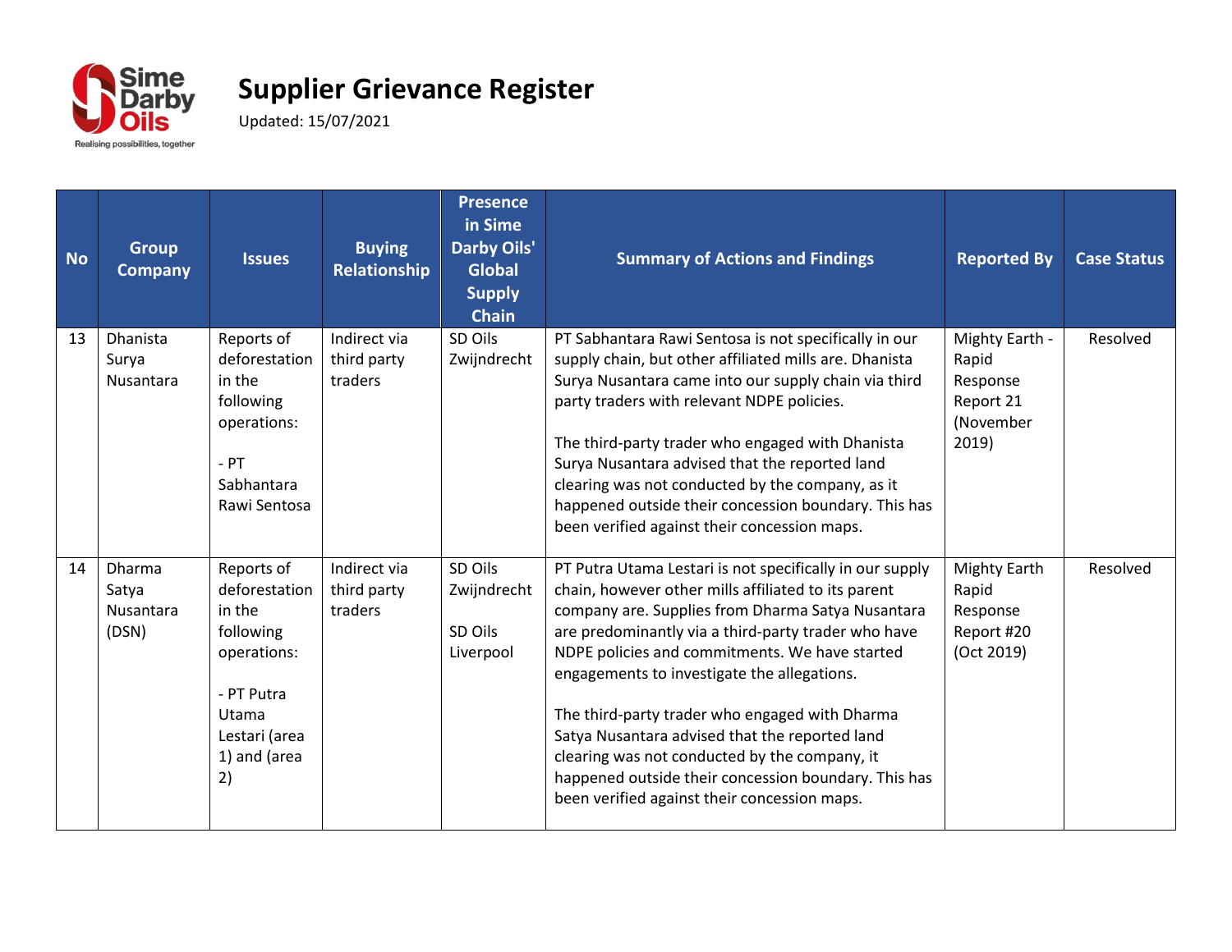# Supplier Grievance Register

Updated: 15/07/2021

| No | Group Company | Issues | Buying Relationship | Presence in Sime Darby Oils' Global Supply Chain | Summary of Actions and Findings | Reported By | Case Status |
|---|---|---|---|---|---|---|---|
| 13 | Dhanista Surya Nusantara | Reports of deforestation in the following operations:<br><br>- PT Sabhantara Rawi Sentosa | Indirect via third party traders | SD Oils Zwijndrecht | PT Sabhantara Rawi Sentosa is not specifically in our supply chain, but other affiliated mills are. Dhanista Surya Nusantara came into our supply chain via third party traders with relevant NDPE policies.<br><br>The third-party trader who engaged with Dhanista Surya Nusantara advised that the reported land clearing was not conducted by the company, as it happened outside their concession boundary. This has been verified against their concession maps. | Mighty Earth - Rapid Response Report 21 (November 2019) | Resolved |
| 14 | Dharma Satya Nusantara (DSN) | Reports of deforestation in the following operations:<br><br>- PT Putra Utama Lestari (area 1) and (area 2) | Indirect via third party traders | SD Oils Zwijndrecht<br><br>SD Oils Liverpool | PT Putra Utama Lestari is not specifically in our supply chain, however other mills affiliated to its parent company are. Supplies from Dharma Satya Nusantara are predominantly via a third-party trader who have NDPE policies and commitments. We have started engagements to investigate the allegations.<br><br>The third-party trader who engaged with Dharma Satya Nusantara advised that the reported land clearing was not conducted by the company, it happened outside their concession boundary. This has been verified against their concession maps. | Mighty Earth Rapid Response Report #20 (Oct 2019) | Resolved |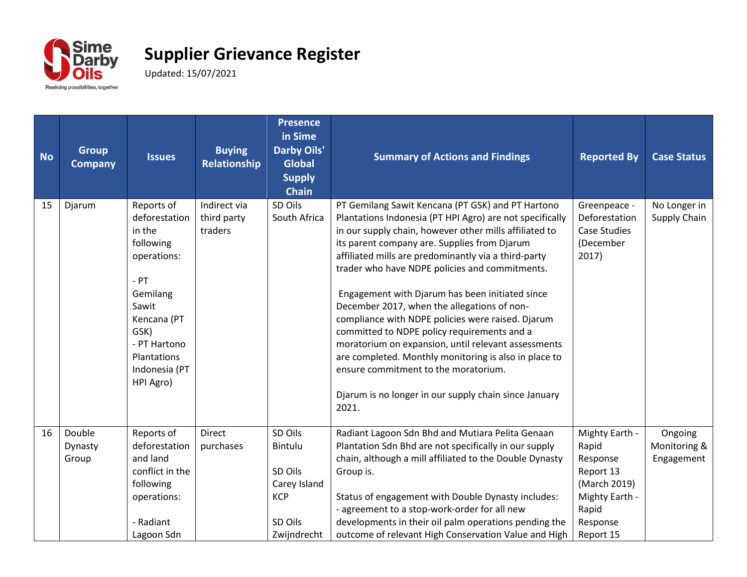# Supplier Grievance Register

Updated: 15/07/2021

| No | Group Company | Issues | Buying Relationship | Presence in Sime Darby Oils' Global Supply Chain | Summary of Actions and Findings | Reported By | Case Status |
|---|---|---|---|---|---|---|---|
| 15 | Djarum | Reports of deforestation in the following operations:<br><br>- PT Gemilang Sawit Kencana (PT GSK)<br>- PT Hartono Plantations Indonesia (PT HPI Agro) | Indirect via third party traders | SD Oils South Africa | PT Gemilang Sawit Kencana (PT GSK) and PT Hartono Plantations Indonesia (PT HPI Agro) are not specifically in our supply chain, however other mills affiliated to its parent company are. Supplies from Djarum affiliated mills are predominantly via a third-party trader who have NDPE policies and commitments.<br><br>Engagement with Djarum has been initiated since December 2017, when the allegations of non-compliance with NDPE policies were raised. Djarum committed to NDPE policy requirements and a moratorium on expansion, until relevant assessments are completed. Monthly monitoring is also in place to ensure commitment to the moratorium.<br><br>Djarum is no longer in our supply chain since January 2021. | Greenpeace - Deforestation Case Studies (December 2017) | No Longer in Supply Chain |
| 16 | Double Dynasty Group | Reports of deforestation and land conflict in the following operations:<br><br>- Radiant Lagoon Sdn | Direct purchases | SD Oils Bintulu<br><br>SD Oils Carey Island KCP<br><br>SD Oils Zwijndrecht | Radiant Lagoon Sdn Bhd and Mutiara Pelita Genaan Plantation Sdn Bhd are not specifically in our supply chain, although a mill affiliated to the Double Dynasty Group is.<br><br>Status of engagement with Double Dynasty includes:<br>- agreement to a stop-work-order for all new developments in their oil palm operations pending the outcome of relevant High Conservation Value and High | Mighty Earth - Rapid Response Report 13 (March 2019)<br>Mighty Earth - Rapid Response Report 15 | Ongoing Monitoring & Engagement |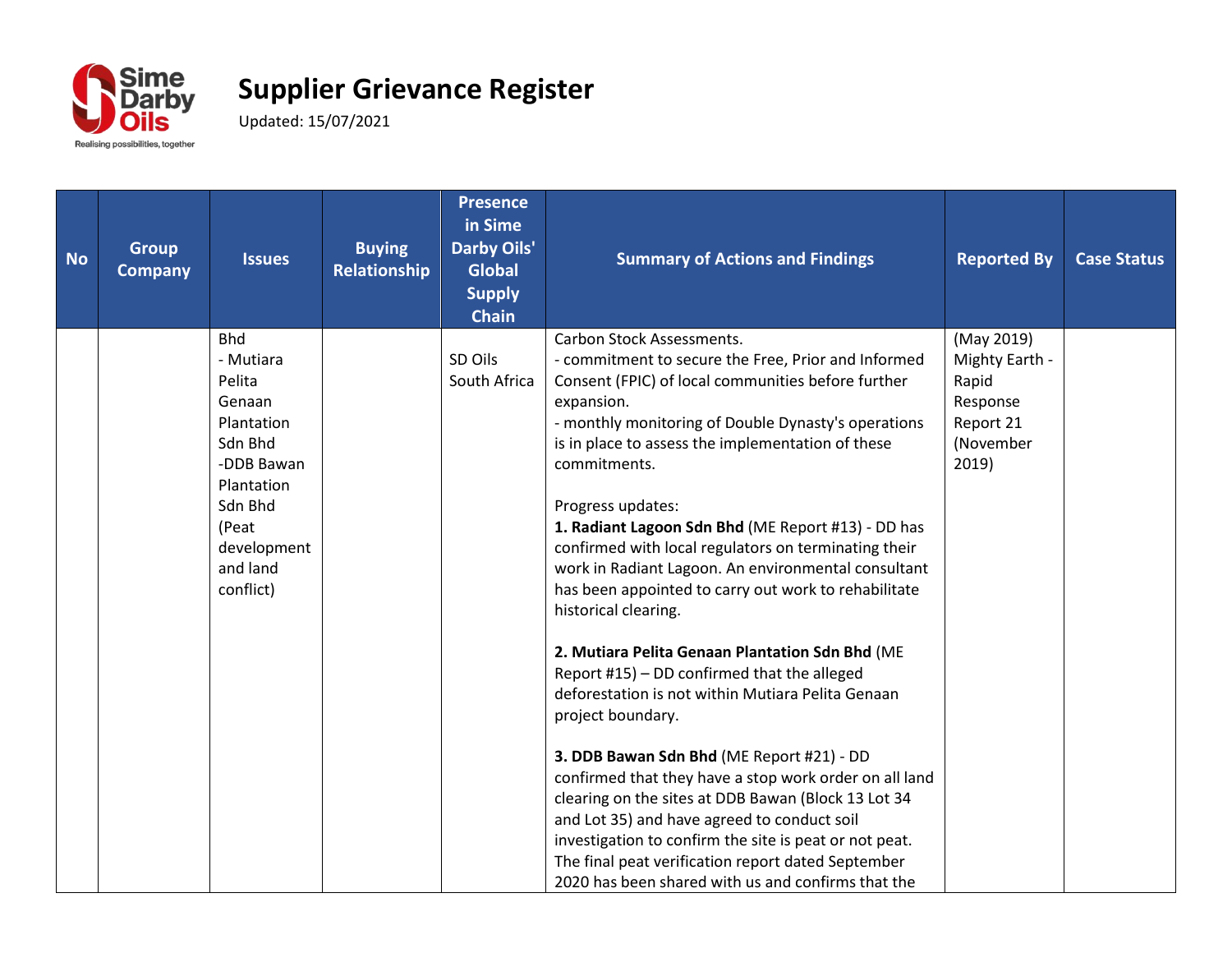# Supplier Grievance Register

Updated: 15/07/2021

| No | Group Company | Issues | Buying Relationship | Presence in Sime Darby Oils' Global Supply Chain | Summary of Actions and Findings | Reported By | Case Status |
|---|---|---|---|---|---|---|---|
| | | Bhd<br>- Mutiara Pelita Genaan Plantation Sdn Bhd<br>-DDB Bawan Plantation Sdn Bhd<br>(Peat development and land conflict) | | SD Oils South Africa | Carbon Stock Assessments.<br>- commitment to secure the Free, Prior and Informed Consent (FPIC) of local communities before further expansion.<br>- monthly monitoring of Double Dynasty's operations is in place to assess the implementation of these commitments.<br><br>Progress updates:<br>**1. Radiant Lagoon Sdn Bhd** (ME Report #13) - DD has confirmed with local regulators on terminating their work in Radiant Lagoon. An environmental consultant has been appointed to carry out work to rehabilitate historical clearing.<br><br>**2. Mutiara Pelita Genaan Plantation Sdn Bhd** (ME Report #15) – DD confirmed that the alleged deforestation is not within Mutiara Pelita Genaan project boundary.<br><br>**3. DDB Bawan Sdn Bhd** (ME Report #21) - DD confirmed that they have a stop work order on all land clearing on the sites at DDB Bawan (Block 13 Lot 34 and Lot 35) and have agreed to conduct soil investigation to confirm the site is peat or not peat. The final peat verification report dated September 2020 has been shared with us and confirms that the | (May 2019) Mighty Earth - Rapid Response Report 21 (November 2019) | |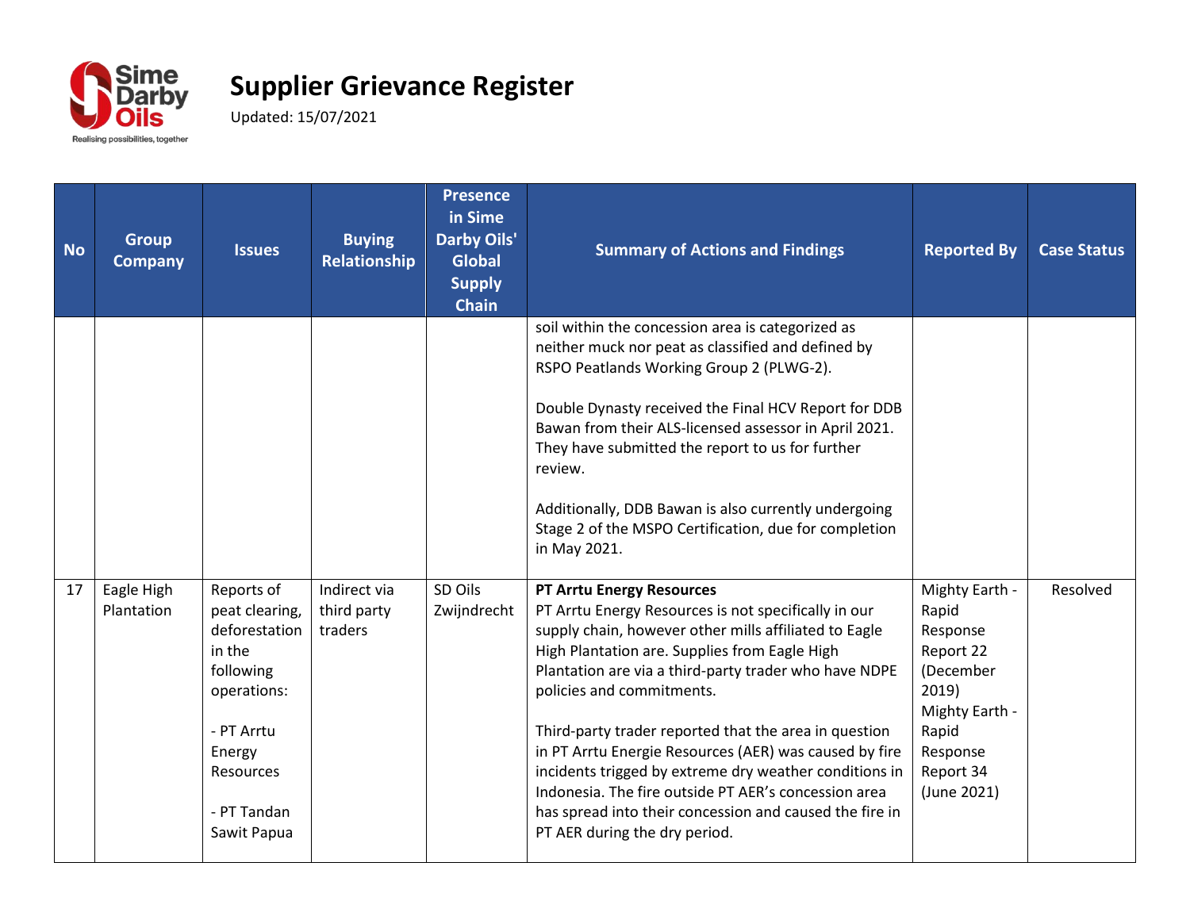# Supplier Grievance Register

Updated: 15/07/2021

| No | Group Company | Issues | Buying Relationship | Presence in Sime Darby Oils' Global Supply Chain | Summary of Actions and Findings | Reported By | Case Status |
|---|---|---|---|---|---|---|---|
| | | | | | soil within the concession area is categorized as neither muck nor peat as classified and defined by RSPO Peatlands Working Group 2 (PLWG-2).<br><br>Double Dynasty received the Final HCV Report for DDB Bawan from their ALS-licensed assessor in April 2021. They have submitted the report to us for further review.<br><br>Additionally, DDB Bawan is also currently undergoing Stage 2 of the MSPO Certification, due for completion in May 2021. | | |
| 17 | Eagle High Plantation | Reports of peat clearing, deforestation in the following operations:<br><br>- PT Arrtu Energy Resources<br><br>- PT Tandan Sawit Papua | Indirect via third party traders | SD Oils Zwijndrecht | **PT Arrtu Energy Resources**<br>PT Arrtu Energy Resources is not specifically in our supply chain, however other mills affiliated to Eagle High Plantation are. Supplies from Eagle High Plantation are via a third-party trader who have NDPE policies and commitments.<br><br>Third-party trader reported that the area in question in PT Arrtu Energie Resources (AER) was caused by fire incidents trigged by extreme dry weather conditions in Indonesia. The fire outside PT AER's concession area has spread into their concession and caused the fire in PT AER during the dry period. | Mighty Earth - Rapid Response Report 22 (December 2019)<br>Mighty Earth - Rapid Response Report 34 (June 2021) | Resolved |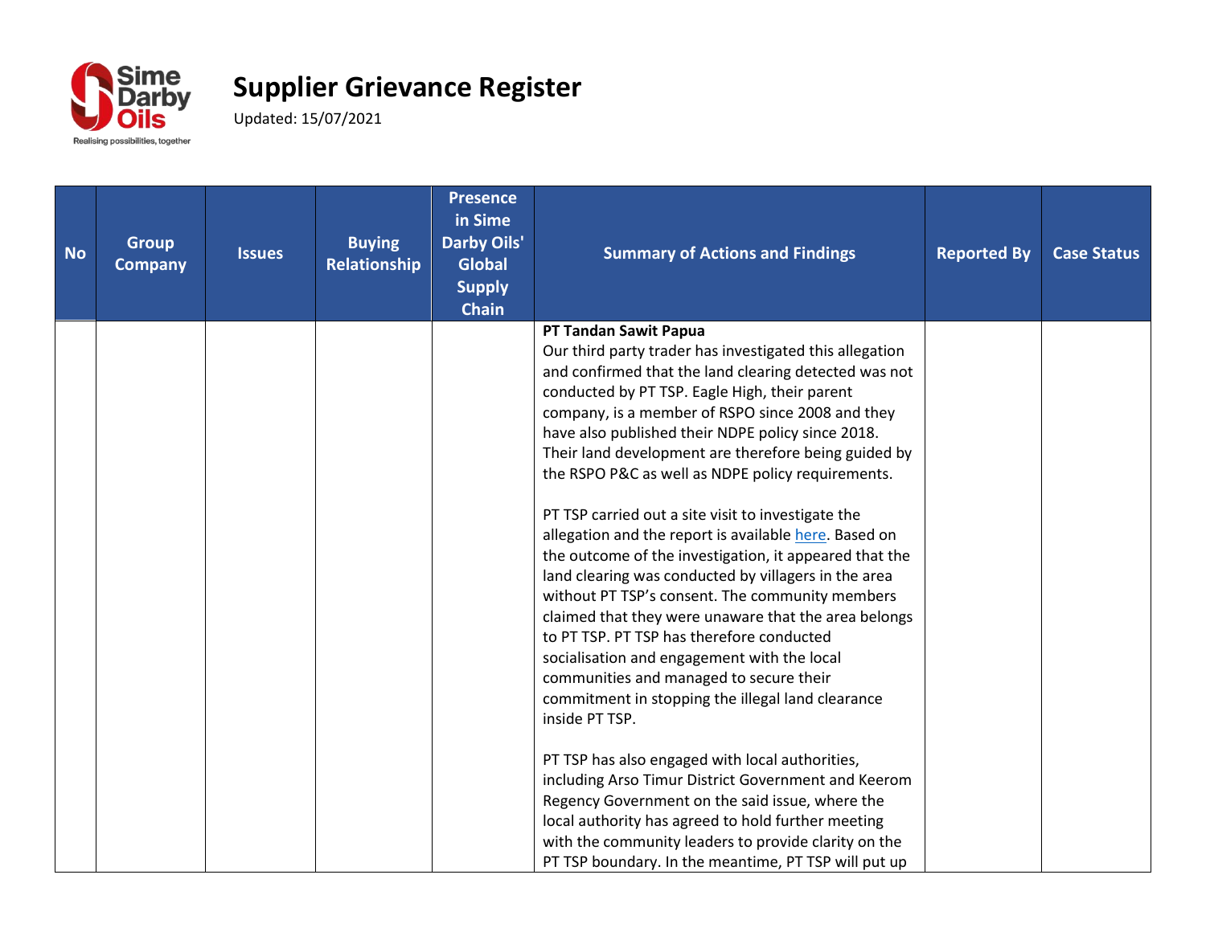# Supplier Grievance Register

Updated: 15/07/2021

| No | Group Company | Issues | Buying Relationship | Presence in Sime Darby Oils' Global Supply Chain | Summary of Actions and Findings | Reported By | Case Status |
|---|---|---|---|---|---|---|---|
| | | | | | **PT Tandan Sawit Papua**<br>Our third party trader has investigated this allegation and confirmed that the land clearing detected was not conducted by PT TSP. Eagle High, their parent company, is a member of RSPO since 2008 and they have also published their NDPE policy since 2018. Their land development are therefore being guided by the RSPO P&C as well as NDPE policy requirements.<br><br>PT TSP carried out a site visit to investigate the allegation and the report is available here. Based on the outcome of the investigation, it appeared that the land clearing was conducted by villagers in the area without PT TSP's consent. The community members claimed that they were unaware that the area belongs to PT TSP. PT TSP has therefore conducted socialisation and engagement with the local communities and managed to secure their commitment in stopping the illegal land clearance inside PT TSP.<br><br>PT TSP has also engaged with local authorities, including Arso Timur District Government and Keerom Regency Government on the said issue, where the local authority has agreed to hold further meeting with the community leaders to provide clarity on the PT TSP boundary. In the meantime, PT TSP will put up | | |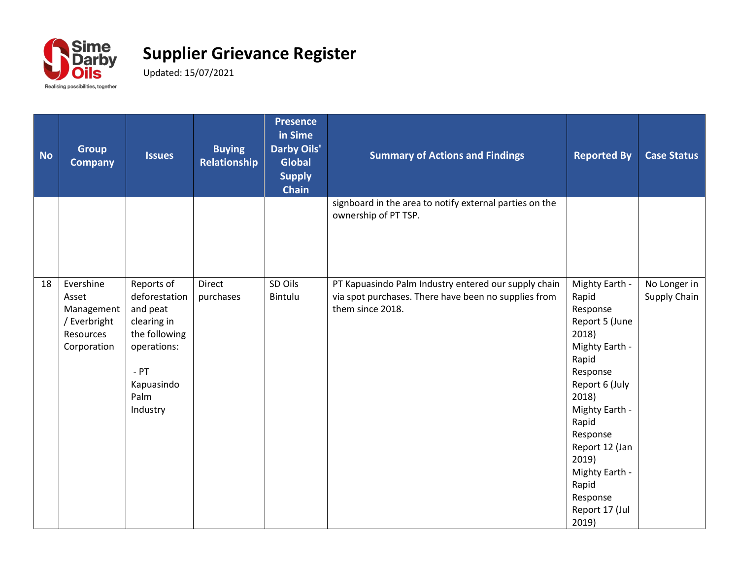# Supplier Grievance Register

Updated: 15/07/2021

| No | Group Company | Issues | Buying Relationship | Presence in Sime Darby Oils' Global Supply Chain | Summary of Actions and Findings | Reported By | Case Status |
|---|---|---|---|---|---|---|---|
| | | | | | signboard in the area to notify external parties on the ownership of PT TSP. | | |
| 18 | Evershine Asset Management / Everbright Resources Corporation | Reports of deforestation and peat clearing in the following operations:<br><br>- PT Kapuasindo Palm Industry | Direct purchases | SD Oils Bintulu | PT Kapuasindo Palm Industry entered our supply chain via spot purchases. There have been no supplies from them since 2018. | Mighty Earth - Rapid Response Report 5 (June 2018)<br>Mighty Earth - Rapid Response Report 6 (July 2018)<br>Mighty Earth - Rapid Response Report 12 (Jan 2019)<br>Mighty Earth - Rapid Response Report 17 (Jul 2019) | No Longer in Supply Chain |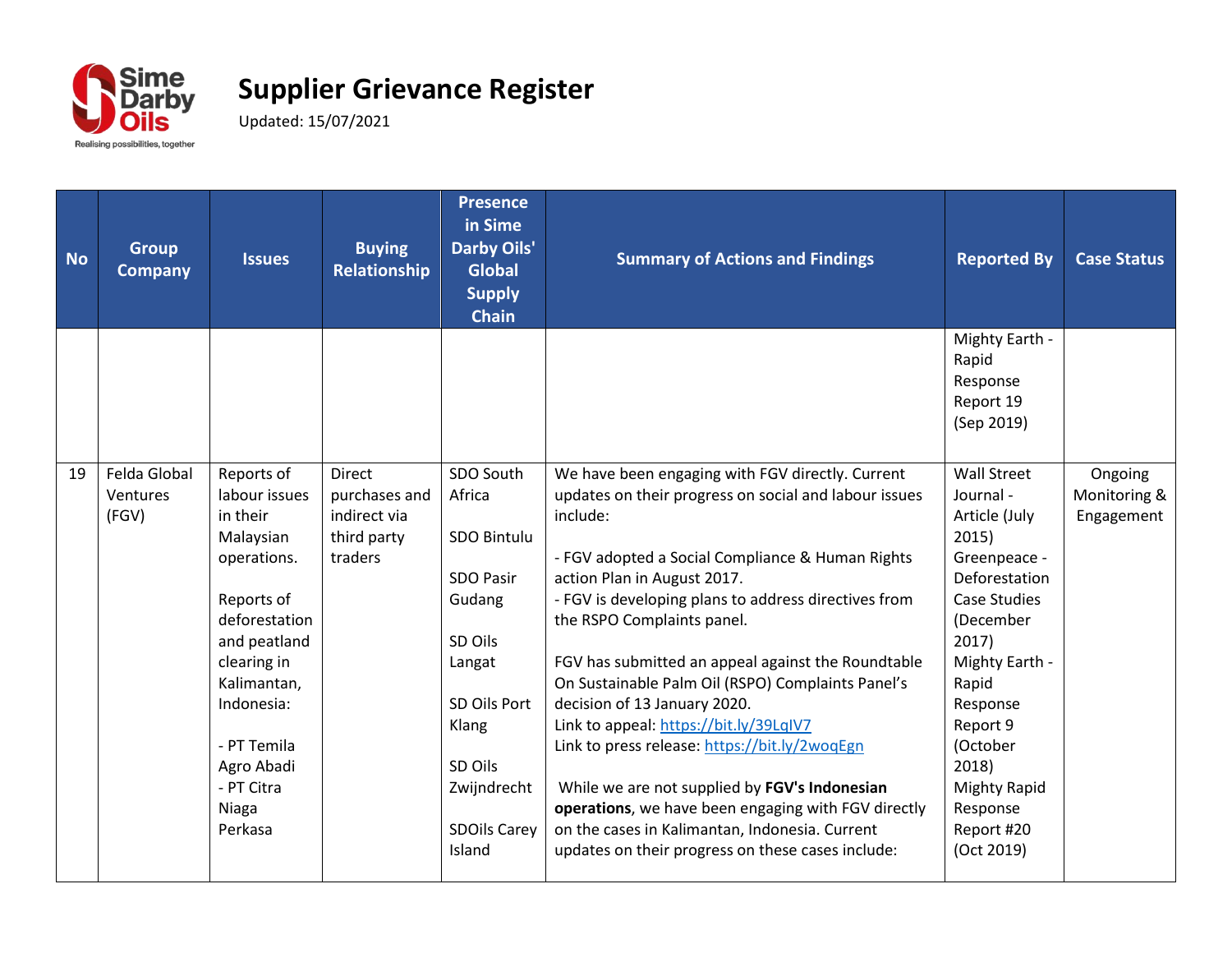# Supplier Grievance Register

Updated: 15/07/2021

| No | Group Company | Issues | Buying Relationship | Presence in Sime Darby Oils' Global Supply Chain | Summary of Actions and Findings | Reported By | Case Status |
|---|---|---|---|---|---|---|---|
| | | | | | | Mighty Earth - Rapid Response Report 19 (Sep 2019) | |
| 19 | Felda Global Ventures (FGV) | Reports of labour issues in their Malaysian operations.<br><br>Reports of deforestation and peatland clearing in Kalimantan, Indonesia:<br><br>- PT Temila Agro Abadi<br>- PT Citra Niaga Perkasa | Direct purchases and indirect via third party traders | SDO South Africa<br><br>SDO Bintulu<br><br>SDO Pasir Gudang<br><br>SD Oils Langat<br><br>SD Oils Port Klang<br><br>SD Oils Zwijndrecht<br><br>SDOils Carey Island | We have been engaging with FGV directly. Current updates on their progress on social and labour issues include:<br><br>- FGV adopted a Social Compliance & Human Rights action Plan in August 2017.<br>- FGV is developing plans to address directives from the RSPO Complaints panel.<br><br>FGV has submitted an appeal against the Roundtable On Sustainable Palm Oil (RSPO) Complaints Panel's decision of 13 January 2020.<br>Link to appeal: https://bit.ly/39LqIV7<br>Link to press release: https://bit.ly/2woqEgn<br><br>While we are not supplied by **FGV's Indonesian operations**, we have been engaging with FGV directly on the cases in Kalimantan, Indonesia. Current updates on their progress on these cases include: | Wall Street Journal - Article (July 2015)<br>Greenpeace - Deforestation Case Studies (December 2017)<br>Mighty Earth - Rapid Response Report 9 (October 2018)<br>Mighty Rapid Response Report #20 (Oct 2019) | Ongoing Monitoring & Engagement |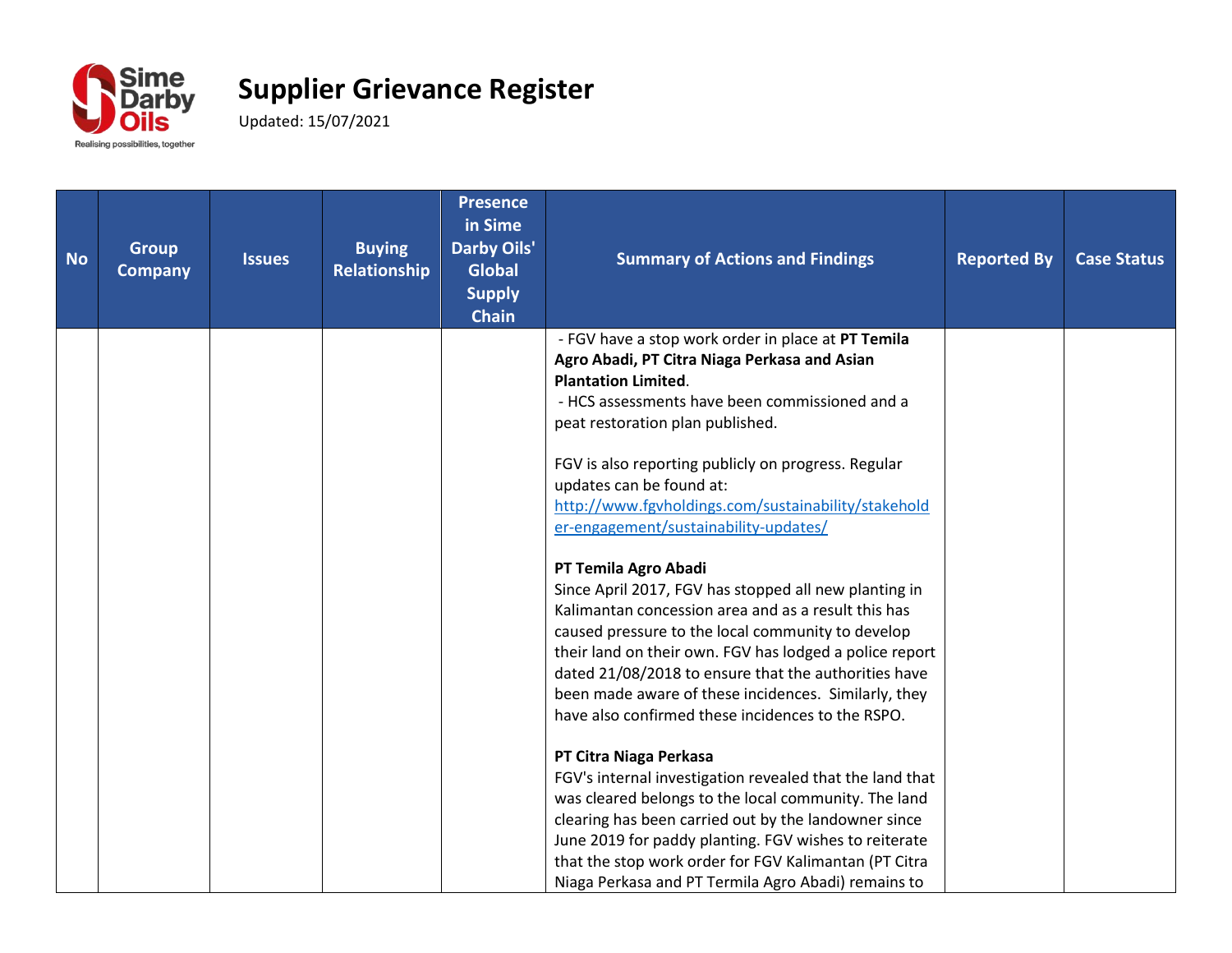# Supplier Grievance Register

Updated: 15/07/2021

| No | Group Company | Issues | Buying Relationship | Presence in Sime Darby Oils' Global Supply Chain | Summary of Actions and Findings | Reported By | Case Status |
|---|---|---|---|---|---|---|---|
| | | | | | - FGV have a stop work order in place at **PT Temila Agro Abadi, PT Citra Niaga Perkasa and Asian Plantation Limited**.<br>- HCS assessments have been commissioned and a peat restoration plan published.<br><br>FGV is also reporting publicly on progress. Regular updates can be found at: http://www.fgvholdings.com/sustainability/stakeholder-engagement/sustainability-updates/<br><br>**PT Temila Agro Abadi**<br>Since April 2017, FGV has stopped all new planting in Kalimantan concession area and as a result this has caused pressure to the local community to develop their land on their own. FGV has lodged a police report dated 21/08/2018 to ensure that the authorities have been made aware of these incidences. Similarly, they have also confirmed these incidences to the RSPO.<br><br>**PT Citra Niaga Perkasa**<br>FGV's internal investigation revealed that the land that was cleared belongs to the local community. The land clearing has been carried out by the landowner since June 2019 for paddy planting. FGV wishes to reiterate that the stop work order for FGV Kalimantan (PT Citra Niaga Perkasa and PT Termila Agro Abadi) remains to | | |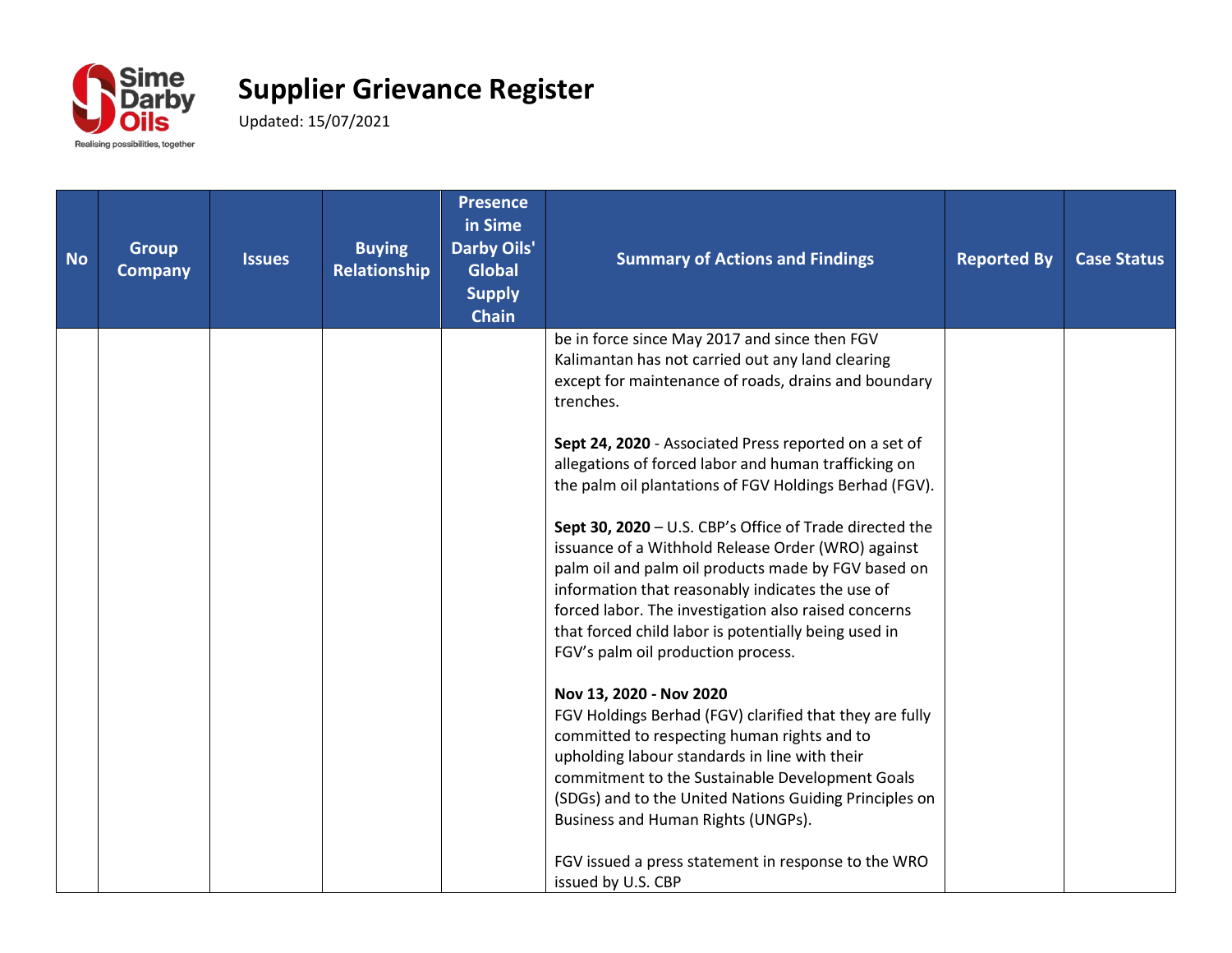# Supplier Grievance Register

Updated: 15/07/2021

| No | Group Company | Issues | Buying Relationship | Presence in Sime Darby Oils' Global Supply Chain | Summary of Actions and Findings | Reported By | Case Status |
|---|---|---|---|---|---|---|---|
| | | | | | be in force since May 2017 and since then FGV Kalimantan has not carried out any land clearing except for maintenance of roads, drains and boundary trenches.<br><br>**Sept 24, 2020** - Associated Press reported on a set of allegations of forced labor and human trafficking on the palm oil plantations of FGV Holdings Berhad (FGV).<br><br>**Sept 30, 2020** – U.S. CBP's Office of Trade directed the issuance of a Withhold Release Order (WRO) against palm oil and palm oil products made by FGV based on information that reasonably indicates the use of forced labor. The investigation also raised concerns that forced child labor is potentially being used in FGV's palm oil production process.<br><br>**Nov 13, 2020 - Nov 2020**<br>FGV Holdings Berhad (FGV) clarified that they are fully committed to respecting human rights and to upholding labour standards in line with their commitment to the Sustainable Development Goals (SDGs) and to the United Nations Guiding Principles on Business and Human Rights (UNGPs).<br><br>FGV issued a press statement in response to the WRO issued by U.S. CBP | | |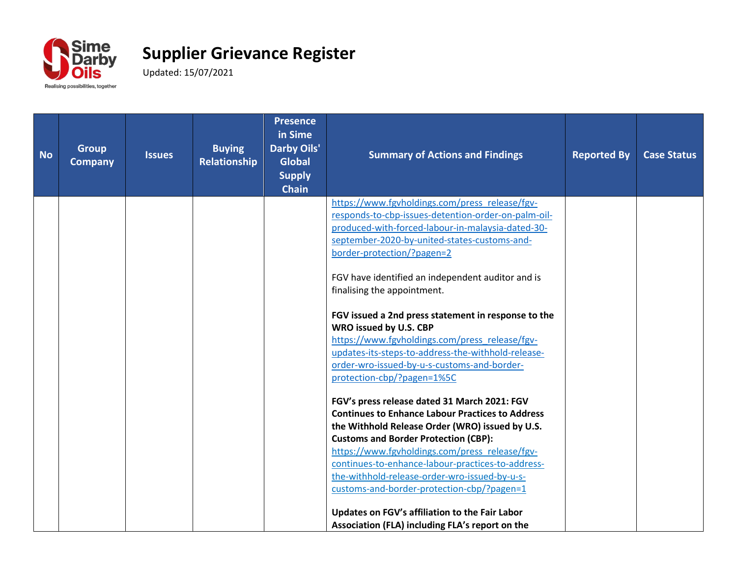# Supplier Grievance Register

Updated: 15/07/2021

| No | Group Company | Issues | Buying Relationship | Presence in Sime Darby Oils' Global Supply Chain | Summary of Actions and Findings | Reported By | Case Status |
|---|---|---|---|---|---|---|---|
| | | | | | https://www.fgvholdings.com/press_release/fgv-responds-to-cbp-issues-detention-order-on-palm-oil-produced-with-forced-labour-in-malaysia-dated-30-september-2020-by-united-states-customs-and-border-protection/?pagen=2<br><br>FGV have identified an independent auditor and is finalising the appointment.<br><br>**FGV issued a 2nd press statement in response to the WRO issued by U.S. CBP**<br>https://www.fgvholdings.com/press_release/fgv-updates-its-steps-to-address-the-withhold-release-order-wro-issued-by-u-s-customs-and-border-protection-cbp/?pagen=1%5C<br><br>**FGV's press release dated 31 March 2021: FGV Continues to Enhance Labour Practices to Address the Withhold Release Order (WRO) issued by U.S. Customs and Border Protection (CBP):**<br>https://www.fgvholdings.com/press_release/fgv-continues-to-enhance-labour-practices-to-address-the-withhold-release-order-wro-issued-by-u-s-customs-and-border-protection-cbp/?pagen=1<br><br>**Updates on FGV's affiliation to the Fair Labor Association (FLA) including FLA's report on the** | | |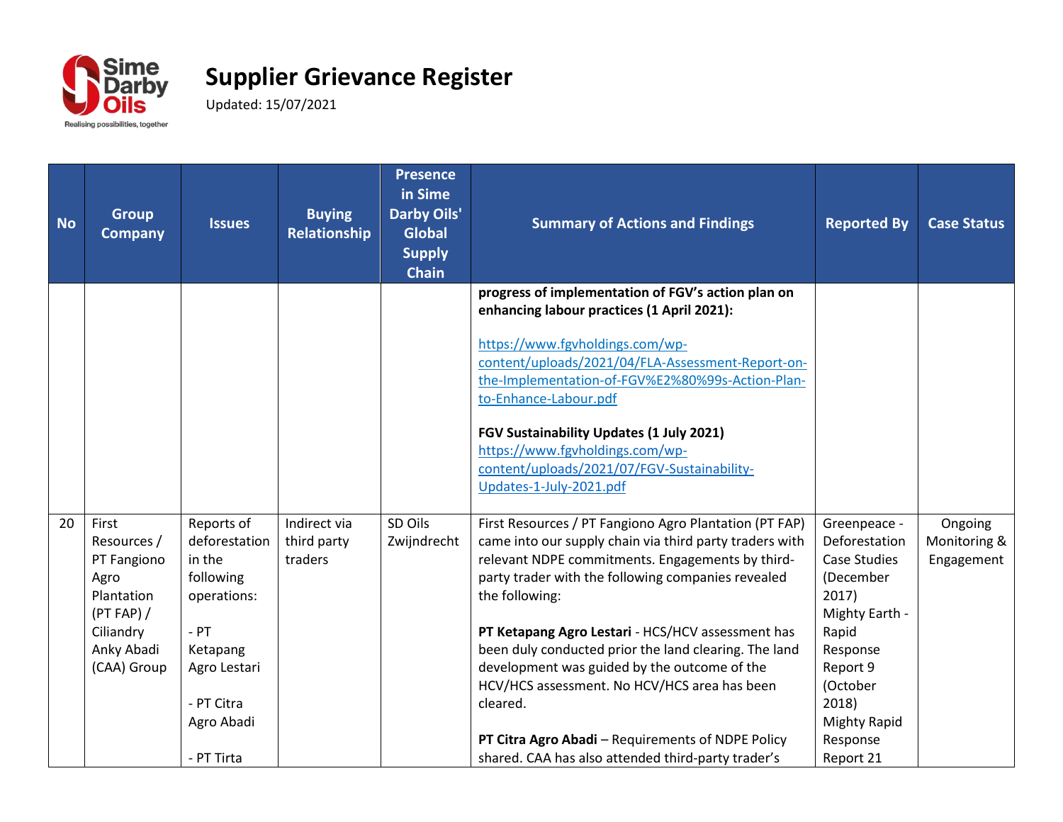# Supplier Grievance Register

Updated: 15/07/2021

| No | Group Company | Issues | Buying Relationship | Presence in Sime Darby Oils' Global Supply Chain | Summary of Actions and Findings | Reported By | Case Status |
|---|---|---|---|---|---|---|---|
| | | | | | **progress of implementation of FGV's action plan on enhancing labour practices (1 April 2021):**<br><br>https://www.fgvholdings.com/wp-content/uploads/2021/04/FLA-Assessment-Report-on-the-Implementation-of-FGV%E2%80%99s-Action-Plan-to-Enhance-Labour.pdf<br><br>**FGV Sustainability Updates (1 July 2021)**<br>https://www.fgvholdings.com/wp-content/uploads/2021/07/FGV-Sustainability-Updates-1-July-2021.pdf | | |
| 20 | First Resources / PT Fangiono Agro Plantation (PT FAP) / Ciliandry Anky Abadi (CAA) Group | Reports of deforestation in the following operations:<br><br>- PT Ketapang Agro Lestari<br><br>- PT Citra Agro Abadi<br><br>- PT Tirta | Indirect via third party traders | SD Oils Zwijndrecht | First Resources / PT Fangiono Agro Plantation (PT FAP) came into our supply chain via third party traders with relevant NDPE commitments. Engagements by third-party trader with the following companies revealed the following:<br><br>**PT Ketapang Agro Lestari** - HCS/HCV assessment has been duly conducted prior the land clearing. The land development was guided by the outcome of the HCV/HCS assessment. No HCV/HCS area has been cleared.<br><br>**PT Citra Agro Abadi** – Requirements of NDPE Policy shared. CAA has also attended third-party trader's | Greenpeace - Deforestation Case Studies (December 2017)<br>Mighty Earth - Rapid Response Report 9 (October 2018)<br>Mighty Rapid Response Report 21 | Ongoing Monitoring & Engagement |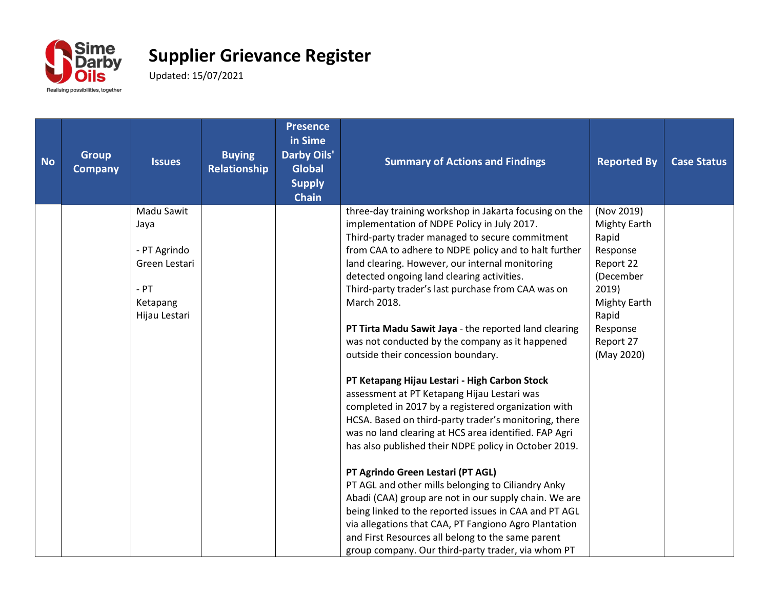# Supplier Grievance Register

Updated: 15/07/2021

| No | Group Company | Issues | Buying Relationship | Presence in Sime Darby Oils' Global Supply Chain | Summary of Actions and Findings | Reported By | Case Status |
|---|---|---|---|---|---|---|---|
| | | Madu Sawit Jaya<br><br>- PT Agrindo Green Lestari<br><br>- PT Ketapang Hijau Lestari | | | three-day training workshop in Jakarta focusing on the implementation of NDPE Policy in July 2017. Third-party trader managed to secure commitment from CAA to adhere to NDPE policy and to halt further land clearing. However, our internal monitoring detected ongoing land clearing activities. Third-party trader's last purchase from CAA was on March 2018.<br><br>**PT Tirta Madu Sawit Jaya** - the reported land clearing was not conducted by the company as it happened outside their concession boundary.<br><br>**PT Ketapang Hijau Lestari - High Carbon Stock** assessment at PT Ketapang Hijau Lestari was completed in 2017 by a registered organization with HCSA. Based on third-party trader's monitoring, there was no land clearing at HCS area identified. FAP Agri has also published their NDPE policy in October 2019.<br><br>**PT Agrindo Green Lestari (PT AGL)**<br>PT AGL and other mills belonging to Ciliandry Anky Abadi (CAA) group are not in our supply chain. We are being linked to the reported issues in CAA and PT AGL via allegations that CAA, PT Fangiono Agro Plantation and First Resources all belong to the same parent group company. Our third-party trader, via whom PT | (Nov 2019) Mighty Earth Rapid Response Report 22 (December 2019) Mighty Earth Rapid Response Report 27 (May 2020) | |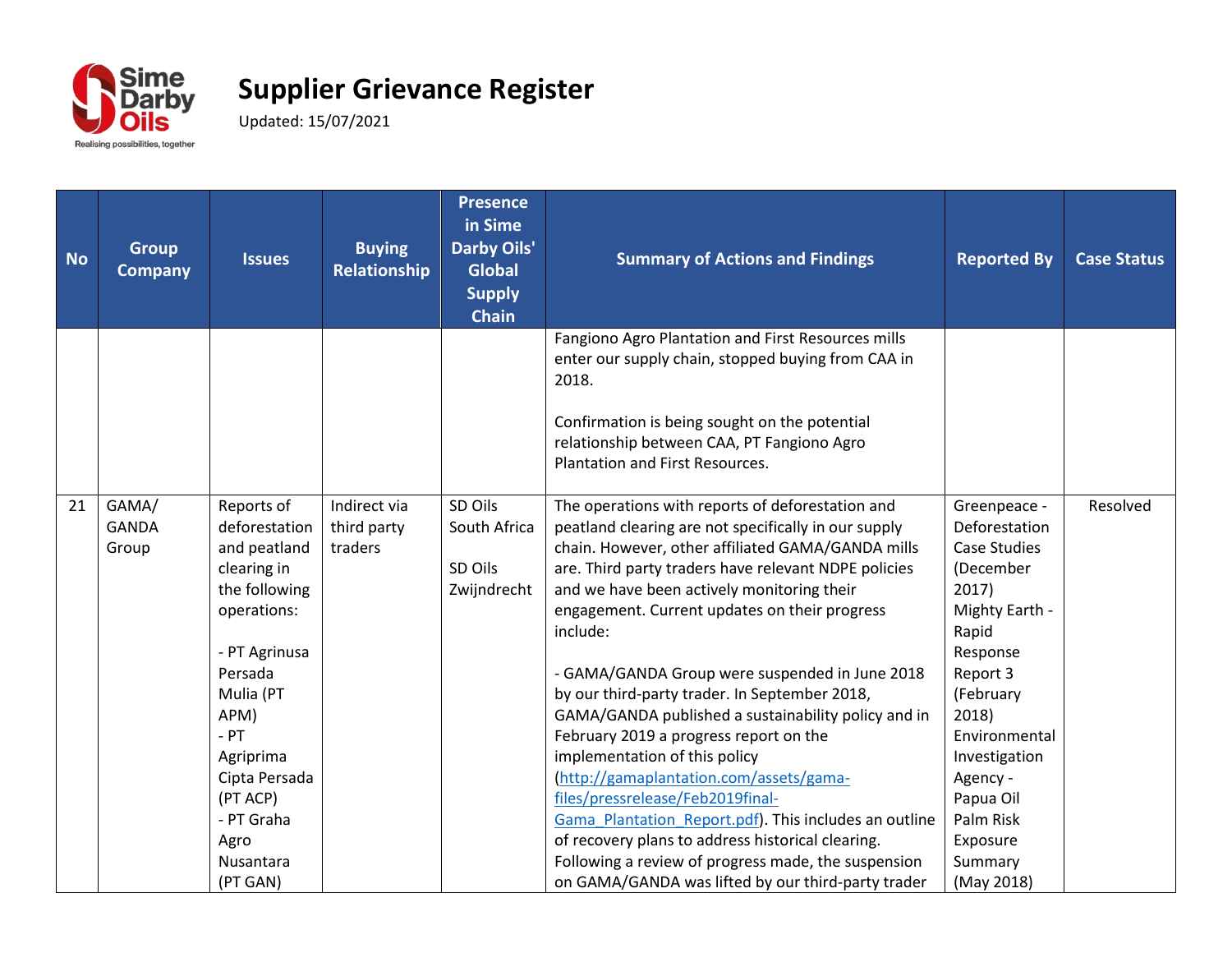# Supplier Grievance Register

Updated: 15/07/2021

| No | Group Company | Issues | Buying Relationship | Presence in Sime Darby Oils' Global Supply Chain | Summary of Actions and Findings | Reported By | Case Status |
|---|---|---|---|---|---|---|---|
| | | | | | Fangiono Agro Plantation and First Resources mills enter our supply chain, stopped buying from CAA in 2018.<br><br>Confirmation is being sought on the potential relationship between CAA, PT Fangiono Agro Plantation and First Resources. | | |
| 21 | GAMA/ GANDA Group | Reports of deforestation and peatland clearing in the following operations:<br><br>- PT Agrinusa Persada Mulia (PT APM)<br>- PT Agriprima Cipta Persada (PT ACP)<br>- PT Graha Agro Nusantara (PT GAN) | Indirect via third party traders | SD Oils South Africa<br><br>SD Oils Zwijndrecht | The operations with reports of deforestation and peatland clearing are not specifically in our supply chain. However, other affiliated GAMA/GANDA mills are. Third party traders have relevant NDPE policies and we have been actively monitoring their engagement. Current updates on their progress include:<br><br>- GAMA/GANDA Group were suspended in June 2018 by our third-party trader. In September 2018, GAMA/GANDA published a sustainability policy and in February 2019 a progress report on the implementation of this policy (http://gamaplantation.com/assets/gama-files/pressrelease/Feb2019final-Gama_Plantation_Report.pdf). This includes an outline of recovery plans to address historical clearing. Following a review of progress made, the suspension on GAMA/GANDA was lifted by our third-party trader | Greenpeace - Deforestation Case Studies (December 2017)<br>Mighty Earth - Rapid Response Report 3 (February 2018)<br>Environmental Investigation Agency - Papua Oil Palm Risk Exposure Summary (May 2018) | Resolved |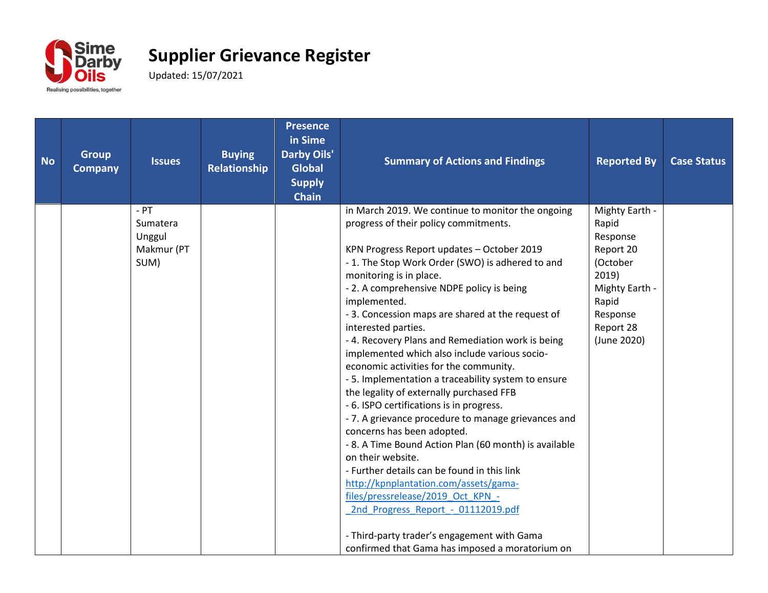# Supplier Grievance Register

Updated: 15/07/2021

| No | Group Company | Issues | Buying Relationship | Presence in Sime Darby Oils' Global Supply Chain | Summary of Actions and Findings | Reported By | Case Status |
|---|---|---|---|---|---|---|---|
| | | - PT Sumatera Unggul Makmur (PT SUM) | | | in March 2019. We continue to monitor the ongoing progress of their policy commitments.<br><br>KPN Progress Report updates – October 2019<br>- 1. The Stop Work Order (SWO) is adhered to and monitoring is in place.<br>- 2. A comprehensive NDPE policy is being implemented.<br>- 3. Concession maps are shared at the request of interested parties.<br>- 4. Recovery Plans and Remediation work is being implemented which also include various socio-economic activities for the community.<br>- 5. Implementation a traceability system to ensure the legality of externally purchased FFB<br>- 6. ISPO certifications is in progress.<br>- 7. A grievance procedure to manage grievances and concerns has been adopted.<br>- 8. A Time Bound Action Plan (60 month) is available on their website.<br>- Further details can be found in this link http://kpnplantation.com/assets/gama-files/pressrelease/2019_Oct_KPN_-_2nd_Progress_Report_-_01112019.pdf<br><br>- Third-party trader's engagement with Gama confirmed that Gama has imposed a moratorium on | Mighty Earth - Rapid Response Report 20 (October 2019)<br>Mighty Earth - Rapid Response Report 28 (June 2020) | |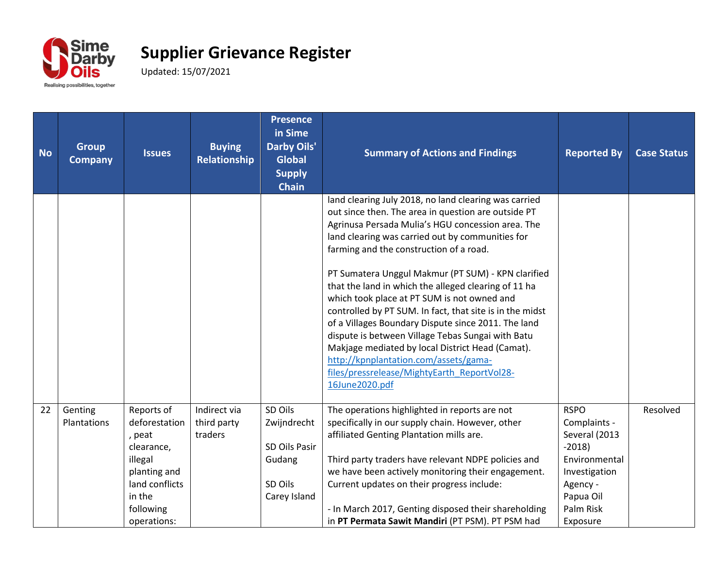# Supplier Grievance Register

Updated: 15/07/2021

| No | Group Company | Issues | Buying Relationship | Presence in Sime Darby Oils' Global Supply Chain | Summary of Actions and Findings | Reported By | Case Status |
|---|---|---|---|---|---|---|---|
| | | | | | land clearing July 2018, no land clearing was carried out since then. The area in question are outside PT Agrinusa Persada Mulia's HGU concession area. The land clearing was carried out by communities for farming and the construction of a road.<br><br>PT Sumatera Unggul Makmur (PT SUM) - KPN clarified that the land in which the alleged clearing of 11 ha which took place at PT SUM is not owned and controlled by PT SUM. In fact, that site is in the midst of a Villages Boundary Dispute since 2011. The land dispute is between Village Tebas Sungai with Batu Makjage mediated by local District Head (Camat). [http://kpnplantation.com/assets/gama-files/pressrelease/MightyEarth_ReportVol28-16June2020.pdf](http://kpnplantation.com/assets/gama-files/pressrelease/MightyEarth_ReportVol28-16June2020.pdf) | | |
| 22 | Genting Plantations | Reports of deforestation, peat clearance, illegal planting and land conflicts in the following operations: | Indirect via third party traders | SD Oils Zwijndrecht<br><br>SD Oils Pasir Gudang<br><br>SD Oils Carey Island | The operations highlighted in reports are not specifically in our supply chain. However, other affiliated Genting Plantation mills are.<br><br>Third party traders have relevant NDPE policies and we have been actively monitoring their engagement. Current updates on their progress include:<br><br>- In March 2017, Genting disposed their shareholding in **PT Permata Sawit Mandiri** (PT PSM). PT PSM had | RSPO Complaints - Several (2013 -2018) Environmental Investigation Agency - Papua Oil Palm Risk Exposure | Resolved |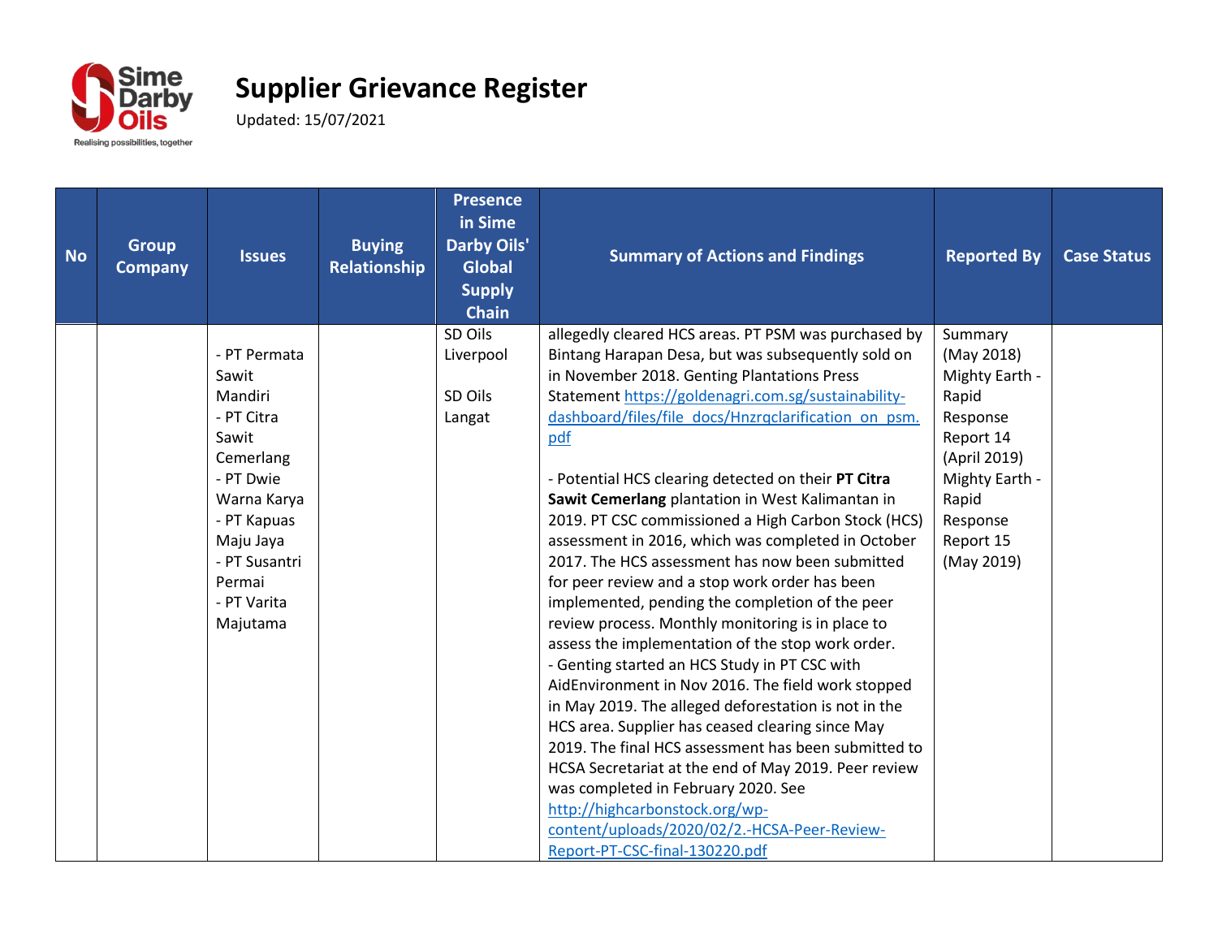# Supplier Grievance Register

Updated: 15/07/2021

| No | Group Company | Issues | Buying Relationship | Presence in Sime Darby Oils' Global Supply Chain | Summary of Actions and Findings | Reported By | Case Status |
|---|---|---|---|---|---|---|---|
| | | - PT Permata Sawit Mandiri<br>- PT Citra Sawit Cemerlang<br>- PT Dwie Warna Karya<br>- PT Kapuas Maju Jaya<br>- PT Susantri Permai<br>- PT Varita Majutama | | SD Oils Liverpool<br><br>SD Oils Langat | allegedly cleared HCS areas. PT PSM was purchased by Bintang Harapan Desa, but was subsequently sold on in November 2018. Genting Plantations Press Statement https://goldenagri.com.sg/sustainability-dashboard/files/file_docs/Hnzrqclarification_on_psm.pdf<br><br>- Potential HCS clearing detected on their **PT Citra Sawit Cemerlang** plantation in West Kalimantan in 2019. PT CSC commissioned a High Carbon Stock (HCS) assessment in 2016, which was completed in October 2017. The HCS assessment has now been submitted for peer review and a stop work order has been implemented, pending the completion of the peer review process. Monthly monitoring is in place to assess the implementation of the stop work order.<br>- Genting started an HCS Study in PT CSC with AidEnvironment in Nov 2016. The field work stopped in May 2019. The alleged deforestation is not in the HCS area. Supplier has ceased clearing since May 2019. The final HCS assessment has been submitted to HCSA Secretariat at the end of May 2019. Peer review was completed in February 2020. See http://highcarbonstock.org/wp-content/uploads/2020/02/2.-HCSA-Peer-Review-Report-PT-CSC-final-130220.pdf | Summary (May 2018)<br>Mighty Earth - Rapid Response Report 14 (April 2019)<br>Mighty Earth - Rapid Response Report 15 (May 2019) | |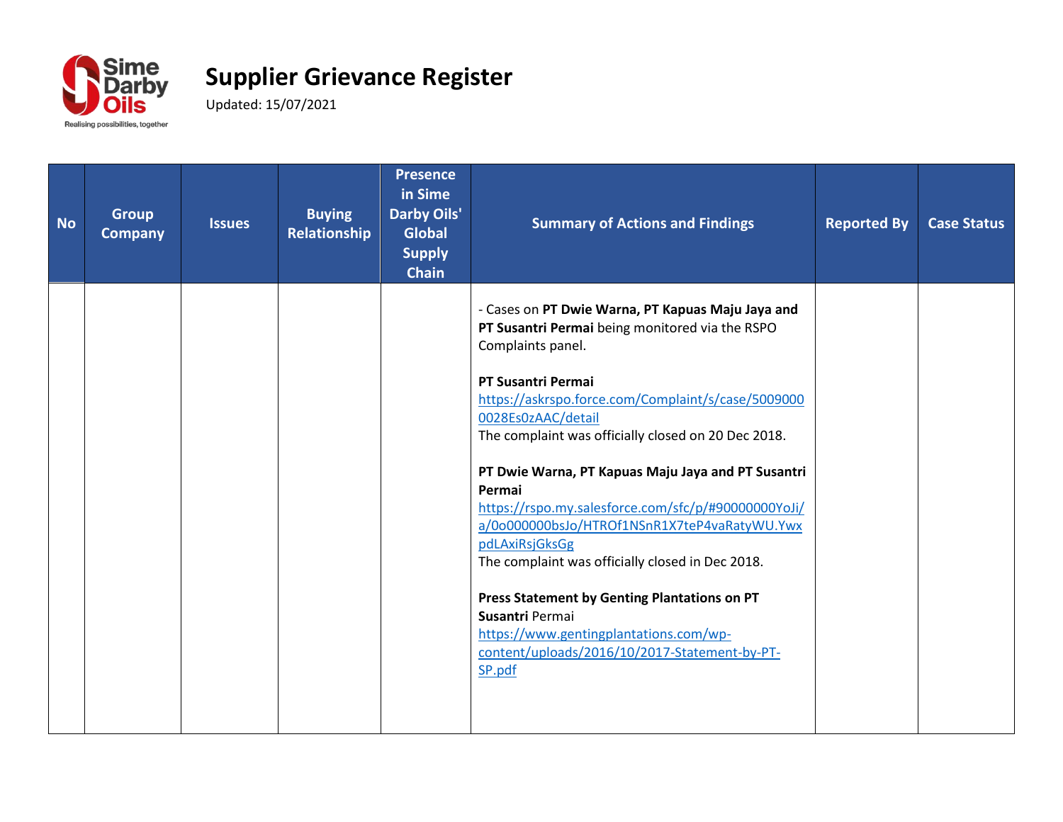# Supplier Grievance Register

Updated: 15/07/2021

| No | Group Company | Issues | Buying Relationship | Presence in Sime Darby Oils' Global Supply Chain | Summary of Actions and Findings | Reported By | Case Status |
|---|---|---|---|---|---|---|---|
| | | | | | - Cases on **PT Dwie Warna, PT Kapuas Maju Jaya and PT Susantri Permai** being monitored via the RSPO Complaints panel.<br><br>**PT Susantri Permai**<br>https://askrspo.force.com/Complaint/s/case/50090000028Es0zAAC/detail<br>The complaint was officially closed on 20 Dec 2018.<br><br>**PT Dwie Warna, PT Kapuas Maju Jaya and PT Susantri Permai**<br>https://rspo.my.salesforce.com/sfc/p/#90000000YoJi/a/0o000000bsJo/HTROf1NSnR1X7teP4vaRatyWU.YwxpdLAxiRsjGksGg<br>The complaint was officially closed in Dec 2018.<br><br>**Press Statement by Genting Plantations on PT Susantri** Permai<br>https://www.gentingplantations.com/wp-content/uploads/2016/10/2017-Statement-by-PT-SP.pdf | | |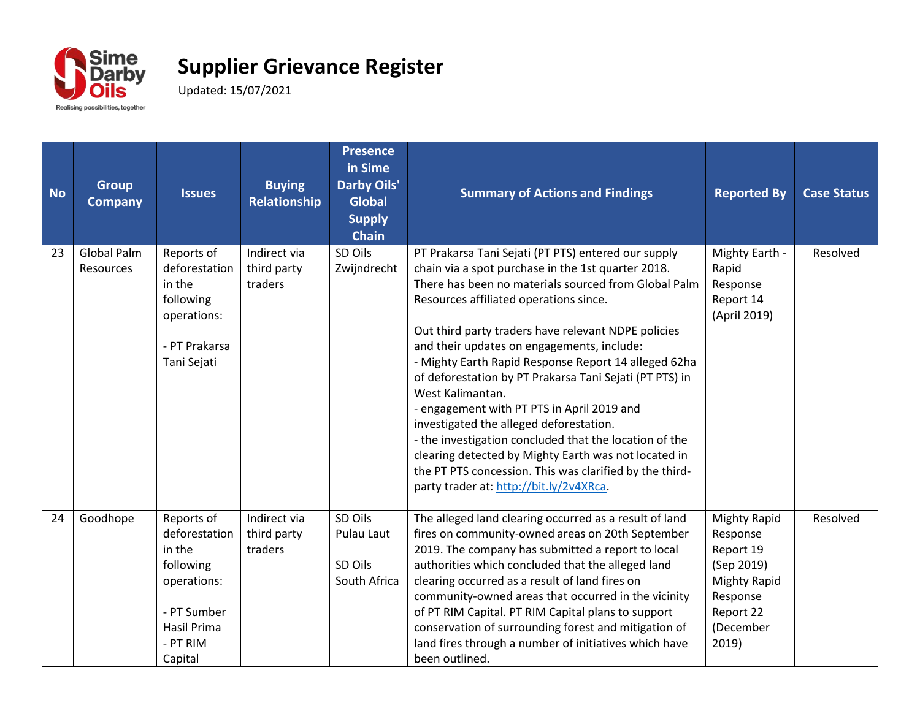# Supplier Grievance Register

Updated: 15/07/2021

| No | Group Company | Issues | Buying Relationship | Presence in Sime Darby Oils' Global Supply Chain | Summary of Actions and Findings | Reported By | Case Status |
|---|---|---|---|---|---|---|---|
| 23 | Global Palm Resources | Reports of deforestation in the following operations:<br><br>- PT Prakarsa Tani Sejati | Indirect via third party traders | SD Oils Zwijndrecht | PT Prakarsa Tani Sejati (PT PTS) entered our supply chain via a spot purchase in the 1st quarter 2018. There has been no materials sourced from Global Palm Resources affiliated operations since.<br><br>Out third party traders have relevant NDPE policies and their updates on engagements, include:<br>- Mighty Earth Rapid Response Report 14 alleged 62ha of deforestation by PT Prakarsa Tani Sejati (PT PTS) in West Kalimantan.<br>- engagement with PT PTS in April 2019 and investigated the alleged deforestation.<br>- the investigation concluded that the location of the clearing detected by Mighty Earth was not located in the PT PTS concession. This was clarified by the third-party trader at: [http://bit.ly/2v4XRca](http://bit.ly/2v4XRca). | Mighty Earth - Rapid Response Report 14 (April 2019) | Resolved |
| 24 | Goodhope | Reports of deforestation in the following operations:<br><br>- PT Sumber Hasil Prima<br>- PT RIM Capital | Indirect via third party traders | SD Oils Pulau Laut<br><br>SD Oils South Africa | The alleged land clearing occurred as a result of land fires on community-owned areas on 20th September 2019. The company has submitted a report to local authorities which concluded that the alleged land clearing occurred as a result of land fires on community-owned areas that occurred in the vicinity of PT RIM Capital. PT RIM Capital plans to support conservation of surrounding forest and mitigation of land fires through a number of initiatives which have been outlined. | Mighty Rapid Response Report 19 (Sep 2019)<br>Mighty Rapid Response Report 22 (December 2019) | Resolved |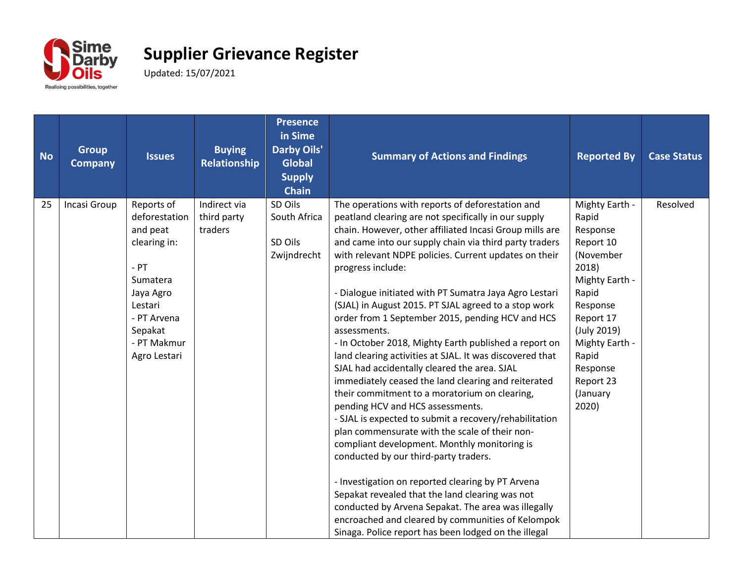# Supplier Grievance Register

Updated: 15/07/2021

| No | Group Company | Issues | Buying Relationship | Presence in Sime Darby Oils' Global Supply Chain | Summary of Actions and Findings | Reported By | Case Status |
|---|---|---|---|---|---|---|---|
| 25 | Incasi Group | Reports of deforestation and peat clearing in:<br><br>- PT Sumatera Jaya Agro Lestari<br>- PT Arvena Sepakat<br>- PT Makmur Agro Lestari | Indirect via third party traders | SD Oils South Africa<br><br>SD Oils Zwijndrecht | The operations with reports of deforestation and peatland clearing are not specifically in our supply chain. However, other affiliated Incasi Group mills are and came into our supply chain via third party traders with relevant NDPE policies. Current updates on their progress include:<br><br>- Dialogue initiated with PT Sumatra Jaya Agro Lestari (SJAL) in August 2015. PT SJAL agreed to a stop work order from 1 September 2015, pending HCV and HCS assessments.<br>- In October 2018, Mighty Earth published a report on land clearing activities at SJAL. It was discovered that SJAL had accidentally cleared the area. SJAL immediately ceased the land clearing and reiterated their commitment to a moratorium on clearing, pending HCV and HCS assessments.<br>- SJAL is expected to submit a recovery/rehabilitation plan commensurate with the scale of their non-compliant development. Monthly monitoring is conducted by our third-party traders.<br><br>- Investigation on reported clearing by PT Arvena Sepakat revealed that the land clearing was not conducted by Arvena Sepakat. The area was illegally encroached and cleared by communities of Kelompok Sinaga. Police report has been lodged on the illegal | Mighty Earth - Rapid Response Report 10 (November 2018)<br>Mighty Earth - Rapid Response Report 17 (July 2019)<br>Mighty Earth - Rapid Response Report 23 (January 2020) | Resolved |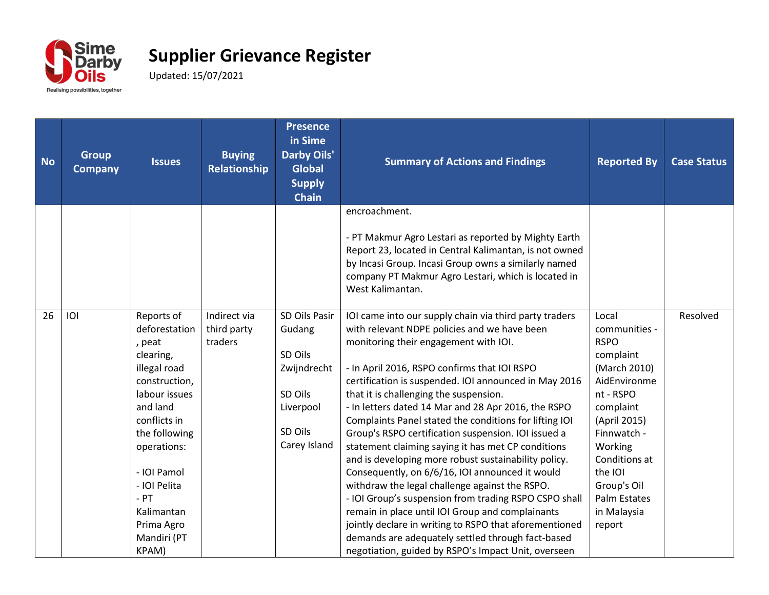# Supplier Grievance Register

Updated: 15/07/2021

| No | Group Company | Issues | Buying Relationship | Presence in Sime Darby Oils' Global Supply Chain | Summary of Actions and Findings | Reported By | Case Status |
|---|---|---|---|---|---|---|---|
| | | | | | encroachment.<br><br>- PT Makmur Agro Lestari as reported by Mighty Earth Report 23, located in Central Kalimantan, is not owned by Incasi Group. Incasi Group owns a similarly named company PT Makmur Agro Lestari, which is located in West Kalimantan. | | |
| 26 | IOI | Reports of deforestation, peat clearing, illegal road construction, labour issues and land conflicts in the following operations:<br><br>- IOI Pamol<br>- IOI Pelita<br>- PT Kalimantan Prima Agro Mandiri (PT KPAM) | Indirect via third party traders | SD Oils Pasir Gudang<br><br>SD Oils Zwijndrecht<br><br>SD Oils Liverpool<br><br>SD Oils Carey Island | IOI came into our supply chain via third party traders with relevant NDPE policies and we have been monitoring their engagement with IOI.<br><br>- In April 2016, RSPO confirms that IOI RSPO certification is suspended. IOI announced in May 2016 that it is challenging the suspension.<br>- In letters dated 14 Mar and 28 Apr 2016, the RSPO Complaints Panel stated the conditions for lifting IOI Group's RSPO certification suspension. IOI issued a statement claiming saying it has met CP conditions and is developing more robust sustainability policy. Consequently, on 6/6/16, IOI announced it would withdraw the legal challenge against the RSPO.<br>- IOI Group's suspension from trading RSPO CSPO shall remain in place until IOI Group and complainants jointly declare in writing to RSPO that aforementioned demands are adequately settled through fact-based negotiation, guided by RSPO's Impact Unit, overseen | Local communities - RSPO complaint (March 2010)<br>AidEnvironment - RSPO complaint (April 2015)<br>Finnwatch - Working Conditions at the IOI Group's Oil Palm Estates in Malaysia report | Resolved |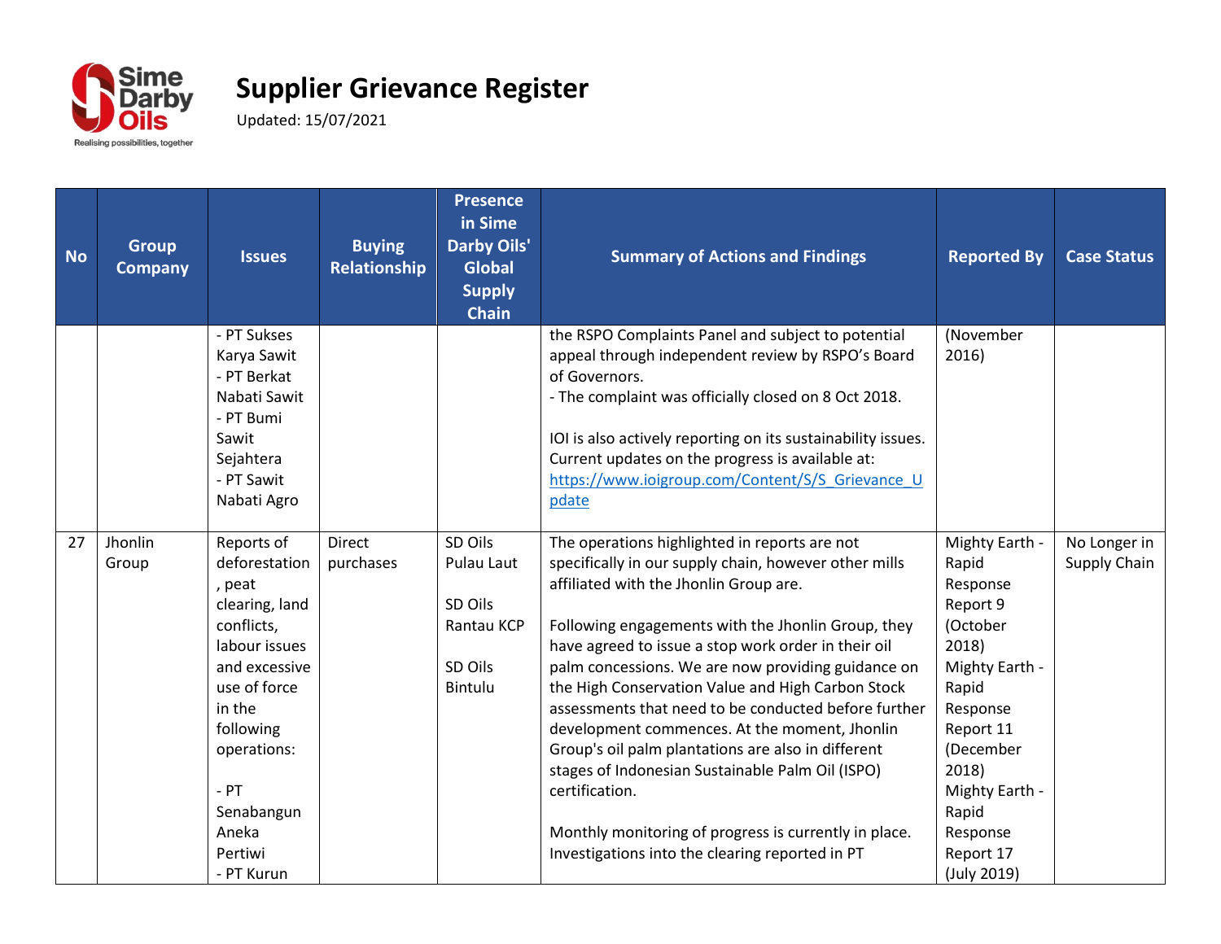# Supplier Grievance Register

Updated: 15/07/2021

| No | Group Company | Issues | Buying Relationship | Presence in Sime Darby Oils' Global Supply Chain | Summary of Actions and Findings | Reported By | Case Status |
|---|---|---|---|---|---|---|---|
| | | - PT Sukses Karya Sawit<br>- PT Berkat Nabati Sawit<br>- PT Bumi Sawit Sejahtera<br>- PT Sawit Nabati Agro | | | the RSPO Complaints Panel and subject to potential appeal through independent review by RSPO's Board of Governors.<br>- The complaint was officially closed on 8 Oct 2018.<br><br>IOI is also actively reporting on its sustainability issues. Current updates on the progress is available at: [https://www.ioigroup.com/Content/S/S_Grievance_Update](https://www.ioigroup.com/Content/S/S_Grievance_Update) | (November 2016) | |
| 27 | Jhonlin Group | Reports of deforestation, peat clearing, land conflicts, labour issues and excessive use of force in the following operations:<br><br>- PT Senabangun Aneka Pertiwi<br>- PT Kurun | Direct purchases | SD Oils Pulau Laut<br><br>SD Oils Rantau KCP<br><br>SD Oils Bintulu | The operations highlighted in reports are not specifically in our supply chain, however other mills affiliated with the Jhonlin Group are.<br><br>Following engagements with the Jhonlin Group, they have agreed to issue a stop work order in their oil palm concessions. We are now providing guidance on the High Conservation Value and High Carbon Stock assessments that need to be conducted before further development commences. At the moment, Jhonlin Group's oil palm plantations are also in different stages of Indonesian Sustainable Palm Oil (ISPO) certification.<br><br>Monthly monitoring of progress is currently in place. Investigations into the clearing reported in PT | Mighty Earth - Rapid Response Report 9 (October 2018)<br>Mighty Earth - Rapid Response Report 11 (December 2018)<br>Mighty Earth - Rapid Response Report 17 (July 2019) | No Longer in Supply Chain |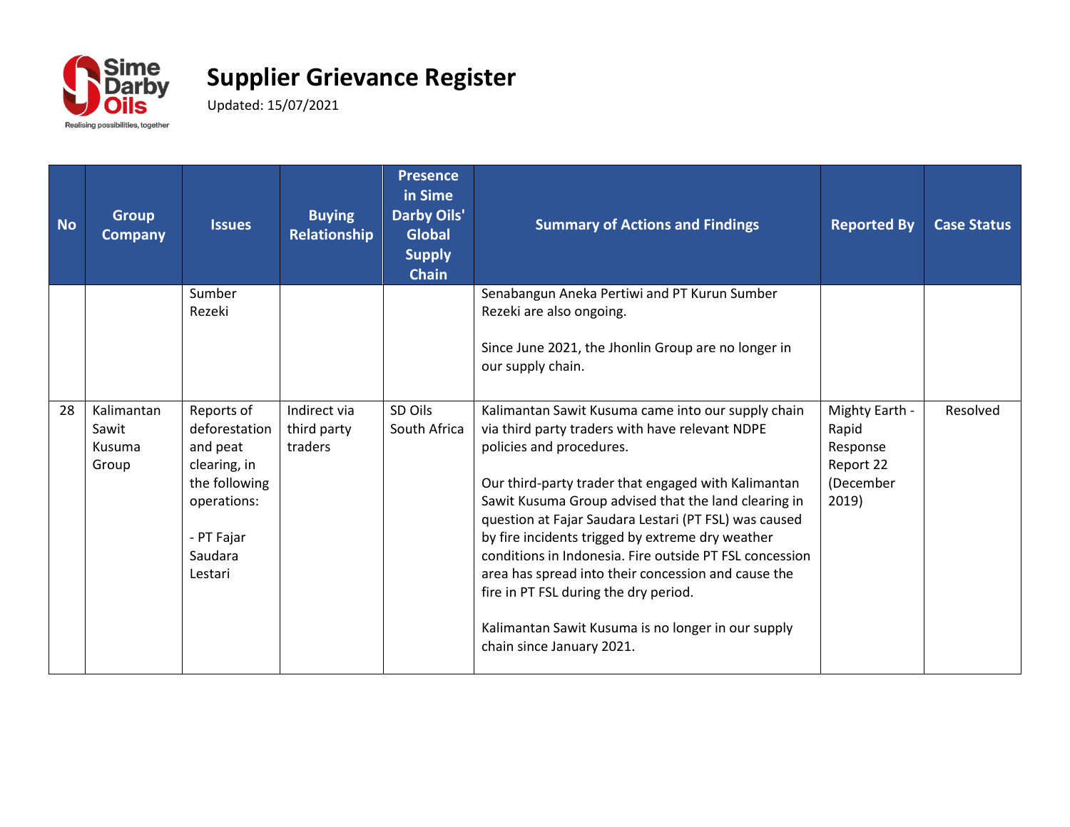# Supplier Grievance Register

Updated: 15/07/2021

| No | Group Company | Issues | Buying Relationship | Presence in Sime Darby Oils' Global Supply Chain | Summary of Actions and Findings | Reported By | Case Status |
|---|---|---|---|---|---|---|---|
| | | Sumber Rezeki | | | Senabangun Aneka Pertiwi and PT Kurun Sumber Rezeki are also ongoing.<br><br>Since June 2021, the Jhonlin Group are no longer in our supply chain. | | |
| 28 | Kalimantan Sawit Kusuma Group | Reports of deforestation and peat clearing, in the following operations:<br><br>- PT Fajar Saudara Lestari | Indirect via third party traders | SD Oils South Africa | Kalimantan Sawit Kusuma came into our supply chain via third party traders with have relevant NDPE policies and procedures.<br><br>Our third-party trader that engaged with Kalimantan Sawit Kusuma Group advised that the land clearing in question at Fajar Saudara Lestari (PT FSL) was caused by fire incidents trigged by extreme dry weather conditions in Indonesia. Fire outside PT FSL concession area has spread into their concession and cause the fire in PT FSL during the dry period.<br><br>Kalimantan Sawit Kusuma is no longer in our supply chain since January 2021. | Mighty Earth - Rapid Response Report 22 (December 2019) | Resolved |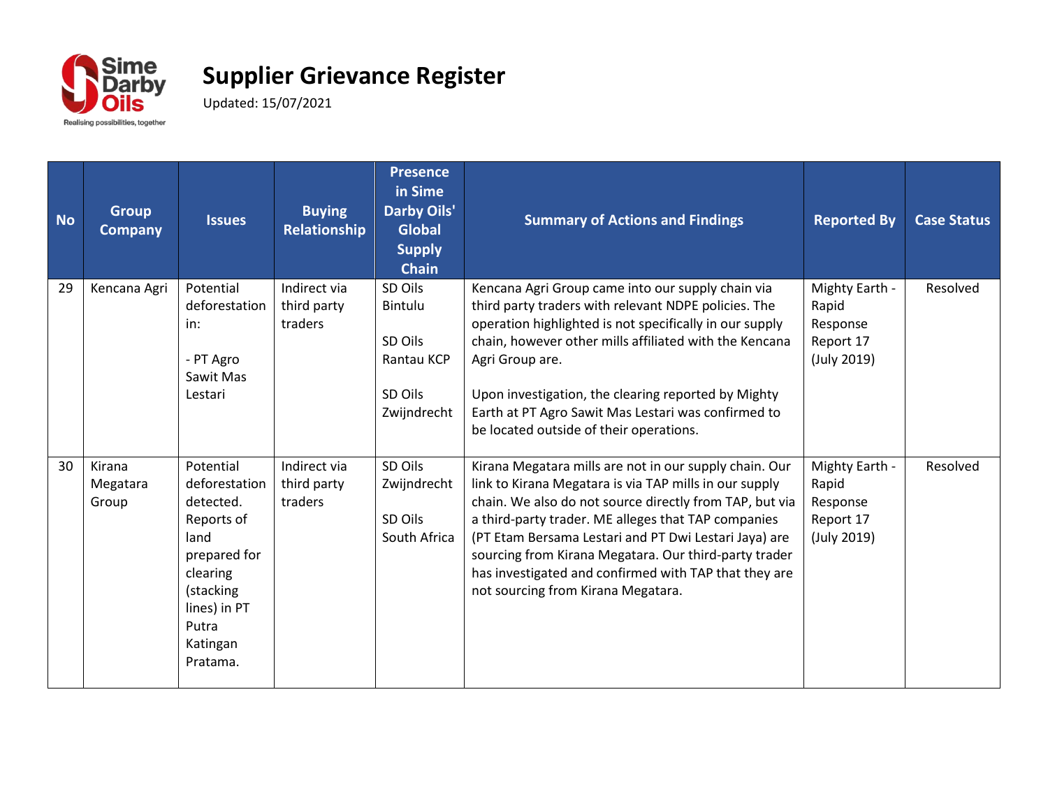# Supplier Grievance Register

Updated: 15/07/2021

| No | Group Company | Issues | Buying Relationship | Presence in Sime Darby Oils' Global Supply Chain | Summary of Actions and Findings | Reported By | Case Status |
|---|---|---|---|---|---|---|---|
| 29 | Kencana Agri | Potential deforestation in:<br><br>- PT Agro Sawit Mas Lestari | Indirect via third party traders | SD Oils Bintulu<br><br>SD Oils Rantau KCP<br><br>SD Oils Zwijndrecht | Kencana Agri Group came into our supply chain via third party traders with relevant NDPE policies. The operation highlighted is not specifically in our supply chain, however other mills affiliated with the Kencana Agri Group are.<br><br>Upon investigation, the clearing reported by Mighty Earth at PT Agro Sawit Mas Lestari was confirmed to be located outside of their operations. | Mighty Earth - Rapid Response Report 17 (July 2019) | Resolved |
| 30 | Kirana Megatara Group | Potential deforestation detected. Reports of land prepared for clearing (stacking lines) in PT Putra Katingan Pratama. | Indirect via third party traders | SD Oils Zwijndrecht<br><br>SD Oils South Africa | Kirana Megatara mills are not in our supply chain. Our link to Kirana Megatara is via TAP mills in our supply chain. We also do not source directly from TAP, but via a third-party trader. ME alleges that TAP companies (PT Etam Bersama Lestari and PT Dwi Lestari Jaya) are sourcing from Kirana Megatara. Our third-party trader has investigated and confirmed with TAP that they are not sourcing from Kirana Megatara. | Mighty Earth - Rapid Response Report 17 (July 2019) | Resolved |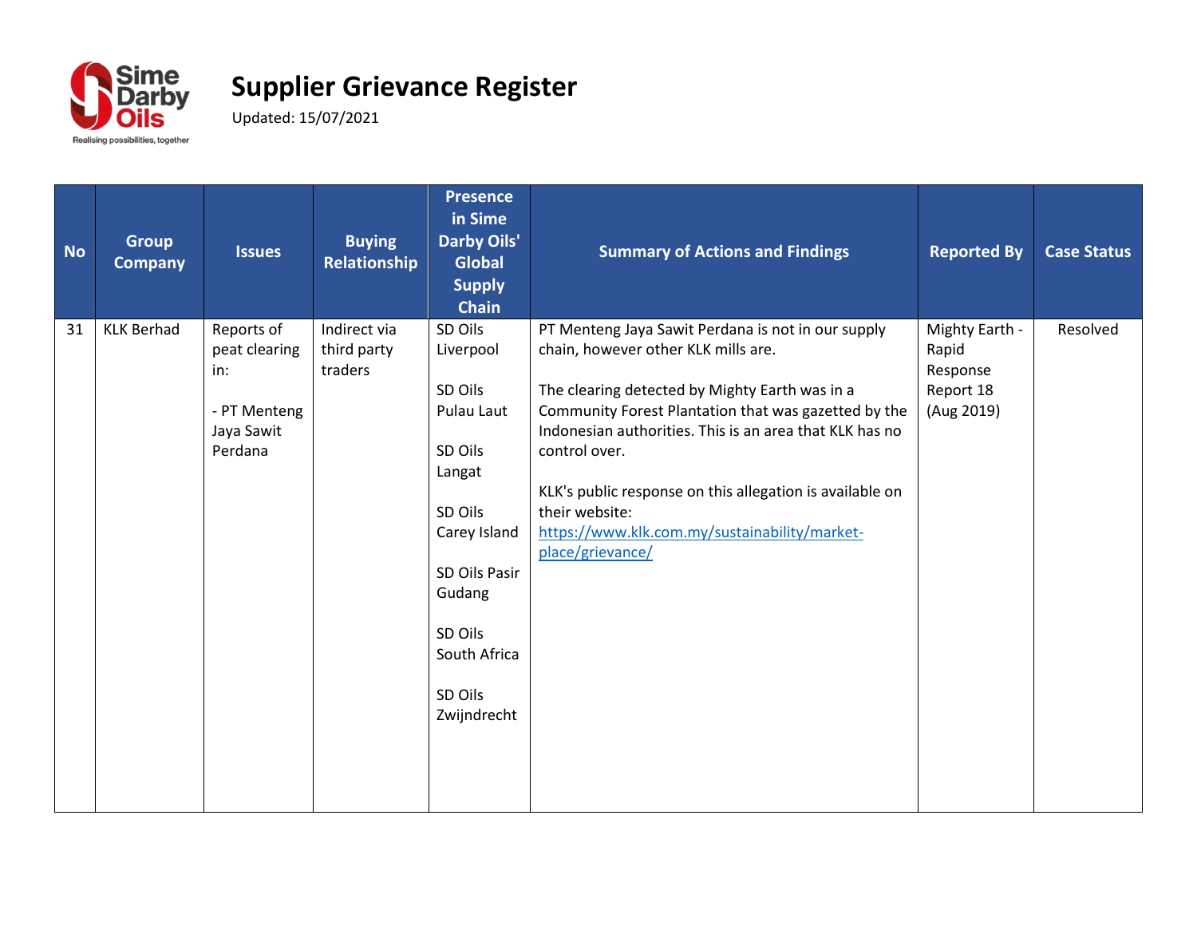# Supplier Grievance Register

Updated: 15/07/2021

| No | Group Company | Issues | Buying Relationship | Presence in Sime Darby Oils' Global Supply Chain | Summary of Actions and Findings | Reported By | Case Status |
|---|---|---|---|---|---|---|---|
| 31 | KLK Berhad | Reports of peat clearing in:<br><br>- PT Menteng Jaya Sawit Perdana | Indirect via third party traders | SD Oils Liverpool<br><br>SD Oils Pulau Laut<br><br>SD Oils Langat<br><br>SD Oils Carey Island<br><br>SD Oils Pasir Gudang<br><br>SD Oils South Africa<br><br>SD Oils Zwijndrecht | PT Menteng Jaya Sawit Perdana is not in our supply chain, however other KLK mills are.<br><br>The clearing detected by Mighty Earth was in a Community Forest Plantation that was gazetted by the Indonesian authorities. This is an area that KLK has no control over.<br><br>KLK's public response on this allegation is available on their website: https://www.klk.com.my/sustainability/market-place/grievance/ | Mighty Earth - Rapid Response Report 18 (Aug 2019) | Resolved |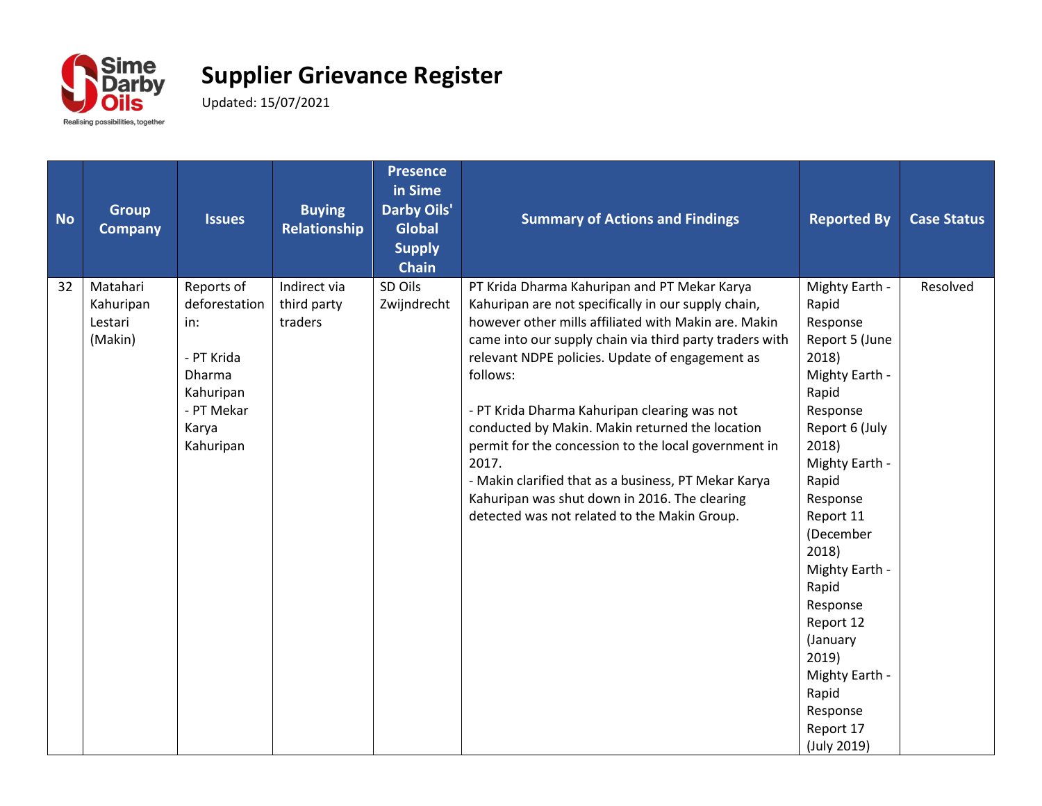# Supplier Grievance Register

Updated: 15/07/2021

| No | Group Company | Issues | Buying Relationship | Presence in Sime Darby Oils' Global Supply Chain | Summary of Actions and Findings | Reported By | Case Status |
|---|---|---|---|---|---|---|---|
| 32 | Matahari Kahuripan Lestari (Makin) | Reports of deforestation in:<br><br>- PT Krida Dharma Kahuripan<br>- PT Mekar Karya Kahuripan | Indirect via third party traders | SD Oils Zwijndrecht | PT Krida Dharma Kahuripan and PT Mekar Karya Kahuripan are not specifically in our supply chain, however other mills affiliated with Makin are. Makin came into our supply chain via third party traders with relevant NDPE policies. Update of engagement as follows:<br><br>- PT Krida Dharma Kahuripan clearing was not conducted by Makin. Makin returned the location permit for the concession to the local government in 2017.<br>- Makin clarified that as a business, PT Mekar Karya Kahuripan was shut down in 2016. The clearing detected was not related to the Makin Group. | Mighty Earth - Rapid Response Report 5 (June 2018)<br>Mighty Earth - Rapid Response Report 6 (July 2018)<br>Mighty Earth - Rapid Response Report 11 (December 2018)<br>Mighty Earth - Rapid Response Report 12 (January 2019)<br>Mighty Earth - Rapid Response Report 17 (July 2019) | Resolved |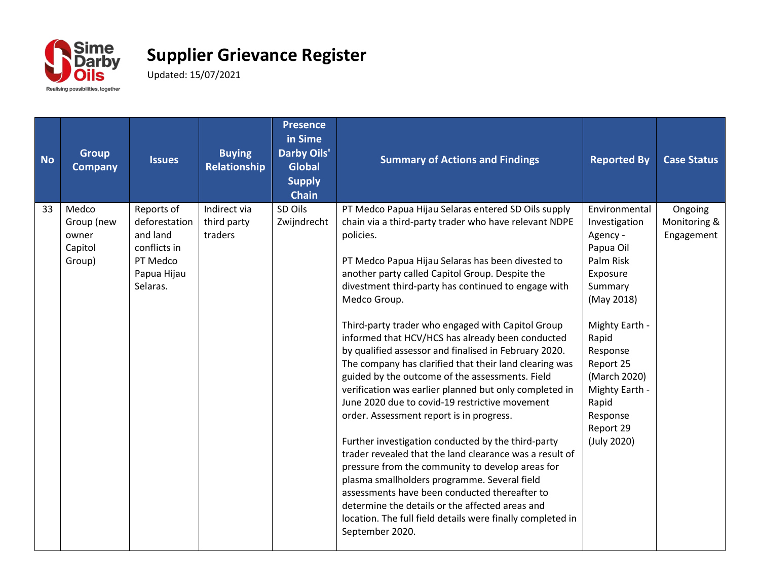# Supplier Grievance Register

Updated: 15/07/2021

| No | Group Company | Issues | Buying Relationship | Presence in Sime Darby Oils' Global Supply Chain | Summary of Actions and Findings | Reported By | Case Status |
|---|---|---|---|---|---|---|---|
| 33 | Medco Group (new owner Capitol Group) | Reports of deforestation and land conflicts in PT Medco Papua Hijau Selaras. | Indirect via third party traders | SD Oils Zwijndrecht | PT Medco Papua Hijau Selaras entered SD Oils supply chain via a third-party trader who have relevant NDPE policies.<br><br>PT Medco Papua Hijau Selaras has been divested to another party called Capitol Group. Despite the divestment third-party has continued to engage with Medco Group.<br><br>Third-party trader who engaged with Capitol Group informed that HCV/HCS has already been conducted by qualified assessor and finalised in February 2020. The company has clarified that their land clearing was guided by the outcome of the assessments. Field verification was earlier planned but only completed in June 2020 due to covid-19 restrictive movement order. Assessment report is in progress.<br><br>Further investigation conducted by the third-party trader revealed that the land clearance was a result of pressure from the community to develop areas for plasma smallholders programme. Several field assessments have been conducted thereafter to determine the details or the affected areas and location. The full field details were finally completed in September 2020. | Environmental Investigation Agency - Papua Oil Palm Risk Exposure Summary (May 2018)<br><br>Mighty Earth - Rapid Response Report 25 (March 2020)<br>Mighty Earth - Rapid Response Report 29 (July 2020) | Ongoing Monitoring & Engagement |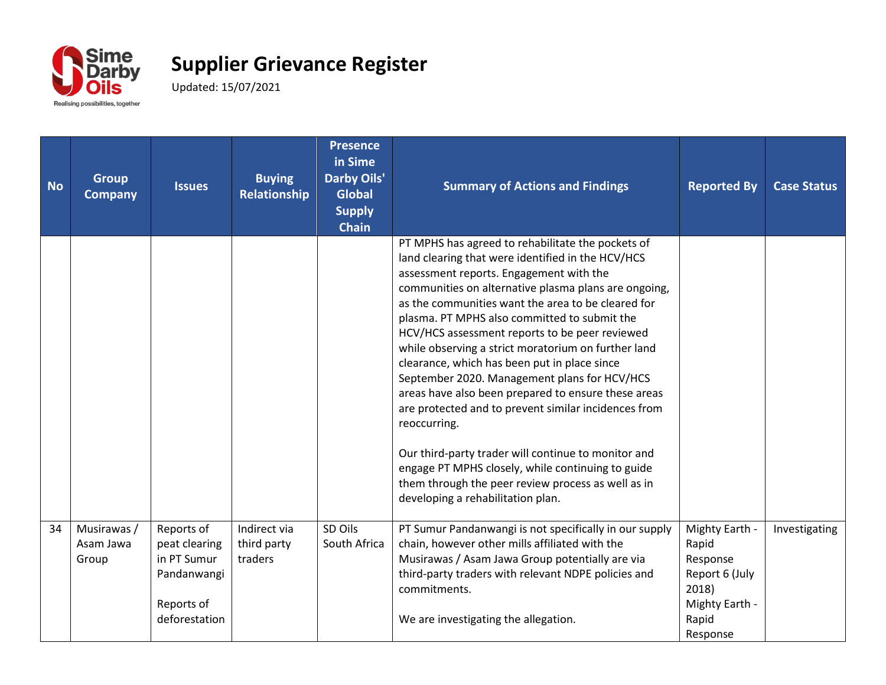# Supplier Grievance Register

Updated: 15/07/2021

| No | Group Company | Issues | Buying Relationship | Presence in Sime Darby Oils' Global Supply Chain | Summary of Actions and Findings | Reported By | Case Status |
|---|---|---|---|---|---|---|---|
| | | | | | PT MPHS has agreed to rehabilitate the pockets of land clearing that were identified in the HCV/HCS assessment reports. Engagement with the communities on alternative plasma plans are ongoing, as the communities want the area to be cleared for plasma. PT MPHS also committed to submit the HCV/HCS assessment reports to be peer reviewed while observing a strict moratorium on further land clearance, which has been put in place since September 2020. Management plans for HCV/HCS areas have also been prepared to ensure these areas are protected and to prevent similar incidences from reoccurring.<br><br>Our third-party trader will continue to monitor and engage PT MPHS closely, while continuing to guide them through the peer review process as well as in developing a rehabilitation plan. | | |
| 34 | Musirawas / Asam Jawa Group | Reports of peat clearing in PT Sumur Pandanwangi<br><br>Reports of deforestation | Indirect via third party traders | SD Oils South Africa | PT Sumur Pandanwangi is not specifically in our supply chain, however other mills affiliated with the Musirawas / Asam Jawa Group potentially are via third-party traders with relevant NDPE policies and commitments.<br><br>We are investigating the allegation. | Mighty Earth - Rapid Response Report 6 (July 2018)<br>Mighty Earth - Rapid Response | Investigating |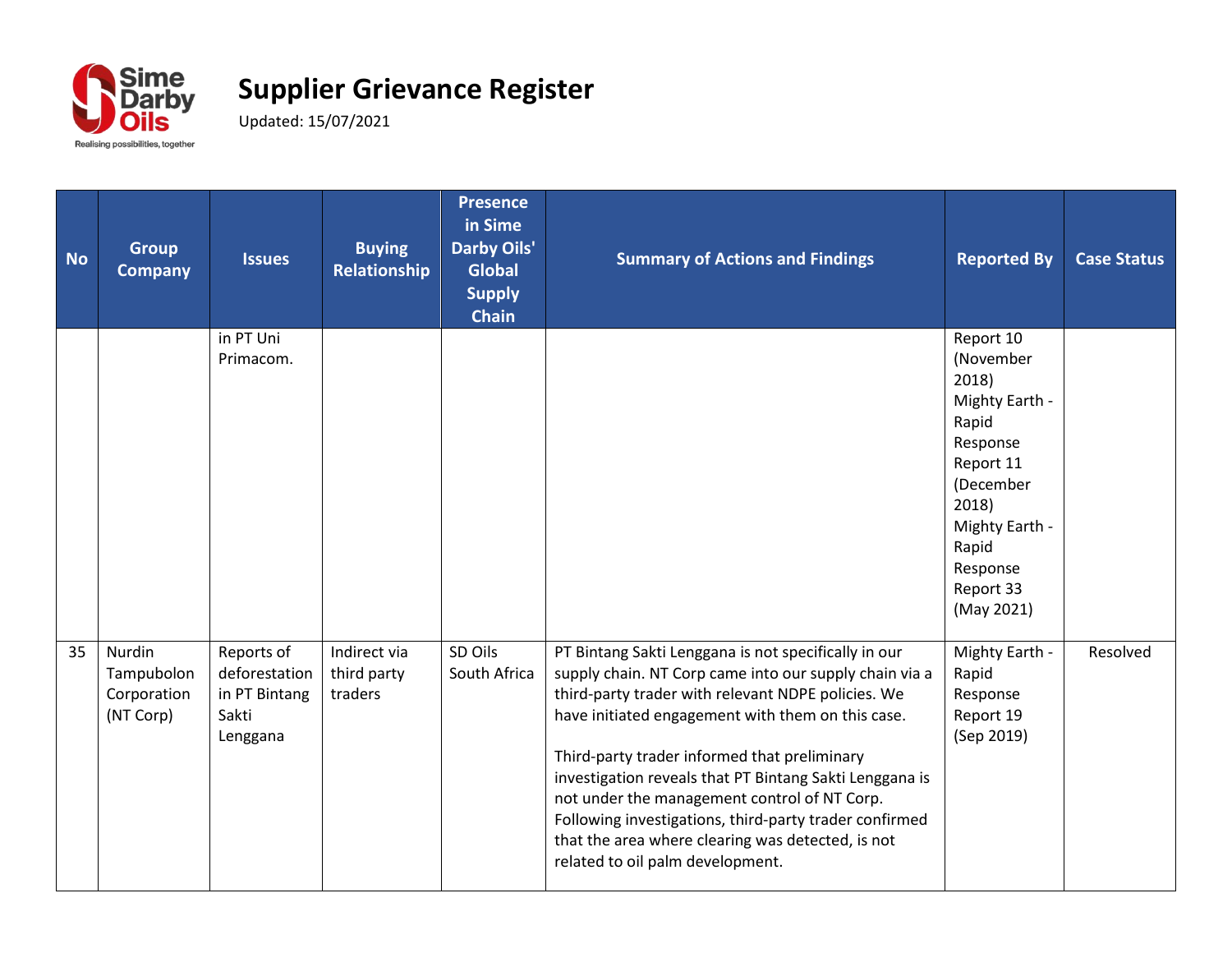# Supplier Grievance Register

Updated: 15/07/2021

| No | Group Company | Issues | Buying Relationship | Presence in Sime Darby Oils' Global Supply Chain | Summary of Actions and Findings | Reported By | Case Status |
|---|---|---|---|---|---|---|---|
| | | in PT Uni Primacom. | | | | Report 10 (November 2018) Mighty Earth - Rapid Response Report 11 (December 2018) Mighty Earth - Rapid Response Report 33 (May 2021) | |
| 35 | Nurdin Tampubolon Corporation (NT Corp) | Reports of deforestation in PT Bintang Sakti Lenggana | Indirect via third party traders | SD Oils South Africa | PT Bintang Sakti Lenggana is not specifically in our supply chain. NT Corp came into our supply chain via a third-party trader with relevant NDPE policies. We have initiated engagement with them on this case.<br><br>Third-party trader informed that preliminary investigation reveals that PT Bintang Sakti Lenggana is not under the management control of NT Corp. Following investigations, third-party trader confirmed that the area where clearing was detected, is not related to oil palm development. | Mighty Earth - Rapid Response Report 19 (Sep 2019) | Resolved |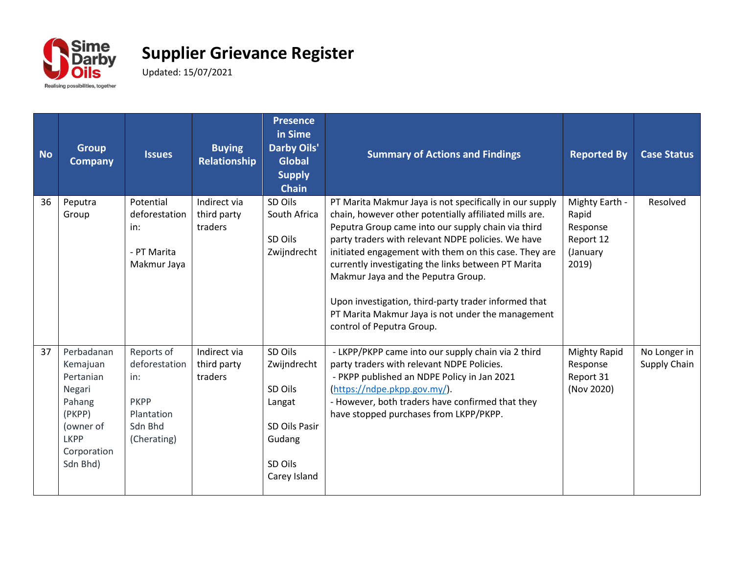# Supplier Grievance Register

Updated: 15/07/2021

| No | Group Company | Issues | Buying Relationship | Presence in Sime Darby Oils' Global Supply Chain | Summary of Actions and Findings | Reported By | Case Status |
|---|---|---|---|---|---|---|---|
| 36 | Peputra Group | Potential deforestation in:<br><br>- PT Marita Makmur Jaya | Indirect via third party traders | SD Oils South Africa<br><br>SD Oils Zwijndrecht | PT Marita Makmur Jaya is not specifically in our supply chain, however other potentially affiliated mills are. Peputra Group came into our supply chain via third party traders with relevant NDPE policies. We have initiated engagement with them on this case. They are currently investigating the links between PT Marita Makmur Jaya and the Peputra Group.<br><br>Upon investigation, third-party trader informed that PT Marita Makmur Jaya is not under the management control of Peputra Group. | Mighty Earth - Rapid Response Report 12 (January 2019) | Resolved |
| 37 | Perbadanan Kemajuan Pertanian Negari Pahang (PKPP) (owner of LKPP Corporation Sdn Bhd) | Reports of deforestation in:<br><br>PKPP Plantation Sdn Bhd (Cherating) | Indirect via third party traders | SD Oils Zwijndrecht<br><br>SD Oils Langat<br><br>SD Oils Pasir Gudang<br><br>SD Oils Carey Island | - LKPP/PKPP came into our supply chain via 2 third party traders with relevant NDPE Policies.<br>- PKPP published an NDPE Policy in Jan 2021 (https://ndpe.pkpp.gov.my/).<br>- However, both traders have confirmed that they have stopped purchases from LKPP/PKPP. | Mighty Rapid Response Report 31 (Nov 2020) | No Longer in Supply Chain |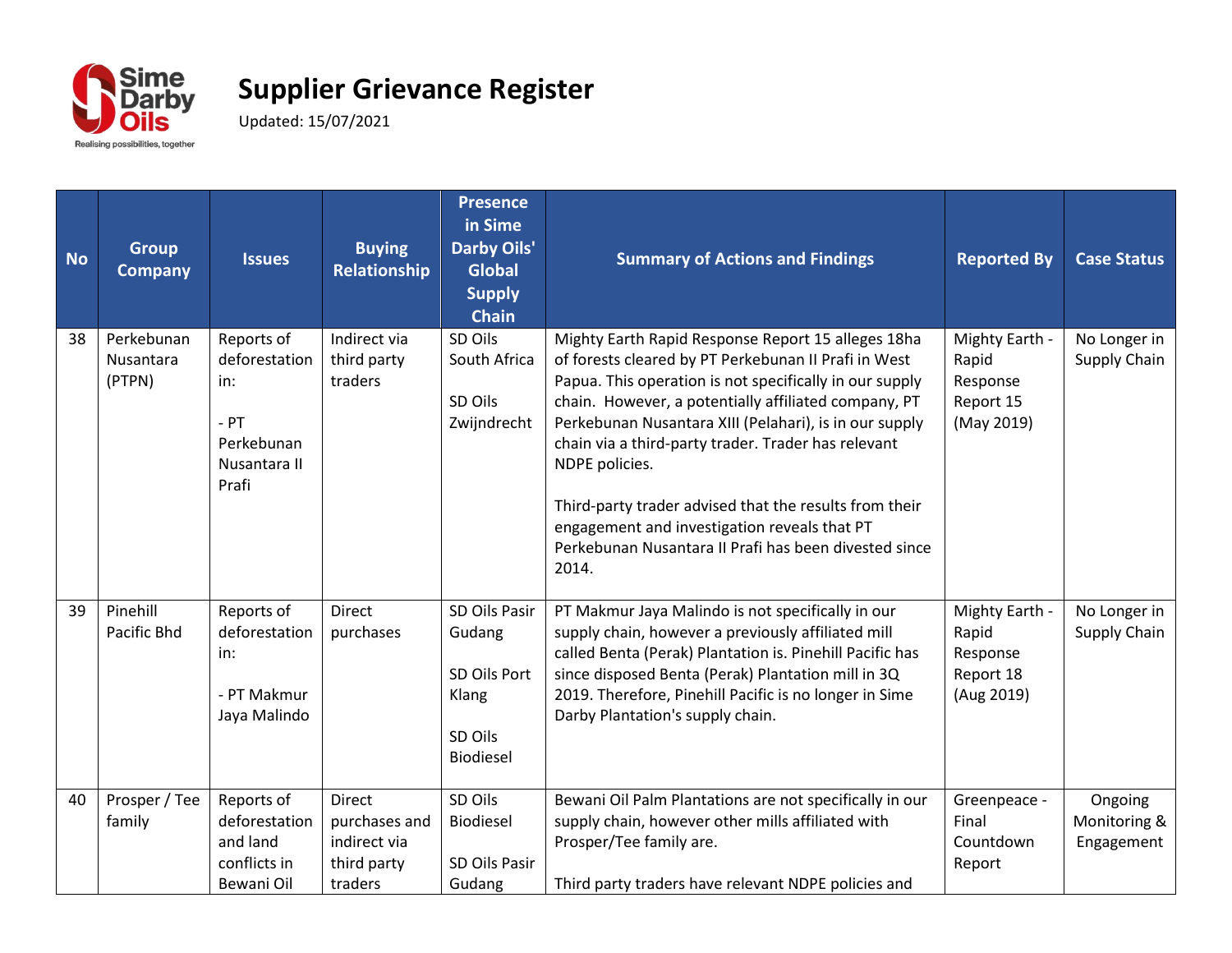# Supplier Grievance Register

Updated: 15/07/2021

| No | Group Company | Issues | Buying Relationship | Presence in Sime Darby Oils' Global Supply Chain | Summary of Actions and Findings | Reported By | Case Status |
|---|---|---|---|---|---|---|---|
| 38 | Perkebunan Nusantara (PTPN) | Reports of deforestation in:<br><br>- PT Perkebunan Nusantara II Prafi | Indirect via third party traders | SD Oils South Africa<br><br>SD Oils Zwijndrecht | Mighty Earth Rapid Response Report 15 alleges 18ha of forests cleared by PT Perkebunan II Prafi in West Papua. This operation is not specifically in our supply chain. However, a potentially affiliated company, PT Perkebunan Nusantara XIII (Pelahari), is in our supply chain via a third-party trader. Trader has relevant NDPE policies.<br><br>Third-party trader advised that the results from their engagement and investigation reveals that PT Perkebunan Nusantara II Prafi has been divested since 2014. | Mighty Earth - Rapid Response Report 15 (May 2019) | No Longer in Supply Chain |
| 39 | Pinehill Pacific Bhd | Reports of deforestation in:<br><br>- PT Makmur Jaya Malindo | Direct purchases | SD Oils Pasir Gudang<br><br>SD Oils Port Klang<br><br>SD Oils Biodiesel | PT Makmur Jaya Malindo is not specifically in our supply chain, however a previously affiliated mill called Benta (Perak) Plantation is. Pinehill Pacific has since disposed Benta (Perak) Plantation mill in 3Q 2019. Therefore, Pinehill Pacific is no longer in Sime Darby Plantation's supply chain. | Mighty Earth - Rapid Response Report 18 (Aug 2019) | No Longer in Supply Chain |
| 40 | Prosper / Tee family | Reports of deforestation and land conflicts in Bewani Oil | Direct purchases and indirect via third party traders | SD Oils Biodiesel<br><br>SD Oils Pasir Gudang | Bewani Oil Palm Plantations are not specifically in our supply chain, however other mills affiliated with Prosper/Tee family are.<br><br>Third party traders have relevant NDPE policies and | Greenpeace - Final Countdown Report | Ongoing Monitoring & Engagement |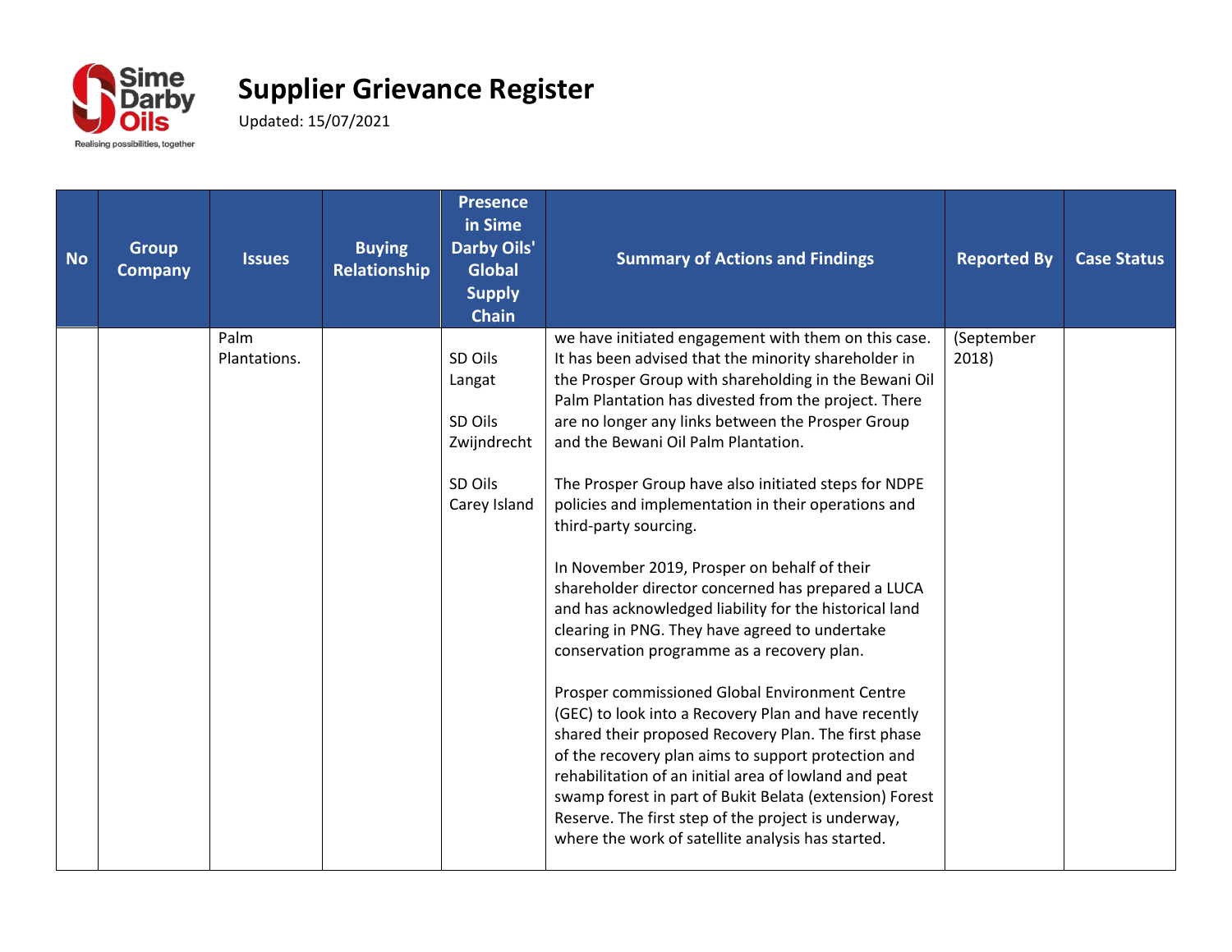# Supplier Grievance Register

Updated: 15/07/2021

| No | Group Company | Issues | Buying Relationship | Presence in Sime Darby Oils' Global Supply Chain | Summary of Actions and Findings | Reported By | Case Status |
|---|---|---|---|---|---|---|---|
| | | Palm Plantations. | | SD Oils Langat<br><br>SD Oils Zwijndrecht<br><br>SD Oils Carey Island | we have initiated engagement with them on this case. It has been advised that the minority shareholder in the Prosper Group with shareholding in the Bewani Oil Palm Plantation has divested from the project. There are no longer any links between the Prosper Group and the Bewani Oil Palm Plantation.<br><br>The Prosper Group have also initiated steps for NDPE policies and implementation in their operations and third-party sourcing.<br><br>In November 2019, Prosper on behalf of their shareholder director concerned has prepared a LUCA and has acknowledged liability for the historical land clearing in PNG. They have agreed to undertake conservation programme as a recovery plan.<br><br>Prosper commissioned Global Environment Centre (GEC) to look into a Recovery Plan and have recently shared their proposed Recovery Plan. The first phase of the recovery plan aims to support protection and rehabilitation of an initial area of lowland and peat swamp forest in part of Bukit Belata (extension) Forest Reserve. The first step of the project is underway, where the work of satellite analysis has started. | (September 2018) | |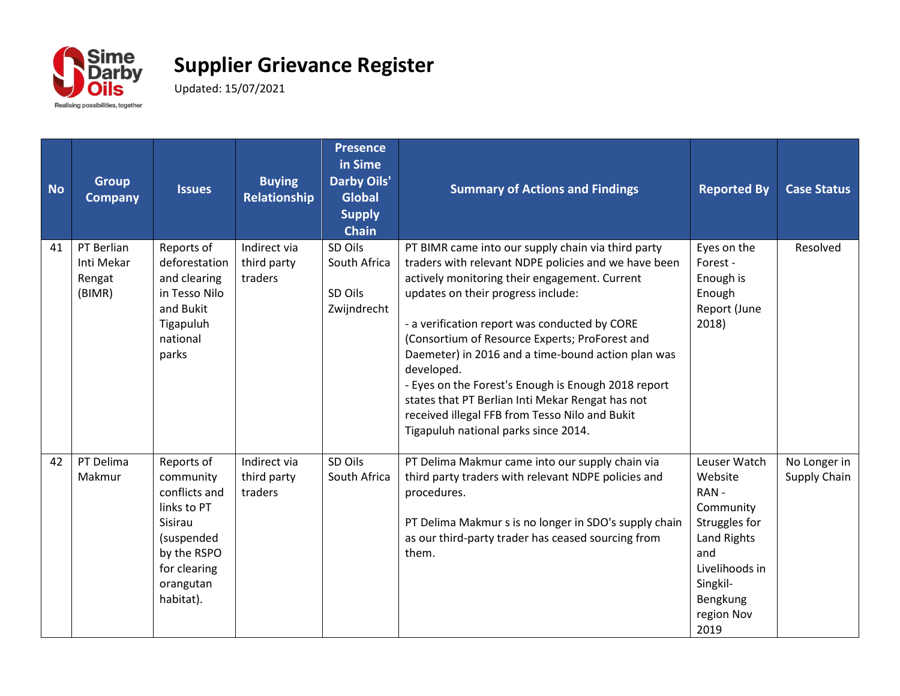# Supplier Grievance Register

Updated: 15/07/2021

| No | Group Company | Issues | Buying Relationship | Presence in Sime Darby Oils' Global Supply Chain | Summary of Actions and Findings | Reported By | Case Status |
|---|---|---|---|---|---|---|---|
| 41 | PT Berlian Inti Mekar Rengat (BIMR) | Reports of deforestation and clearing in Tesso Nilo and Bukit Tigapuluh national parks | Indirect via third party traders | SD Oils South Africa<br><br>SD Oils Zwijndrecht | PT BIMR came into our supply chain via third party traders with relevant NDPE policies and we have been actively monitoring their engagement. Current updates on their progress include:<br><br>- a verification report was conducted by CORE (Consortium of Resource Experts; ProForest and Daemeter) in 2016 and a time-bound action plan was developed.<br>- Eyes on the Forest's Enough is Enough 2018 report states that PT Berlian Inti Mekar Rengat has not received illegal FFB from Tesso Nilo and Bukit Tigapuluh national parks since 2014. | Eyes on the Forest - Enough is Enough Report (June 2018) | Resolved |
| 42 | PT Delima Makmur | Reports of community conflicts and links to PT Sisirau (suspended by the RSPO for clearing orangutan habitat). | Indirect via third party traders | SD Oils South Africa | PT Delima Makmur came into our supply chain via third party traders with relevant NDPE policies and procedures.<br><br>PT Delima Makmur s is no longer in SDO's supply chain as our third-party trader has ceased sourcing from them. | Leuser Watch Website<br>RAN - Community Struggles for Land Rights and Livelihoods in Singkil-Bengkung region Nov 2019 | No Longer in Supply Chain |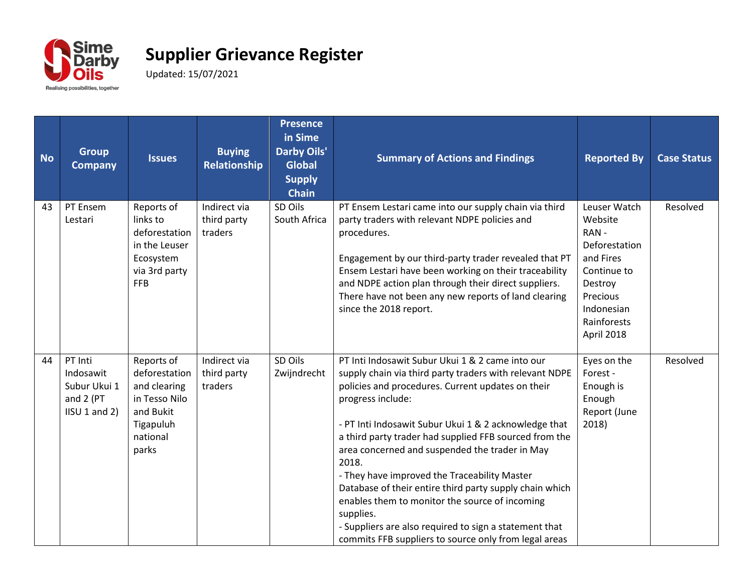# Supplier Grievance Register

Updated: 15/07/2021

| No | Group Company | Issues | Buying Relationship | Presence in Sime Darby Oils' Global Supply Chain | Summary of Actions and Findings | Reported By | Case Status |
|---|---|---|---|---|---|---|---|
| 43 | PT Ensem Lestari | Reports of links to deforestation in the Leuser Ecosystem via 3rd party FFB | Indirect via third party traders | SD Oils South Africa | PT Ensem Lestari came into our supply chain via third party traders with relevant NDPE policies and procedures.<br><br>Engagement by our third-party trader revealed that PT Ensem Lestari have been working on their traceability and NDPE action plan through their direct suppliers. There have not been any new reports of land clearing since the 2018 report. | Leuser Watch Website RAN - Deforestation and Fires Continue to Destroy Precious Indonesian Rainforests April 2018 | Resolved |
| 44 | PT Inti Indosawit Subur Ukui 1 and 2 (PT IISU 1 and 2) | Reports of deforestation and clearing in Tesso Nilo and Bukit Tigapuluh national parks | Indirect via third party traders | SD Oils Zwijndrecht | PT Inti Indosawit Subur Ukui 1 & 2 came into our supply chain via third party traders with relevant NDPE policies and procedures. Current updates on their progress include:<br><br>- PT Inti Indosawit Subur Ukui 1 & 2 acknowledge that a third party trader had supplied FFB sourced from the area concerned and suspended the trader in May 2018.<br>- They have improved the Traceability Master Database of their entire third party supply chain which enables them to monitor the source of incoming supplies.<br>- Suppliers are also required to sign a statement that commits FFB suppliers to source only from legal areas | Eyes on the Forest - Enough is Enough Report (June 2018) | Resolved |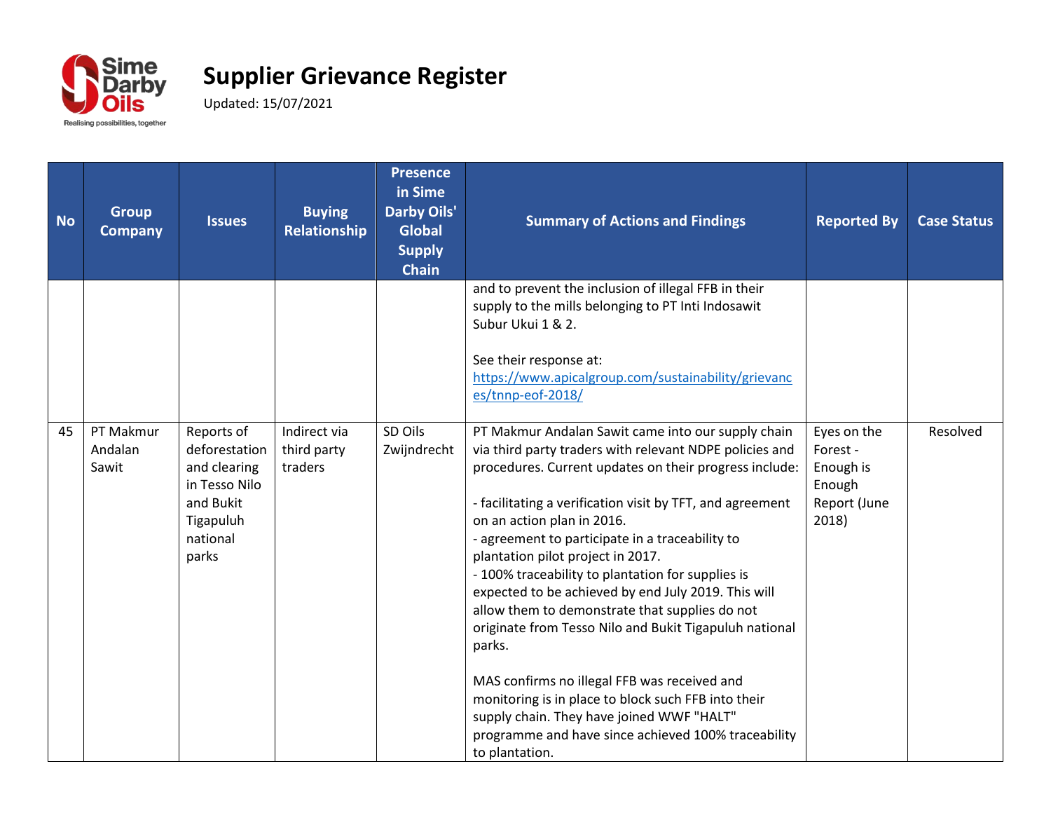# Supplier Grievance Register

Updated: 15/07/2021

| No | Group Company | Issues | Buying Relationship | Presence in Sime Darby Oils' Global Supply Chain | Summary of Actions and Findings | Reported By | Case Status |
|---|---|---|---|---|---|---|---|
| | | | | | and to prevent the inclusion of illegal FFB in their supply to the mills belonging to PT Inti Indosawit Subur Ukui 1 & 2.<br><br>See their response at: [https://www.apicalgroup.com/sustainability/grievances/tnnp-eof-2018/](https://www.apicalgroup.com/sustainability/grievances/tnnp-eof-2018/) | | |
| 45 | PT Makmur Andalan Sawit | Reports of deforestation and clearing in Tesso Nilo and Bukit Tigapuluh national parks | Indirect via third party traders | SD Oils Zwijndrecht | PT Makmur Andalan Sawit came into our supply chain via third party traders with relevant NDPE policies and procedures. Current updates on their progress include:<br><br>- facilitating a verification visit by TFT, and agreement on an action plan in 2016.<br>- agreement to participate in a traceability to plantation pilot project in 2017.<br>- 100% traceability to plantation for supplies is expected to be achieved by end July 2019. This will allow them to demonstrate that supplies do not originate from Tesso Nilo and Bukit Tigapuluh national parks.<br><br>MAS confirms no illegal FFB was received and monitoring is in place to block such FFB into their supply chain. They have joined WWF "HALT" programme and have since achieved 100% traceability to plantation. | Eyes on the Forest - Enough is Enough Report (June 2018) | Resolved |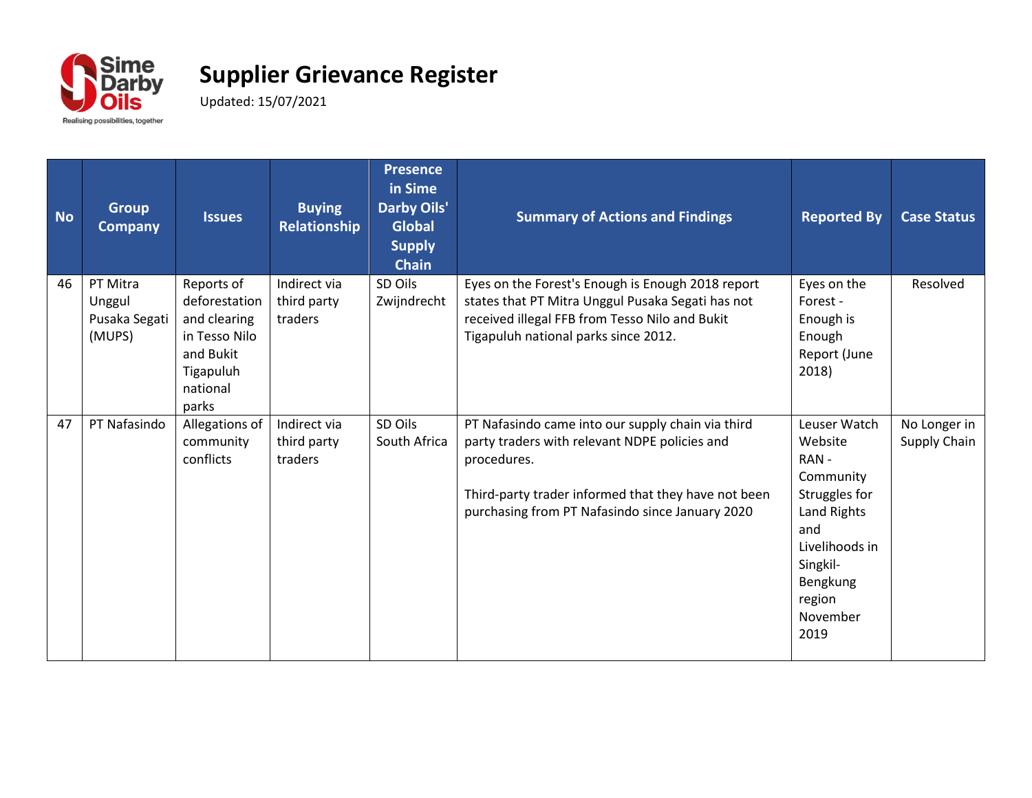# Supplier Grievance Register

Updated: 15/07/2021

| No | Group Company | Issues | Buying Relationship | Presence in Sime Darby Oils' Global Supply Chain | Summary of Actions and Findings | Reported By | Case Status |
|---|---|---|---|---|---|---|---|
| 46 | PT Mitra Unggul Pusaka Segati (MUPS) | Reports of deforestation and clearing in Tesso Nilo and Bukit Tigapuluh national parks | Indirect via third party traders | SD Oils Zwijndrecht | Eyes on the Forest's Enough is Enough 2018 report states that PT Mitra Unggul Pusaka Segati has not received illegal FFB from Tesso Nilo and Bukit Tigapuluh national parks since 2012. | Eyes on the Forest - Enough is Enough Report (June 2018) | Resolved |
| 47 | PT Nafasindo | Allegations of community conflicts | Indirect via third party traders | SD Oils South Africa | PT Nafasindo came into our supply chain via third party traders with relevant NDPE policies and procedures.<br><br>Third-party trader informed that they have not been purchasing from PT Nafasindo since January 2020 | Leuser Watch Website RAN - Community Struggles for Land Rights and Livelihoods in Singkil-Bengkung region November 2019 | No Longer in Supply Chain |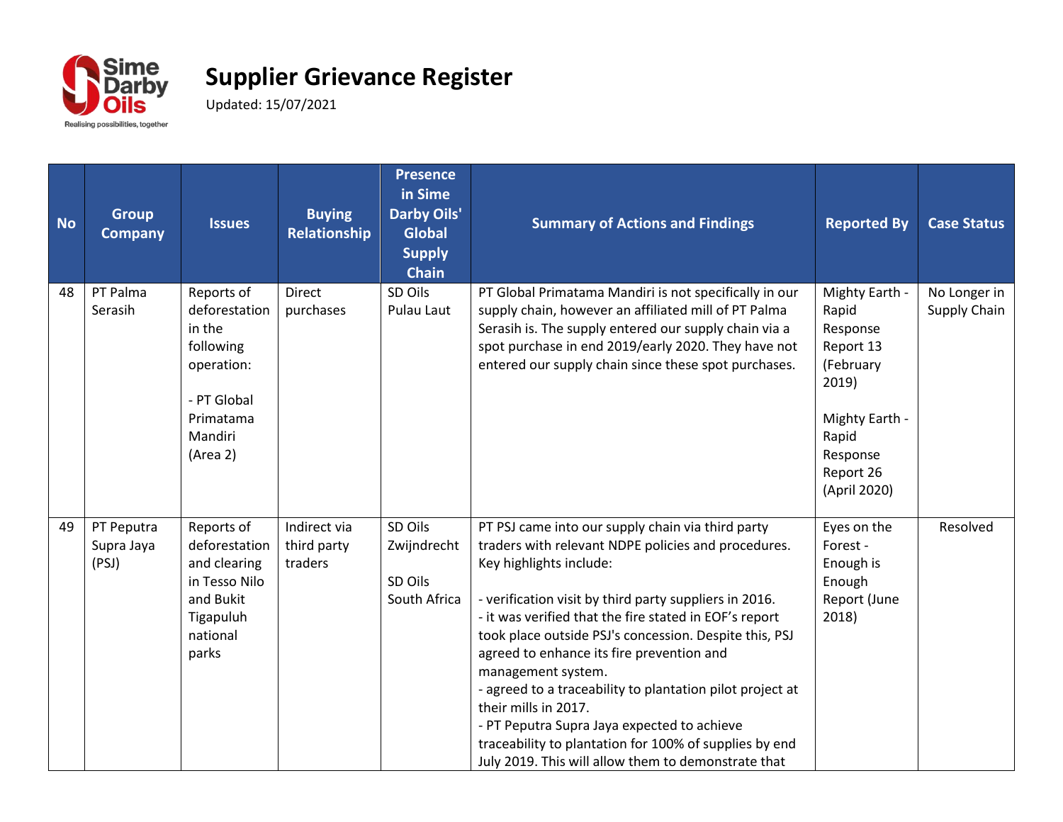# Supplier Grievance Register

Updated: 15/07/2021

| No | Group Company | Issues | Buying Relationship | Presence in Sime Darby Oils' Global Supply Chain | Summary of Actions and Findings | Reported By | Case Status |
|---|---|---|---|---|---|---|---|
| 48 | PT Palma Serasih | Reports of deforestation in the following operation:<br><br>- PT Global Primatama Mandiri (Area 2) | Direct purchases | SD Oils Pulau Laut | PT Global Primatama Mandiri is not specifically in our supply chain, however an affiliated mill of PT Palma Serasih is. The supply entered our supply chain via a spot purchase in end 2019/early 2020. They have not entered our supply chain since these spot purchases. | Mighty Earth - Rapid Response Report 13 (February 2019)<br><br>Mighty Earth - Rapid Response Report 26 (April 2020) | No Longer in Supply Chain |
| 49 | PT Peputra Supra Jaya (PSJ) | Reports of deforestation and clearing in Tesso Nilo and Bukit Tigapuluh national parks | Indirect via third party traders | SD Oils Zwijndrecht<br><br>SD Oils South Africa | PT PSJ came into our supply chain via third party traders with relevant NDPE policies and procedures. Key highlights include:<br><br>- verification visit by third party suppliers in 2016.<br>- it was verified that the fire stated in EOF's report took place outside PSJ's concession. Despite this, PSJ agreed to enhance its fire prevention and management system.<br>- agreed to a traceability to plantation pilot project at their mills in 2017.<br>- PT Peputra Supra Jaya expected to achieve traceability to plantation for 100% of supplies by end July 2019. This will allow them to demonstrate that | Eyes on the Forest - Enough is Enough Report (June 2018) | Resolved |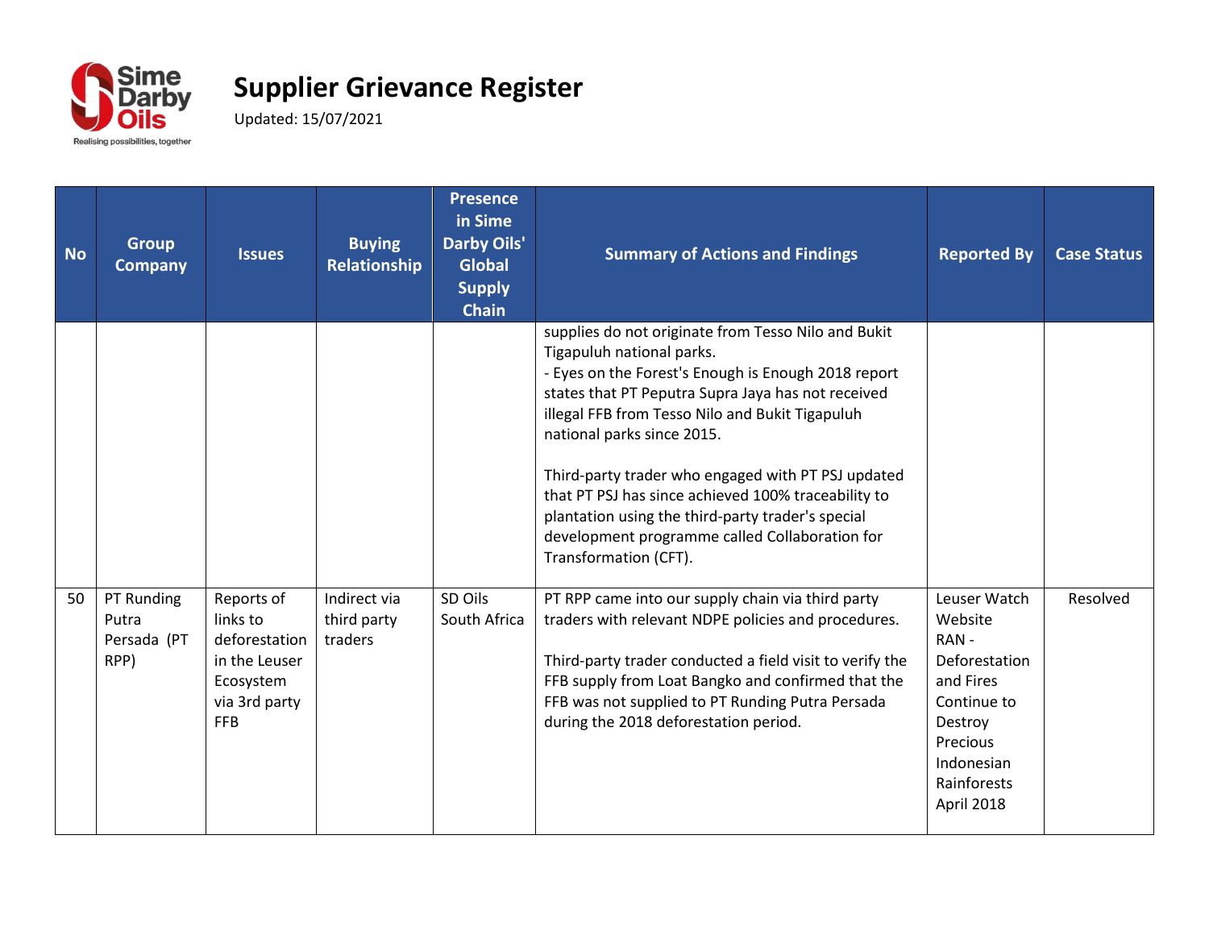# Supplier Grievance Register

Updated: 15/07/2021

| No | Group Company | Issues | Buying Relationship | Presence in Sime Darby Oils' Global Supply Chain | Summary of Actions and Findings | Reported By | Case Status |
|---|---|---|---|---|---|---|---|
| | | | | | supplies do not originate from Tesso Nilo and Bukit Tigapuluh national parks.<br>- Eyes on the Forest's Enough is Enough 2018 report states that PT Peputra Supra Jaya has not received illegal FFB from Tesso Nilo and Bukit Tigapuluh national parks since 2015.<br><br>Third-party trader who engaged with PT PSJ updated that PT PSJ has since achieved 100% traceability to plantation using the third-party trader's special development programme called Collaboration for Transformation (CFT). | | |
| 50 | PT Runding Putra Persada (PT RPP) | Reports of links to deforestation in the Leuser Ecosystem via 3rd party FFB | Indirect via third party traders | SD Oils South Africa | PT RPP came into our supply chain via third party traders with relevant NDPE policies and procedures.<br><br>Third-party trader conducted a field visit to verify the FFB supply from Loat Bangko and confirmed that the FFB was not supplied to PT Runding Putra Persada during the 2018 deforestation period. | Leuser Watch Website<br>RAN - Deforestation and Fires Continue to Destroy Precious Indonesian Rainforests April 2018 | Resolved |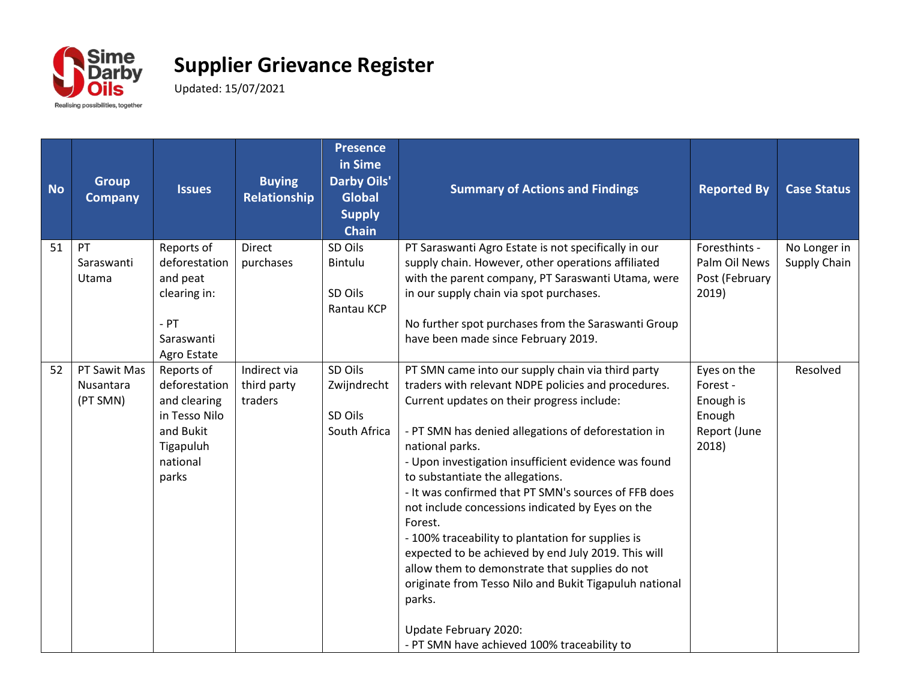# Supplier Grievance Register

Updated: 15/07/2021

| No | Group Company | Issues | Buying Relationship | Presence in Sime Darby Oils' Global Supply Chain | Summary of Actions and Findings | Reported By | Case Status |
|---|---|---|---|---|---|---|---|
| 51 | PT Saraswanti Utama | Reports of deforestation and peat clearing in:<br><br>- PT Saraswanti Agro Estate | Direct purchases | SD Oils Bintulu<br><br>SD Oils Rantau KCP | PT Saraswanti Agro Estate is not specifically in our supply chain. However, other operations affiliated with the parent company, PT Saraswanti Utama, were in our supply chain via spot purchases.<br><br>No further spot purchases from the Saraswanti Group have been made since February 2019. | Foresthints - Palm Oil News Post (February 2019) | No Longer in Supply Chain |
| 52 | PT Sawit Mas Nusantara (PT SMN) | Reports of deforestation and clearing in Tesso Nilo and Bukit Tigapuluh national parks | Indirect via third party traders | SD Oils Zwijndrecht<br><br>SD Oils South Africa | PT SMN came into our supply chain via third party traders with relevant NDPE policies and procedures. Current updates on their progress include:<br><br>- PT SMN has denied allegations of deforestation in national parks.<br>- Upon investigation insufficient evidence was found to substantiate the allegations.<br>- It was confirmed that PT SMN's sources of FFB does not include concessions indicated by Eyes on the Forest.<br>- 100% traceability to plantation for supplies is expected to be achieved by end July 2019. This will allow them to demonstrate that supplies do not originate from Tesso Nilo and Bukit Tigapuluh national parks.<br><br>Update February 2020:<br>- PT SMN have achieved 100% traceability to | Eyes on the Forest - Enough is Enough Report (June 2018) | Resolved |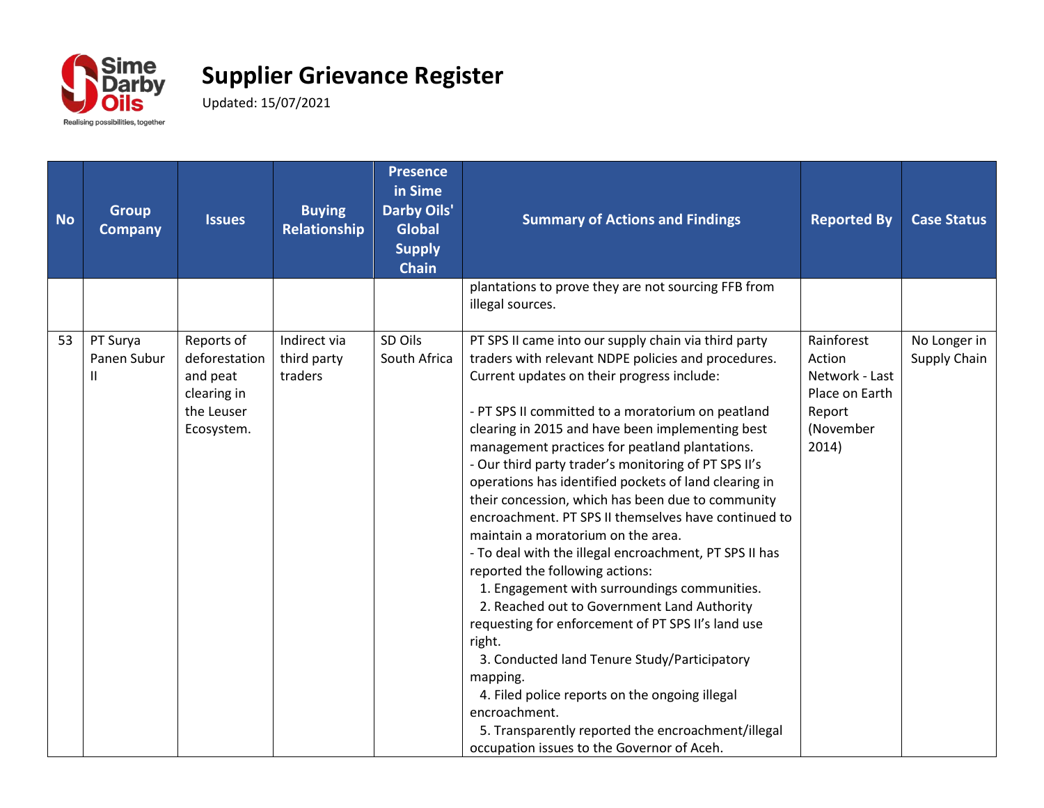# Supplier Grievance Register

Updated: 15/07/2021

| No | Group Company | Issues | Buying Relationship | Presence in Sime Darby Oils' Global Supply Chain | Summary of Actions and Findings | Reported By | Case Status |
|---|---|---|---|---|---|---|---|
| | | | | | plantations to prove they are not sourcing FFB from illegal sources. | | |
| 53 | PT Surya Panen Subur II | Reports of deforestation and peat clearing in the Leuser Ecosystem. | Indirect via third party traders | SD Oils South Africa | PT SPS II came into our supply chain via third party traders with relevant NDPE policies and procedures. Current updates on their progress include:<br><br>- PT SPS II committed to a moratorium on peatland clearing in 2015 and have been implementing best management practices for peatland plantations.<br>- Our third party trader's monitoring of PT SPS II's operations has identified pockets of land clearing in their concession, which has been due to community encroachment. PT SPS II themselves have continued to maintain a moratorium on the area.<br>- To deal with the illegal encroachment, PT SPS II has reported the following actions:<br>1. Engagement with surroundings communities.<br>2. Reached out to Government Land Authority requesting for enforcement of PT SPS II's land use right.<br>3. Conducted land Tenure Study/Participatory mapping.<br>4. Filed police reports on the ongoing illegal encroachment.<br>5. Transparently reported the encroachment/illegal occupation issues to the Governor of Aceh. | Rainforest Action Network - Last Place on Earth Report (November 2014) | No Longer in Supply Chain |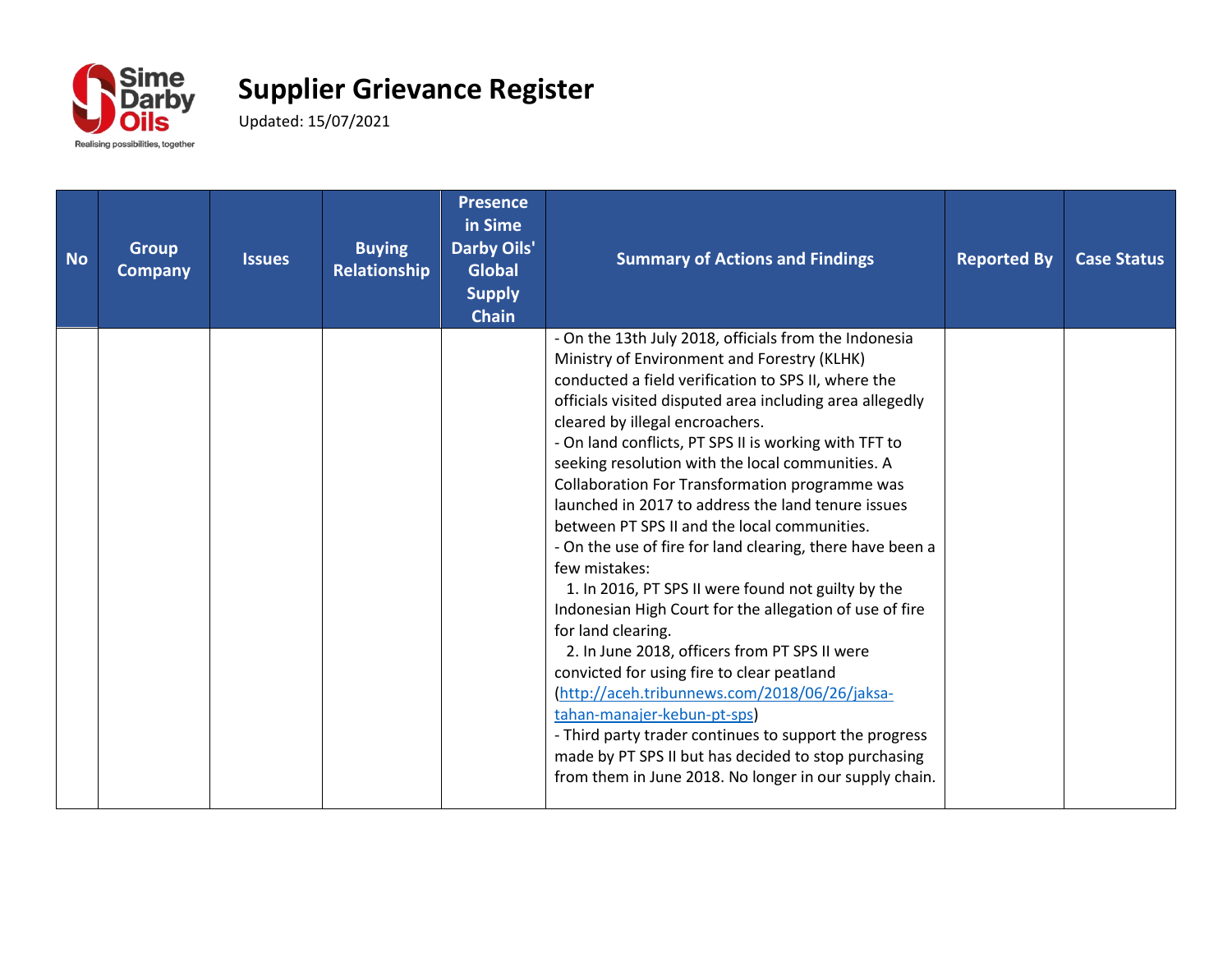# Supplier Grievance Register

Updated: 15/07/2021

| No | Group Company | Issues | Buying Relationship | Presence in Sime Darby Oils' Global Supply Chain | Summary of Actions and Findings | Reported By | Case Status |
|---|---|---|---|---|---|---|---|
| | | | | | - On the 13th July 2018, officials from the Indonesia Ministry of Environment and Forestry (KLHK) conducted a field verification to SPS II, where the officials visited disputed area including area allegedly cleared by illegal encroachers.<br>- On land conflicts, PT SPS II is working with TFT to seeking resolution with the local communities. A Collaboration For Transformation programme was launched in 2017 to address the land tenure issues between PT SPS II and the local communities.<br>- On the use of fire for land clearing, there have been a few mistakes:<br>1. In 2016, PT SPS II were found not guilty by the Indonesian High Court for the allegation of use of fire for land clearing.<br>2. In June 2018, officers from PT SPS II were convicted for using fire to clear peatland (http://aceh.tribunnews.com/2018/06/26/jaksa-tahan-manajer-kebun-pt-sps)<br>- Third party trader continues to support the progress made by PT SPS II but has decided to stop purchasing from them in June 2018. No longer in our supply chain. | | |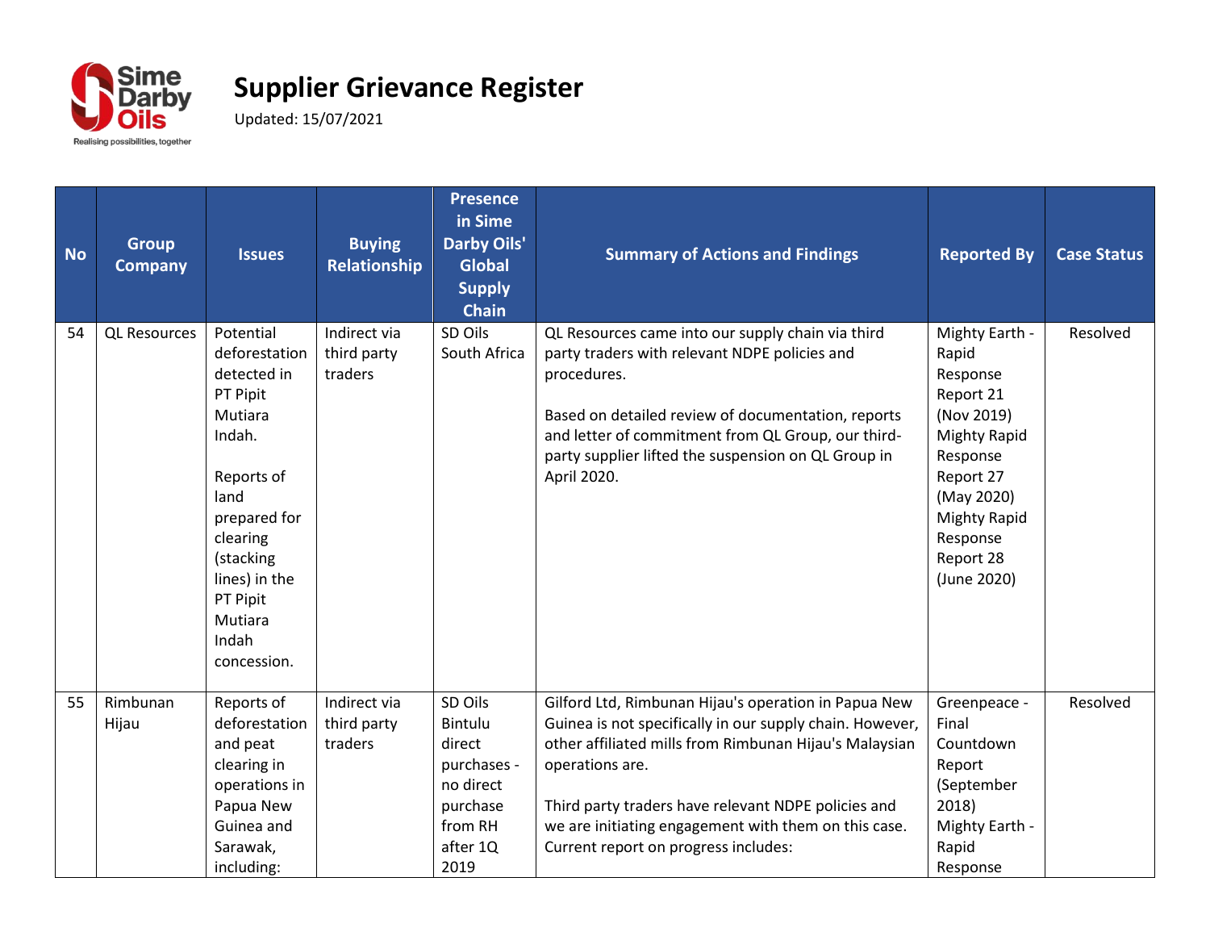# Supplier Grievance Register

Updated: 15/07/2021

| No | Group Company | Issues | Buying Relationship | Presence in Sime Darby Oils' Global Supply Chain | Summary of Actions and Findings | Reported By | Case Status |
|---|---|---|---|---|---|---|---|
| 54 | QL Resources | Potential deforestation detected in PT Pipit Mutiara Indah.<br><br>Reports of land prepared for clearing (stacking lines) in the PT Pipit Mutiara Indah concession. | Indirect via third party traders | SD Oils South Africa | QL Resources came into our supply chain via third party traders with relevant NDPE policies and procedures.<br><br>Based on detailed review of documentation, reports and letter of commitment from QL Group, our third-party supplier lifted the suspension on QL Group in April 2020. | Mighty Earth - Rapid Response Report 21 (Nov 2019) Mighty Rapid Response Report 27 (May 2020) Mighty Rapid Response Report 28 (June 2020) | Resolved |
| 55 | Rimbunan Hijau | Reports of deforestation and peat clearing in operations in Papua New Guinea and Sarawak, including: | Indirect via third party traders | SD Oils Bintulu direct purchases - no direct purchase from RH after 1Q 2019 | Gilford Ltd, Rimbunan Hijau's operation in Papua New Guinea is not specifically in our supply chain. However, other affiliated mills from Rimbunan Hijau's Malaysian operations are.<br><br>Third party traders have relevant NDPE policies and we are initiating engagement with them on this case. Current report on progress includes: | Greenpeace - Final Countdown Report (September 2018) Mighty Earth - Rapid Response | Resolved |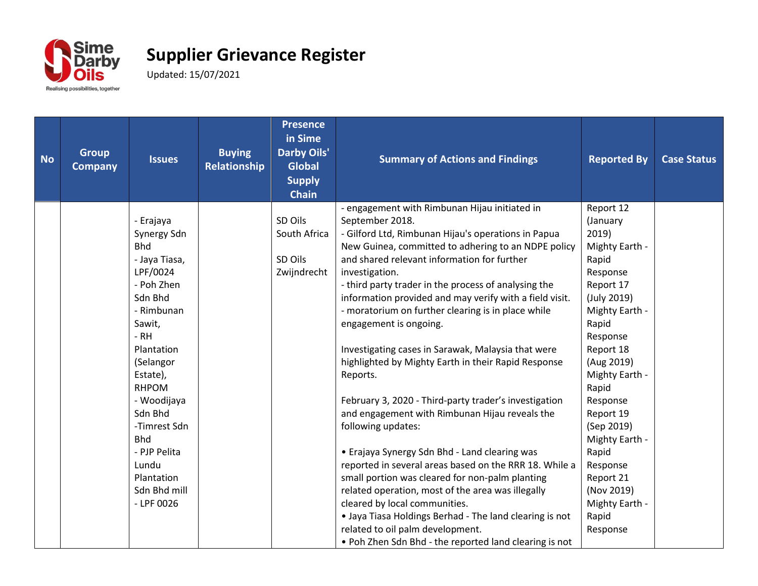# Supplier Grievance Register

Updated: 15/07/2021

| No | Group Company | Issues | Buying Relationship | Presence in Sime Darby Oils' Global Supply Chain | Summary of Actions and Findings | Reported By | Case Status |
|---|---|---|---|---|---|---|---|
| | | - Erajaya Synergy Sdn Bhd<br>- Jaya Tiasa, LPF/0024<br>- Poh Zhen Sdn Bhd<br>- Rimbunan Sawit,<br>- RH Plantation (Selangor Estate), RHPOM<br>- Woodijaya Sdn Bhd<br>-Timrest Sdn Bhd<br>- PJP Pelita Lundu Plantation Sdn Bhd mill<br>- LPF 0026 | | SD Oils South Africa<br><br>SD Oils Zwijndrecht | - engagement with Rimbunan Hijau initiated in September 2018.<br>- Gilford Ltd, Rimbunan Hijau's operations in Papua New Guinea, committed to adhering to an NDPE policy and shared relevant information for further investigation.<br>- third party trader in the process of analysing the information provided and may verify with a field visit.<br>- moratorium on further clearing is in place while engagement is ongoing.<br><br>Investigating cases in Sarawak, Malaysia that were highlighted by Mighty Earth in their Rapid Response Reports.<br><br>February 3, 2020 - Third-party trader's investigation and engagement with Rimbunan Hijau reveals the following updates:<br><br>• Erajaya Synergy Sdn Bhd - Land clearing was reported in several areas based on the RRR 18. While a small portion was cleared for non-palm planting related operation, most of the area was illegally cleared by local communities.<br>• Jaya Tiasa Holdings Berhad - The land clearing is not related to oil palm development.<br>• Poh Zhen Sdn Bhd - the reported land clearing is not | Report 12 (January 2019) Mighty Earth - Rapid Response Report 17 (July 2019) Mighty Earth - Rapid Response Report 18 (Aug 2019) Mighty Earth - Rapid Response Report 19 (Sep 2019) Mighty Earth - Rapid Response Report 21 (Nov 2019) Mighty Earth - Rapid Response | |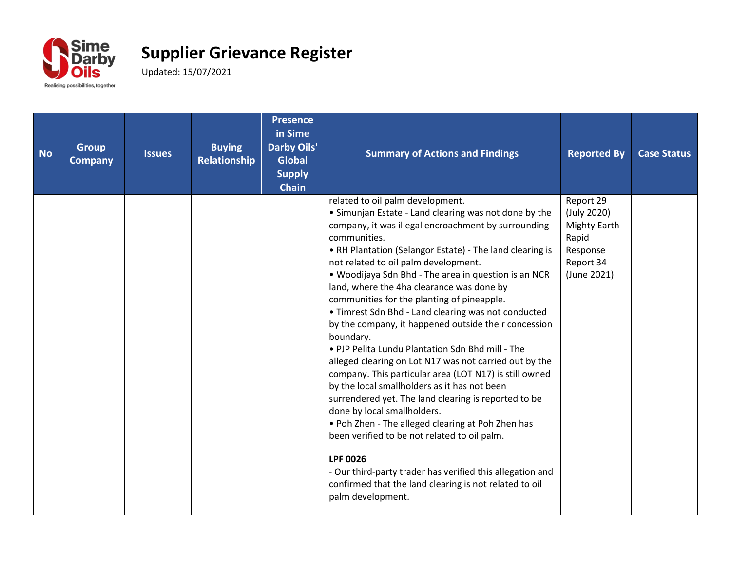# Supplier Grievance Register

Updated: 15/07/2021

| No | Group Company | Issues | Buying Relationship | Presence in Sime Darby Oils' Global Supply Chain | Summary of Actions and Findings | Reported By | Case Status |
|---|---|---|---|---|---|---|---|
| | | | | | related to oil palm development.<br>• Simunjan Estate - Land clearing was not done by the company, it was illegal encroachment by surrounding communities.<br>• RH Plantation (Selangor Estate) - The land clearing is not related to oil palm development.<br>• Woodijaya Sdn Bhd - The area in question is an NCR land, where the 4ha clearance was done by communities for the planting of pineapple.<br>• Timrest Sdn Bhd - Land clearing was not conducted by the company, it happened outside their concession boundary.<br>• PJP Pelita Lundu Plantation Sdn Bhd mill - The alleged clearing on Lot N17 was not carried out by the company. This particular area (LOT N17) is still owned by the local smallholders as it has not been surrendered yet. The land clearing is reported to be done by local smallholders.<br>• Poh Zhen - The alleged clearing at Poh Zhen has been verified to be not related to oil palm.<br><br>**LPF 0026**<br>- Our third-party trader has verified this allegation and confirmed that the land clearing is not related to oil palm development. | Report 29 (July 2020) Mighty Earth - Rapid Response Report 34 (June 2021) | |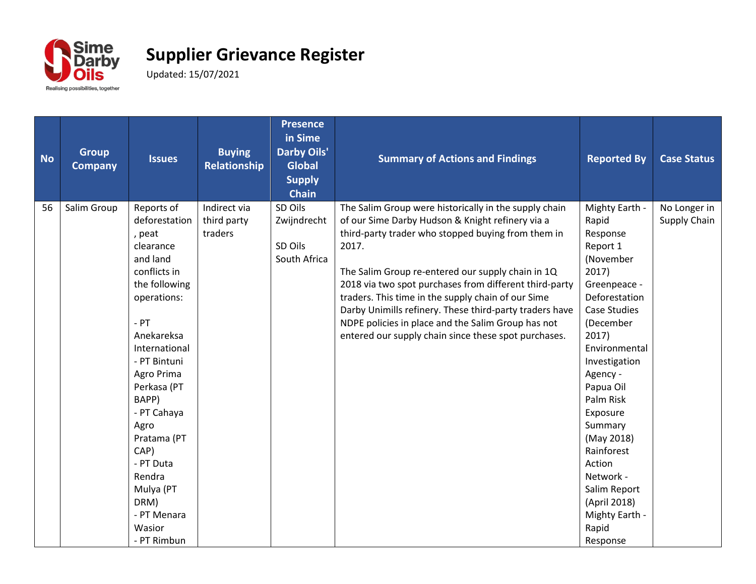# Supplier Grievance Register

Updated: 15/07/2021

| No | Group Company | Issues | Buying Relationship | Presence in Sime Darby Oils' Global Supply Chain | Summary of Actions and Findings | Reported By | Case Status |
|---|---|---|---|---|---|---|---|
| 56 | Salim Group | Reports of deforestation, peat clearance and land conflicts in the following operations:<br><br>- PT Anekareksa International<br>- PT Bintuni Agro Prima Perkasa (PT BAPP)<br>- PT Cahaya Agro Pratama (PT CAP)<br>- PT Duta Rendra Mulya (PT DRM)<br>- PT Menara Wasior<br>- PT Rimbun | Indirect via third party traders | SD Oils Zwijndrecht<br><br>SD Oils South Africa | The Salim Group were historically in the supply chain of our Sime Darby Hudson & Knight refinery via a third-party trader who stopped buying from them in 2017.<br><br>The Salim Group re-entered our supply chain in 1Q 2018 via two spot purchases from different third-party traders. This time in the supply chain of our Sime Darby Unimills refinery. These third-party traders have NDPE policies in place and the Salim Group has not entered our supply chain since these spot purchases. | Mighty Earth - Rapid Response Report 1 (November 2017)<br>Greenpeace - Deforestation Case Studies (December 2017)<br>Environmental Investigation Agency - Papua Oil Palm Risk Exposure Summary (May 2018)<br>Rainforest Action Network - Salim Report (April 2018)<br>Mighty Earth - Rapid Response | No Longer in Supply Chain |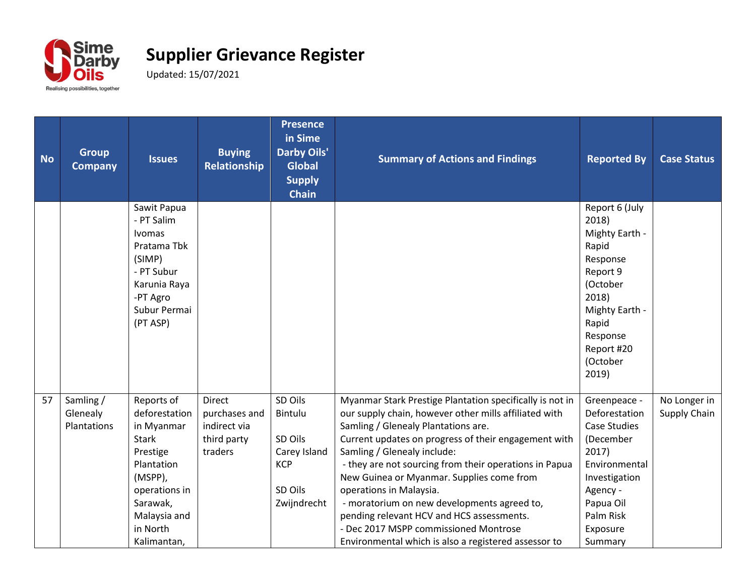# Supplier Grievance Register

Updated: 15/07/2021

| No | Group Company | Issues | Buying Relationship | Presence in Sime Darby Oils' Global Supply Chain | Summary of Actions and Findings | Reported By | Case Status |
|---|---|---|---|---|---|---|---|
| | | Sawit Papua<br>- PT Salim Ivomas Pratama Tbk (SIMP)<br>- PT Subur Karunia Raya<br>-PT Agro Subur Permai (PT ASP) | | | | Report 6 (July 2018)<br>Mighty Earth - Rapid Response Report 9 (October 2018)<br>Mighty Earth - Rapid Response Report #20 (October 2019) | |
| 57 | Samling / Glenealy Plantations | Reports of deforestation in Myanmar Stark Prestige Plantation (MSPP), operations in Sarawak, Malaysia and in North Kalimantan, | Direct purchases and indirect via third party traders | SD Oils Bintulu<br><br>SD Oils Carey Island KCP<br><br>SD Oils Zwijndrecht | Myanmar Stark Prestige Plantation specifically is not in our supply chain, however other mills affiliated with Samling / Glenealy Plantations are.<br>Current updates on progress of their engagement with Samling / Glenealy include:<br>- they are not sourcing from their operations in Papua New Guinea or Myanmar. Supplies come from operations in Malaysia.<br>- moratorium on new developments agreed to, pending relevant HCV and HCS assessments.<br>- Dec 2017 MSPP commissioned Montrose Environmental which is also a registered assessor to | Greenpeace - Deforestation Case Studies (December 2017)<br>Environmental Investigation Agency - Papua Oil Palm Risk Exposure Summary | No Longer in Supply Chain |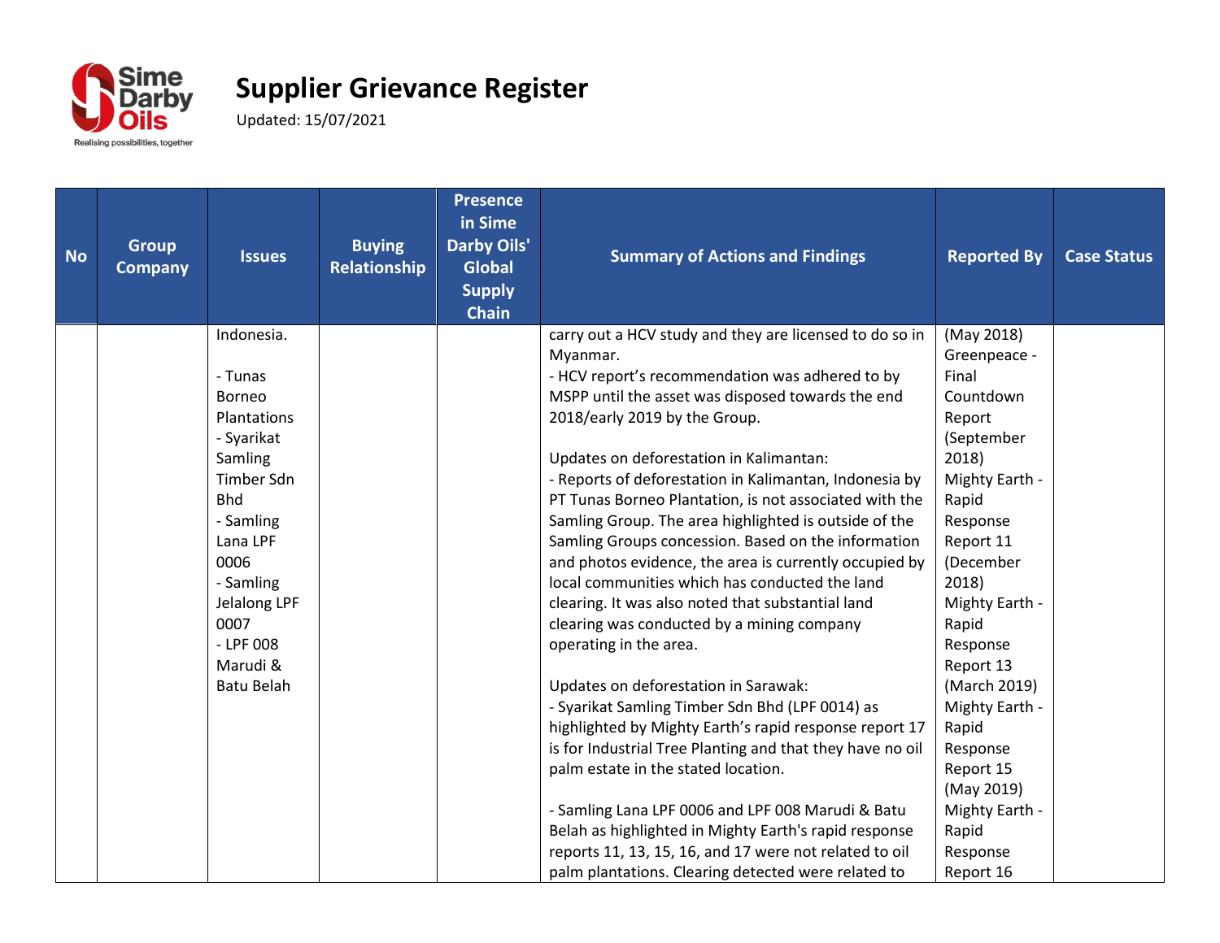# Supplier Grievance Register

Updated: 15/07/2021

| No | Group Company | Issues | Buying Relationship | Presence in Sime Darby Oils' Global Supply Chain | Summary of Actions and Findings | Reported By | Case Status |
|---|---|---|---|---|---|---|---|
| | | Indonesia.<br><br>- Tunas Borneo Plantations<br>- Syarikat Samling Timber Sdn Bhd<br>- Samling Lana LPF 0006<br>- Samling Jelalong LPF 0007<br>- LPF 008 Marudi & Batu Belah | | | carry out a HCV study and they are licensed to do so in Myanmar.<br>- HCV report's recommendation was adhered to by MSPP until the asset was disposed towards the end 2018/early 2019 by the Group.<br><br>Updates on deforestation in Kalimantan:<br>- Reports of deforestation in Kalimantan, Indonesia by PT Tunas Borneo Plantation, is not associated with the Samling Group. The area highlighted is outside of the Samling Groups concession. Based on the information and photos evidence, the area is currently occupied by local communities which has conducted the land clearing. It was also noted that substantial land clearing was conducted by a mining company operating in the area.<br><br>Updates on deforestation in Sarawak:<br>- Syarikat Samling Timber Sdn Bhd (LPF 0014) as highlighted by Mighty Earth's rapid response report 17 is for Industrial Tree Planting and that they have no oil palm estate in the stated location.<br><br>- Samling Lana LPF 0006 and LPF 008 Marudi & Batu Belah as highlighted in Mighty Earth's rapid response reports 11, 13, 15, 16, and 17 were not related to oil palm plantations. Clearing detected were related to | (May 2018)<br>Greenpeace - Final Countdown Report (September 2018)<br>Mighty Earth - Rapid Response Report 11 (December 2018)<br>Mighty Earth - Rapid Response Report 13 (March 2019)<br>Mighty Earth - Rapid Response Report 15 (May 2019)<br>Mighty Earth - Rapid Response Report 16 | |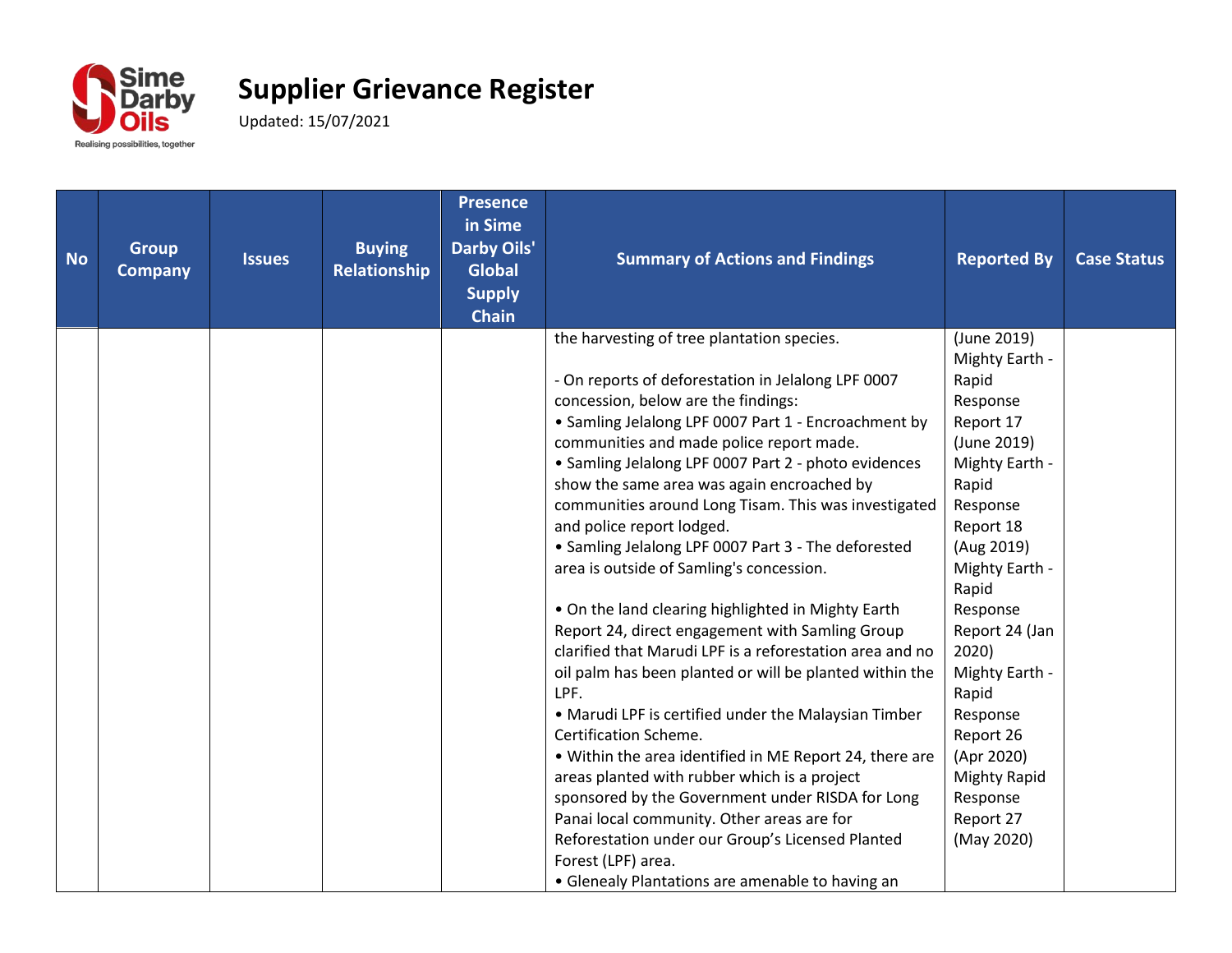# Supplier Grievance Register

Updated: 15/07/2021

| No | Group Company | Issues | Buying Relationship | Presence in Sime Darby Oils' Global Supply Chain | Summary of Actions and Findings | Reported By | Case Status |
|---|---|---|---|---|---|---|---|
| | | | | | the harvesting of tree plantation species.<br><br>- On reports of deforestation in Jelalong LPF 0007 concession, below are the findings:<br>• Samling Jelalong LPF 0007 Part 1 - Encroachment by communities and made police report made.<br>• Samling Jelalong LPF 0007 Part 2 - photo evidences show the same area was again encroached by communities around Long Tisam. This was investigated and police report lodged.<br>• Samling Jelalong LPF 0007 Part 3 - The deforested area is outside of Samling's concession.<br><br>• On the land clearing highlighted in Mighty Earth Report 24, direct engagement with Samling Group clarified that Marudi LPF is a reforestation area and no oil palm has been planted or will be planted within the LPF.<br>• Marudi LPF is certified under the Malaysian Timber Certification Scheme.<br>• Within the area identified in ME Report 24, there are areas planted with rubber which is a project sponsored by the Government under RISDA for Long Panai local community. Other areas are for Reforestation under our Group's Licensed Planted Forest (LPF) area.<br>• Glenealy Plantations are amenable to having an | (June 2019)<br>Mighty Earth - Rapid Response Report 17 (June 2019)<br>Mighty Earth - Rapid Response Report 18 (Aug 2019)<br>Mighty Earth - Rapid Response Report 24 (Jan 2020)<br>Mighty Earth - Rapid Response Report 26 (Apr 2020)<br>Mighty Rapid Response Report 27 (May 2020) | |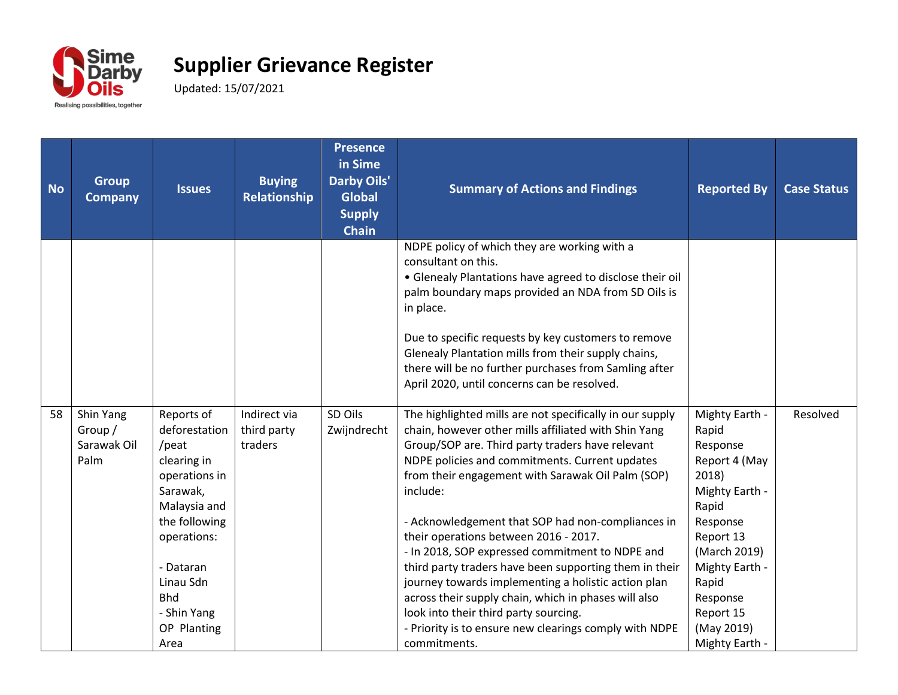# Supplier Grievance Register

Updated: 15/07/2021

| No | Group Company | Issues | Buying Relationship | Presence in Sime Darby Oils' Global Supply Chain | Summary of Actions and Findings | Reported By | Case Status |
|---|---|---|---|---|---|---|---|
| | | | | | NDPE policy of which they are working with a consultant on this.<br>• Glenealy Plantations have agreed to disclose their oil palm boundary maps provided an NDA from SD Oils is in place.<br><br>Due to specific requests by key customers to remove Glenealy Plantation mills from their supply chains, there will be no further purchases from Samling after April 2020, until concerns can be resolved. | | |
| 58 | Shin Yang Group / Sarawak Oil Palm | Reports of deforestation /peat clearing in operations in Sarawak, Malaysia and the following operations:<br><br>- Dataran Linau Sdn Bhd<br>- Shin Yang OP Planting Area | Indirect via third party traders | SD Oils Zwijndrecht | The highlighted mills are not specifically in our supply chain, however other mills affiliated with Shin Yang Group/SOP are. Third party traders have relevant NDPE policies and commitments. Current updates from their engagement with Sarawak Oil Palm (SOP) include:<br><br>- Acknowledgement that SOP had non-compliances in their operations between 2016 - 2017.<br>- In 2018, SOP expressed commitment to NDPE and third party traders have been supporting them in their journey towards implementing a holistic action plan across their supply chain, which in phases will also look into their third party sourcing.<br>- Priority is to ensure new clearings comply with NDPE commitments. | Mighty Earth - Rapid Response Report 4 (May 2018)<br>Mighty Earth - Rapid Response Report 13 (March 2019)<br>Mighty Earth - Rapid Response Report 15 (May 2019)<br>Mighty Earth - | Resolved |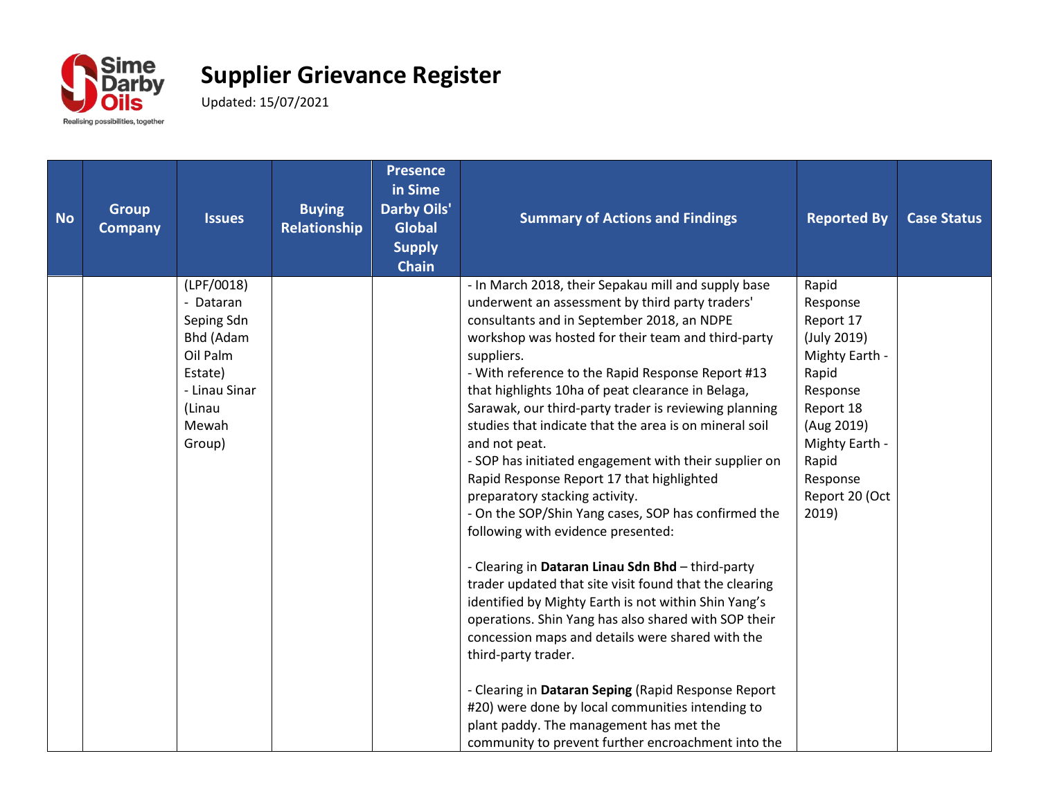# Supplier Grievance Register

Updated: 15/07/2021

| No | Group Company | Issues | Buying Relationship | Presence in Sime Darby Oils' Global Supply Chain | Summary of Actions and Findings | Reported By | Case Status |
|---|---|---|---|---|---|---|---|
| | | (LPF/0018)<br>- Dataran Seping Sdn Bhd (Adam Oil Palm Estate)<br>- Linau Sinar (Linau Mewah Group) | | | - In March 2018, their Sepakau mill and supply base underwent an assessment by third party traders' consultants and in September 2018, an NDPE workshop was hosted for their team and third-party suppliers.<br>- With reference to the Rapid Response Report #13 that highlights 10ha of peat clearance in Belaga, Sarawak, our third-party trader is reviewing planning studies that indicate that the area is on mineral soil and not peat.<br>- SOP has initiated engagement with their supplier on Rapid Response Report 17 that highlighted preparatory stacking activity.<br>- On the SOP/Shin Yang cases, SOP has confirmed the following with evidence presented:<br><br>- Clearing in **Dataran Linau Sdn Bhd** – third-party trader updated that site visit found that the clearing identified by Mighty Earth is not within Shin Yang's operations. Shin Yang has also shared with SOP their concession maps and details were shared with the third-party trader.<br><br>- Clearing in **Dataran Seping** (Rapid Response Report #20) were done by local communities intending to plant paddy. The management has met the community to prevent further encroachment into the | Rapid Response Report 17 (July 2019)<br>Mighty Earth - Rapid Response Report 18 (Aug 2019)<br>Mighty Earth - Rapid Response Report 20 (Oct 2019) | |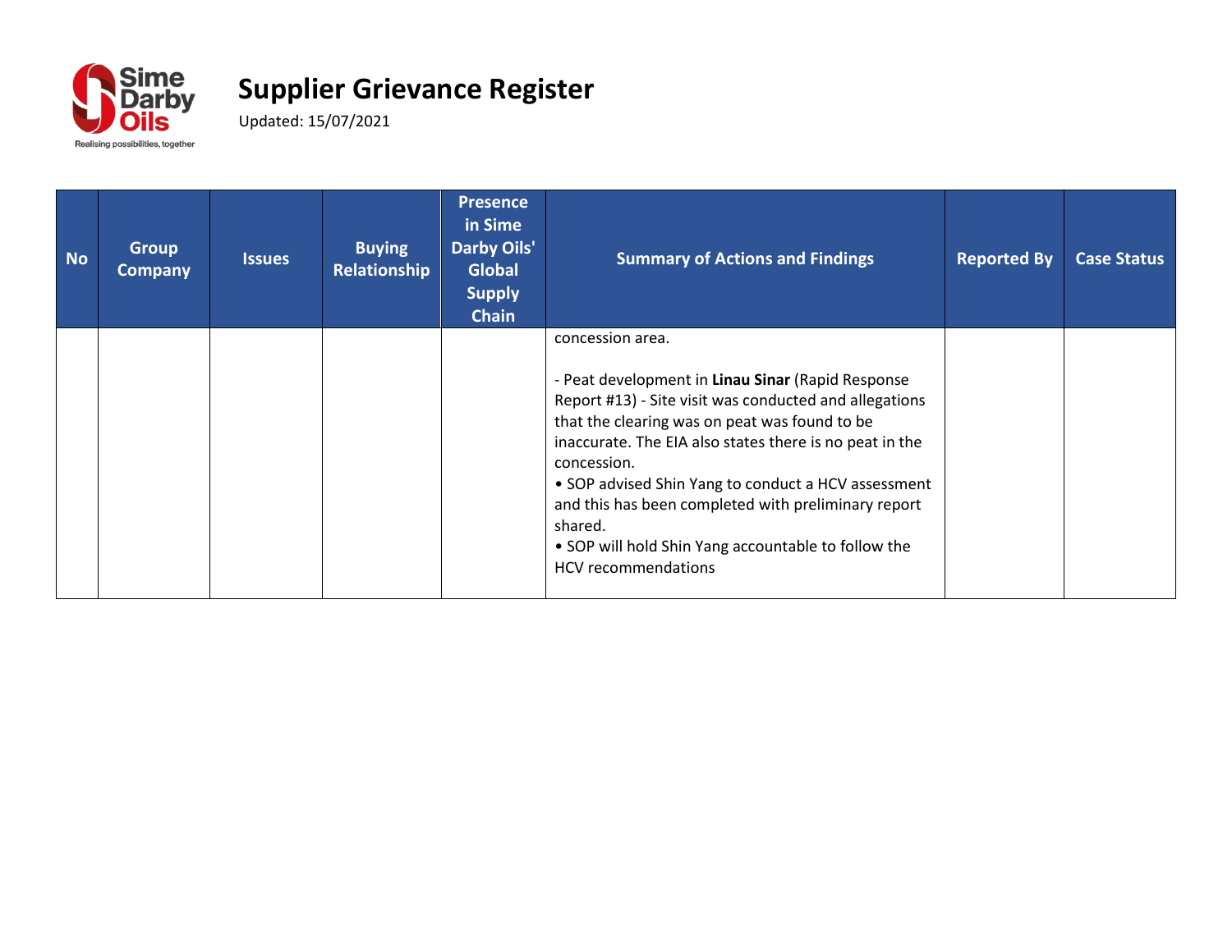# Supplier Grievance Register

Updated: 15/07/2021

| No | Group Company | Issues | Buying Relationship | Presence in Sime Darby Oils' Global Supply Chain | Summary of Actions and Findings | Reported By | Case Status |
|---|---|---|---|---|---|---|---|
| | | | | | concession area.<br><br>- Peat development in **Linau Sinar** (Rapid Response Report #13) - Site visit was conducted and allegations that the clearing was on peat was found to be inaccurate. The EIA also states there is no peat in the concession.<br>• SOP advised Shin Yang to conduct a HCV assessment and this has been completed with preliminary report shared.<br>• SOP will hold Shin Yang accountable to follow the HCV recommendations | | |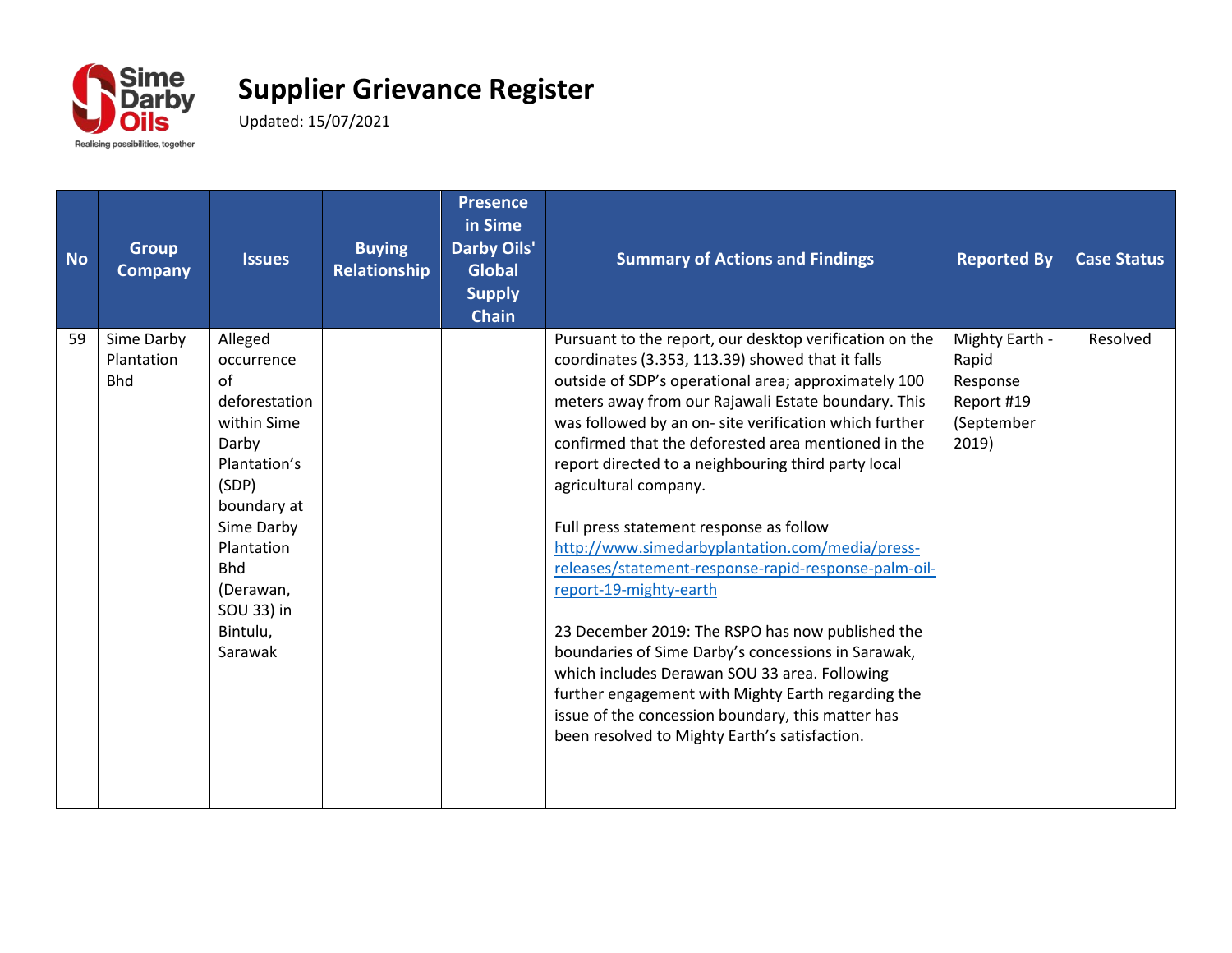# Supplier Grievance Register

Updated: 15/07/2021

| No | Group Company | Issues | Buying Relationship | Presence in Sime Darby Oils' Global Supply Chain | Summary of Actions and Findings | Reported By | Case Status |
|---|---|---|---|---|---|---|---|
| 59 | Sime Darby Plantation Bhd | Alleged occurrence of deforestation within Sime Darby Plantation's (SDP) boundary at Sime Darby Plantation Bhd (Derawan, SOU 33) in Bintulu, Sarawak | | | Pursuant to the report, our desktop verification on the coordinates (3.353, 113.39) showed that it falls outside of SDP's operational area; approximately 100 meters away from our Rajawali Estate boundary. This was followed by an on- site verification which further confirmed that the deforested area mentioned in the report directed to a neighbouring third party local agricultural company.<br><br>Full press statement response as follow http://www.simedarbyplantation.com/media/press-releases/statement-response-rapid-response-palm-oil-report-19-mighty-earth<br><br>23 December 2019: The RSPO has now published the boundaries of Sime Darby's concessions in Sarawak, which includes Derawan SOU 33 area. Following further engagement with Mighty Earth regarding the issue of the concession boundary, this matter has been resolved to Mighty Earth's satisfaction. | Mighty Earth - Rapid Response Report #19 (September 2019) | Resolved |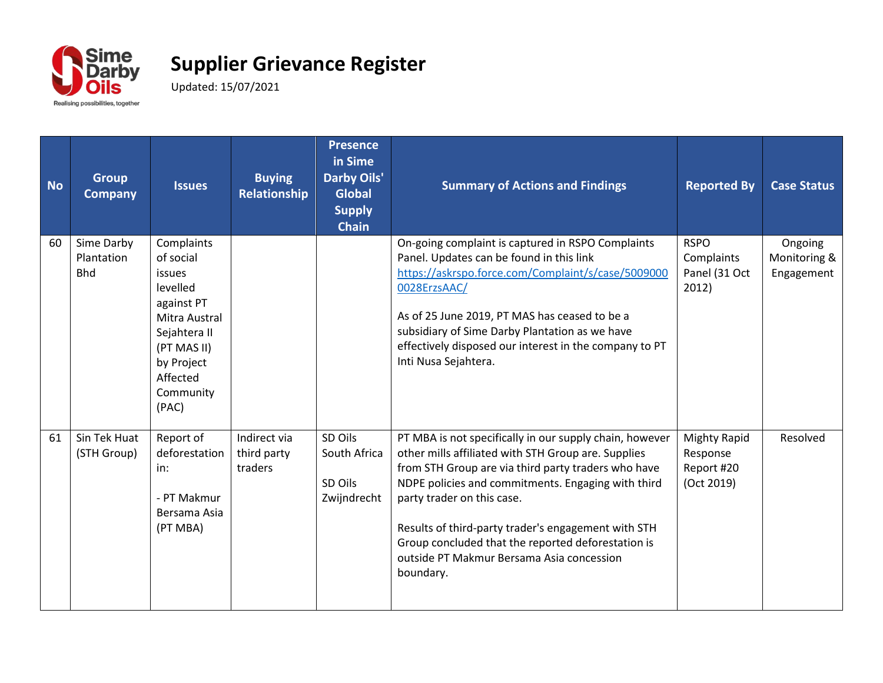# Supplier Grievance Register

Updated: 15/07/2021

| No | Group Company | Issues | Buying Relationship | Presence in Sime Darby Oils' Global Supply Chain | Summary of Actions and Findings | Reported By | Case Status |
|---|---|---|---|---|---|---|---|
| 60 | Sime Darby Plantation Bhd | Complaints of social issues levelled against PT Mitra Austral Sejahtera II (PT MAS II) by Project Affected Community (PAC) | | | On-going complaint is captured in RSPO Complaints Panel. Updates can be found in this link https://askrspo.force.com/Complaint/s/case/50090000028ErzsAAC/<br><br>As of 25 June 2019, PT MAS has ceased to be a subsidiary of Sime Darby Plantation as we have effectively disposed our interest in the company to PT Inti Nusa Sejahtera. | RSPO Complaints Panel (31 Oct 2012) | Ongoing Monitoring & Engagement |
| 61 | Sin Tek Huat (STH Group) | Report of deforestation in:<br><br>- PT Makmur Bersama Asia (PT MBA) | Indirect via third party traders | SD Oils South Africa<br><br>SD Oils Zwijndrecht | PT MBA is not specifically in our supply chain, however other mills affiliated with STH Group are. Supplies from STH Group are via third party traders who have NDPE policies and commitments. Engaging with third party trader on this case.<br><br>Results of third-party trader's engagement with STH Group concluded that the reported deforestation is outside PT Makmur Bersama Asia concession boundary. | Mighty Rapid Response Report #20 (Oct 2019) | Resolved |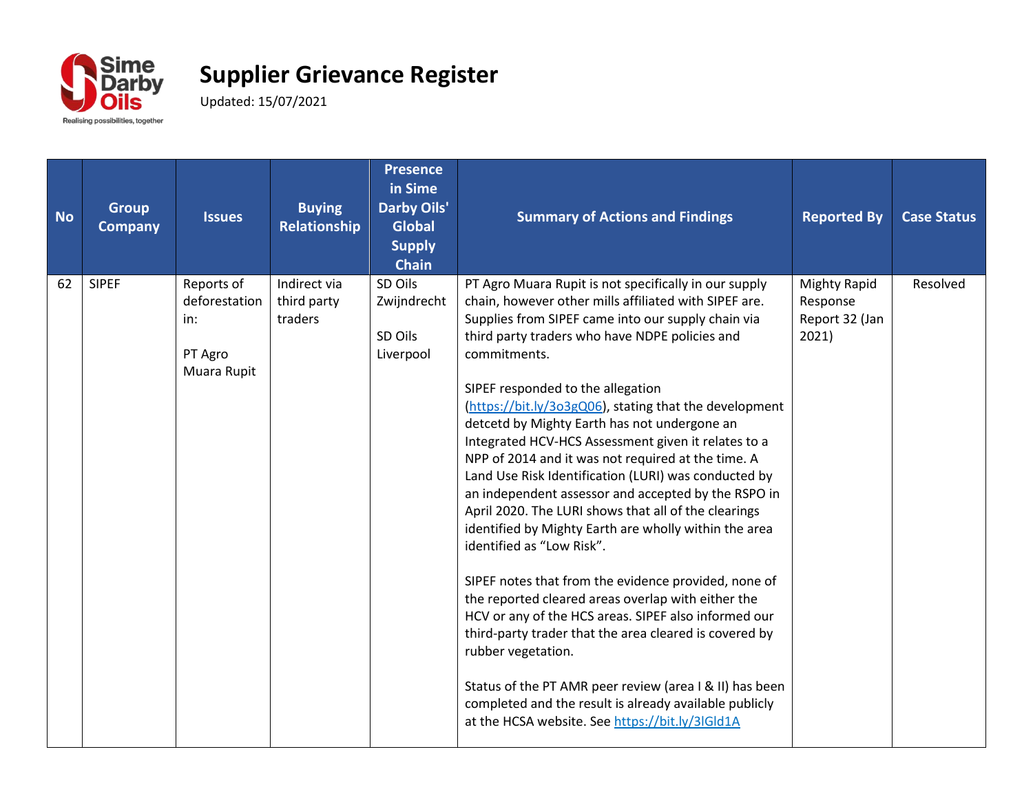# Supplier Grievance Register

Updated: 15/07/2021

| No | Group Company | Issues | Buying Relationship | Presence in Sime Darby Oils' Global Supply Chain | Summary of Actions and Findings | Reported By | Case Status |
|---|---|---|---|---|---|---|---|
| 62 | SIPEF | Reports of deforestation in:<br><br>PT Agro Muara Rupit | Indirect via third party traders | SD Oils Zwijndrecht<br><br>SD Oils Liverpool | PT Agro Muara Rupit is not specifically in our supply chain, however other mills affiliated with SIPEF are. Supplies from SIPEF came into our supply chain via third party traders who have NDPE policies and commitments.<br><br>SIPEF responded to the allegation (https://bit.ly/3o3gQ06), stating that the development detcetd by Mighty Earth has not undergone an Integrated HCV-HCS Assessment given it relates to a NPP of 2014 and it was not required at the time. A Land Use Risk Identification (LURI) was conducted by an independent assessor and accepted by the RSPO in April 2020. The LURI shows that all of the clearings identified by Mighty Earth are wholly within the area identified as "Low Risk".<br><br>SIPEF notes that from the evidence provided, none of the reported cleared areas overlap with either the HCV or any of the HCS areas. SIPEF also informed our third-party trader that the area cleared is covered by rubber vegetation.<br><br>Status of the PT AMR peer review (area I & II) has been completed and the result is already available publicly at the HCSA website. See https://bit.ly/3lGld1A | Mighty Rapid Response Report 32 (Jan 2021) | Resolved |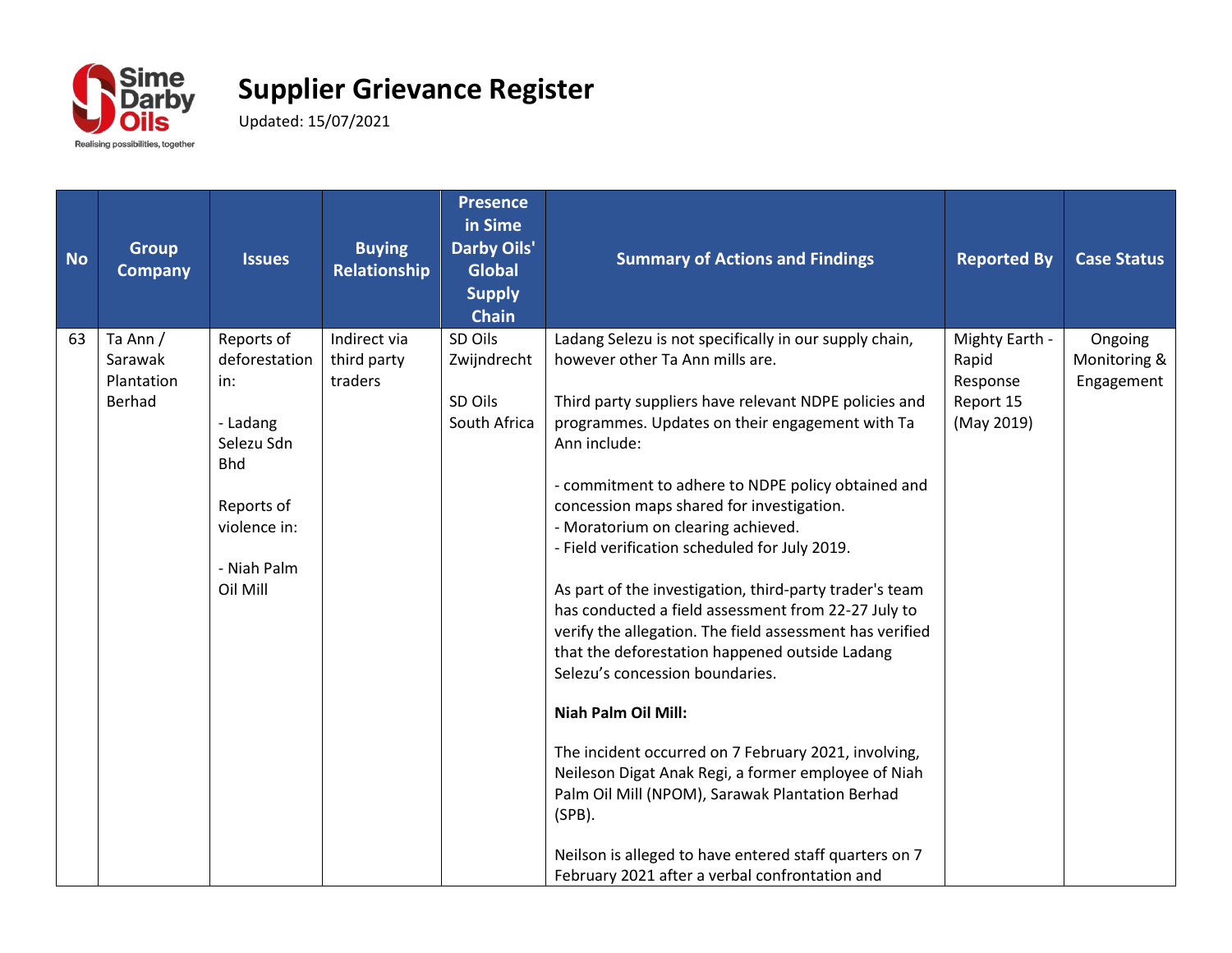# Supplier Grievance Register

Updated: 15/07/2021

| No | Group Company | Issues | Buying Relationship | Presence in Sime Darby Oils' Global Supply Chain | Summary of Actions and Findings | Reported By | Case Status |
|---|---|---|---|---|---|---|---|
| 63 | Ta Ann / Sarawak Plantation Berhad | Reports of deforestation in:<br><br>- Ladang Selezu Sdn Bhd<br><br>Reports of violence in:<br><br>- Niah Palm Oil Mill | Indirect via third party traders | SD Oils Zwijndrecht<br><br>SD Oils South Africa | Ladang Selezu is not specifically in our supply chain, however other Ta Ann mills are.<br><br>Third party suppliers have relevant NDPE policies and programmes. Updates on their engagement with Ta Ann include:<br><br>- commitment to adhere to NDPE policy obtained and concession maps shared for investigation.<br>- Moratorium on clearing achieved.<br>- Field verification scheduled for July 2019.<br><br>As part of the investigation, third-party trader's team has conducted a field assessment from 22-27 July to verify the allegation. The field assessment has verified that the deforestation happened outside Ladang Selezu's concession boundaries.<br><br>**Niah Palm Oil Mill:**<br><br>The incident occurred on 7 February 2021, involving, Neileson Digat Anak Regi, a former employee of Niah Palm Oil Mill (NPOM), Sarawak Plantation Berhad (SPB).<br><br>Neilson is alleged to have entered staff quarters on 7 February 2021 after a verbal confrontation and | Mighty Earth - Rapid Response Report 15 (May 2019) | Ongoing Monitoring & Engagement |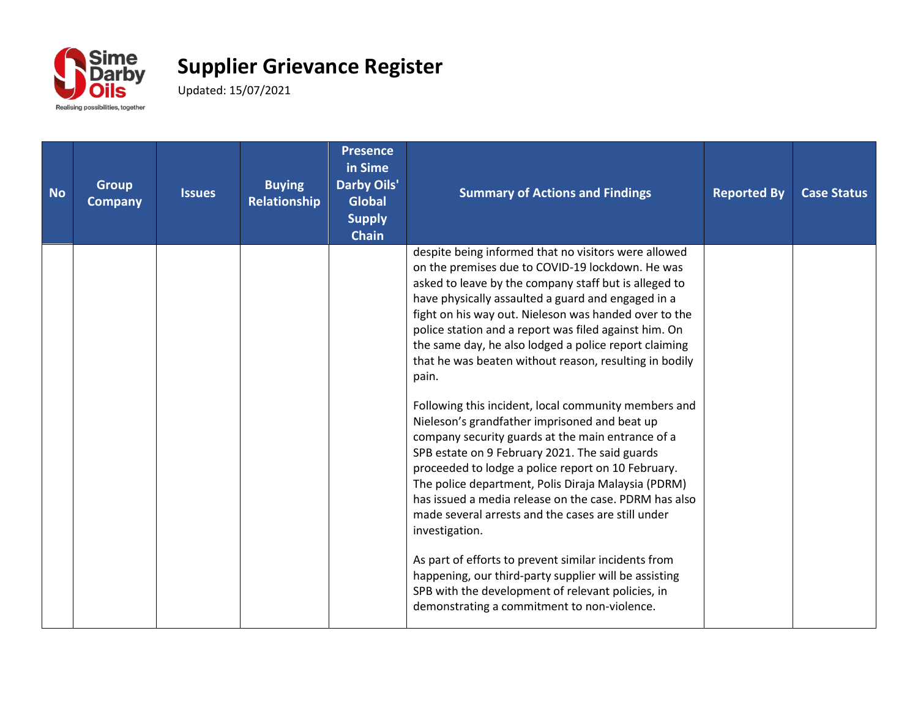# Supplier Grievance Register

Updated: 15/07/2021

| No | Group Company | Issues | Buying Relationship | Presence in Sime Darby Oils' Global Supply Chain | Summary of Actions and Findings | Reported By | Case Status |
|---|---|---|---|---|---|---|---|
| | | | | | despite being informed that no visitors were allowed on the premises due to COVID-19 lockdown. He was asked to leave by the company staff but is alleged to have physically assaulted a guard and engaged in a fight on his way out. Nieleson was handed over to the police station and a report was filed against him. On the same day, he also lodged a police report claiming that he was beaten without reason, resulting in bodily pain.<br><br>Following this incident, local community members and Nieleson's grandfather imprisoned and beat up company security guards at the main entrance of a SPB estate on 9 February 2021. The said guards proceeded to lodge a police report on 10 February. The police department, Polis Diraja Malaysia (PDRM) has issued a media release on the case. PDRM has also made several arrests and the cases are still under investigation.<br><br>As part of efforts to prevent similar incidents from happening, our third-party supplier will be assisting SPB with the development of relevant policies, in demonstrating a commitment to non-violence. | | |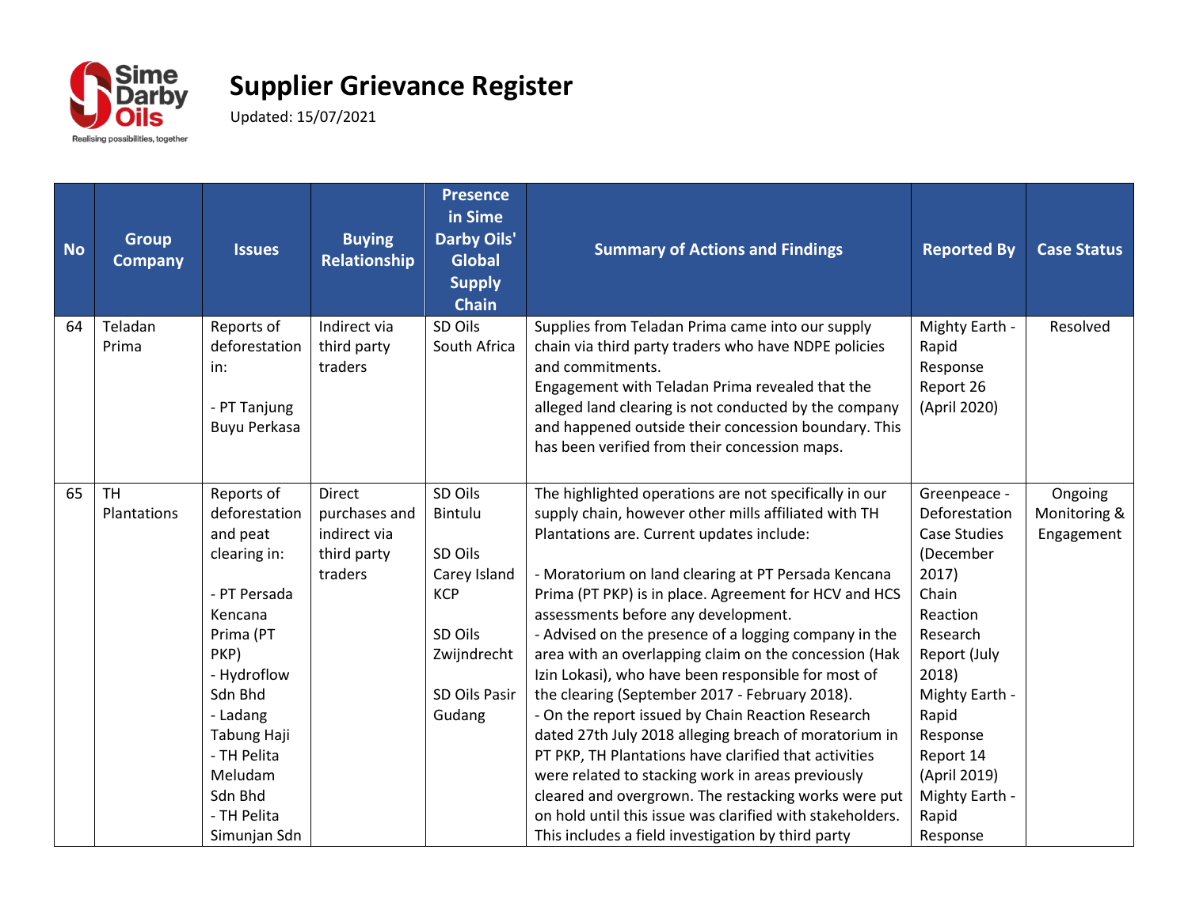# Supplier Grievance Register

Updated: 15/07/2021

| No | Group Company | Issues | Buying Relationship | Presence in Sime Darby Oils' Global Supply Chain | Summary of Actions and Findings | Reported By | Case Status |
|---|---|---|---|---|---|---|---|
| 64 | Teladan Prima | Reports of deforestation in:<br><br>- PT Tanjung Buyu Perkasa | Indirect via third party traders | SD Oils South Africa | Supplies from Teladan Prima came into our supply chain via third party traders who have NDPE policies and commitments.<br>Engagement with Teladan Prima revealed that the alleged land clearing is not conducted by the company and happened outside their concession boundary. This has been verified from their concession maps. | Mighty Earth - Rapid Response Report 26 (April 2020) | Resolved |
| 65 | TH Plantations | Reports of deforestation and peat clearing in:<br><br>- PT Persada Kencana Prima (PT PKP)<br>- Hydroflow Sdn Bhd<br>- Ladang Tabung Haji<br>- TH Pelita Meludam Sdn Bhd<br>- TH Pelita Simunjan Sdn | Direct purchases and indirect via third party traders | SD Oils Bintulu<br><br>SD Oils Carey Island KCP<br><br>SD Oils Zwijndrecht<br><br>SD Oils Pasir Gudang | The highlighted operations are not specifically in our supply chain, however other mills affiliated with TH Plantations are. Current updates include:<br><br>- Moratorium on land clearing at PT Persada Kencana Prima (PT PKP) is in place. Agreement for HCV and HCS assessments before any development.<br>- Advised on the presence of a logging company in the area with an overlapping claim on the concession (Hak Izin Lokasi), who have been responsible for most of the clearing (September 2017 - February 2018).<br>- On the report issued by Chain Reaction Research dated 27th July 2018 alleging breach of moratorium in PT PKP, TH Plantations have clarified that activities were related to stacking work in areas previously cleared and overgrown. The restacking works were put on hold until this issue was clarified with stakeholders. This includes a field investigation by third party | Greenpeace - Deforestation Case Studies (December 2017)<br>Chain Reaction Research Report (July 2018)<br>Mighty Earth - Rapid Response Report 14 (April 2019)<br>Mighty Earth - Rapid Response | Ongoing Monitoring & Engagement |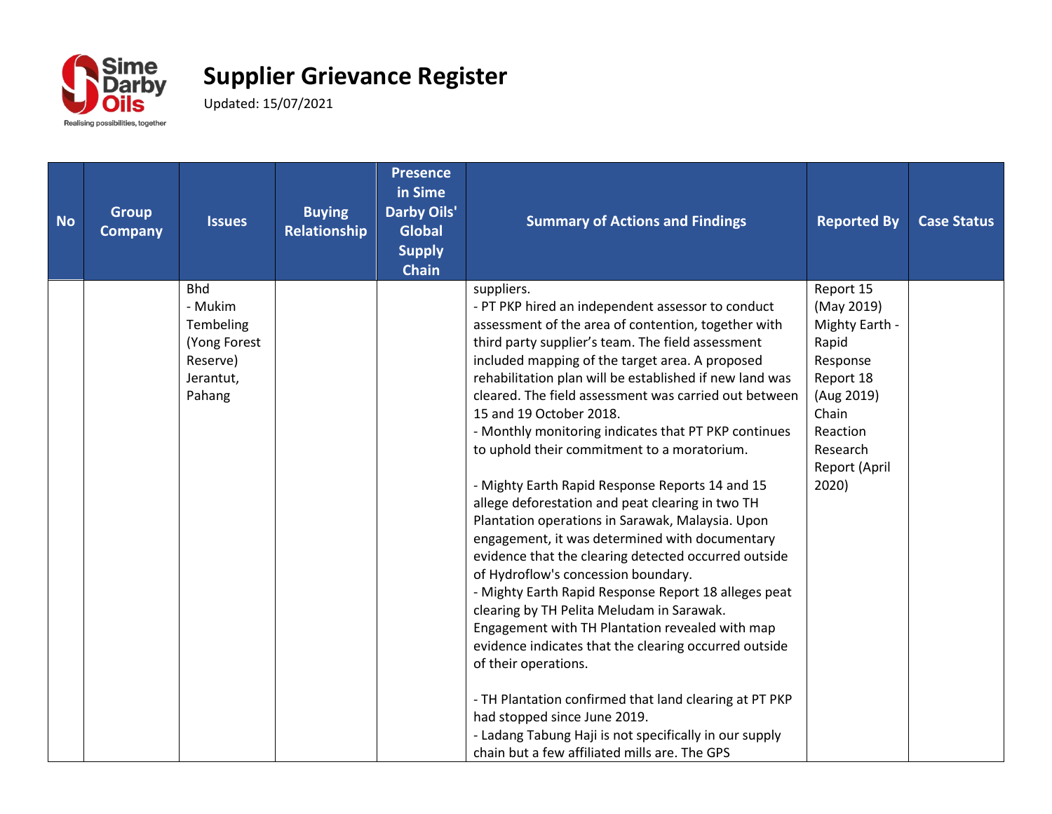# Supplier Grievance Register

Updated: 15/07/2021

| No | Group Company | Issues | Buying Relationship | Presence in Sime Darby Oils' Global Supply Chain | Summary of Actions and Findings | Reported By | Case Status |
|---|---|---|---|---|---|---|---|
| | | Bhd<br>- Mukim Tembeling (Yong Forest Reserve) Jerantut, Pahang | | | suppliers.<br>- PT PKP hired an independent assessor to conduct assessment of the area of contention, together with third party supplier's team. The field assessment included mapping of the target area. A proposed rehabilitation plan will be established if new land was cleared. The field assessment was carried out between 15 and 19 October 2018.<br>- Monthly monitoring indicates that PT PKP continues to uphold their commitment to a moratorium.<br><br>- Mighty Earth Rapid Response Reports 14 and 15 allege deforestation and peat clearing in two TH Plantation operations in Sarawak, Malaysia. Upon engagement, it was determined with documentary evidence that the clearing detected occurred outside of Hydroflow's concession boundary.<br>- Mighty Earth Rapid Response Report 18 alleges peat clearing by TH Pelita Meludam in Sarawak. Engagement with TH Plantation revealed with map evidence indicates that the clearing occurred outside of their operations.<br><br>- TH Plantation confirmed that land clearing at PT PKP had stopped since June 2019.<br>- Ladang Tabung Haji is not specifically in our supply chain but a few affiliated mills are. The GPS | Report 15 (May 2019)<br>Mighty Earth - Rapid Response Report 18 (Aug 2019)<br>Chain Reaction Research Report (April 2020) | |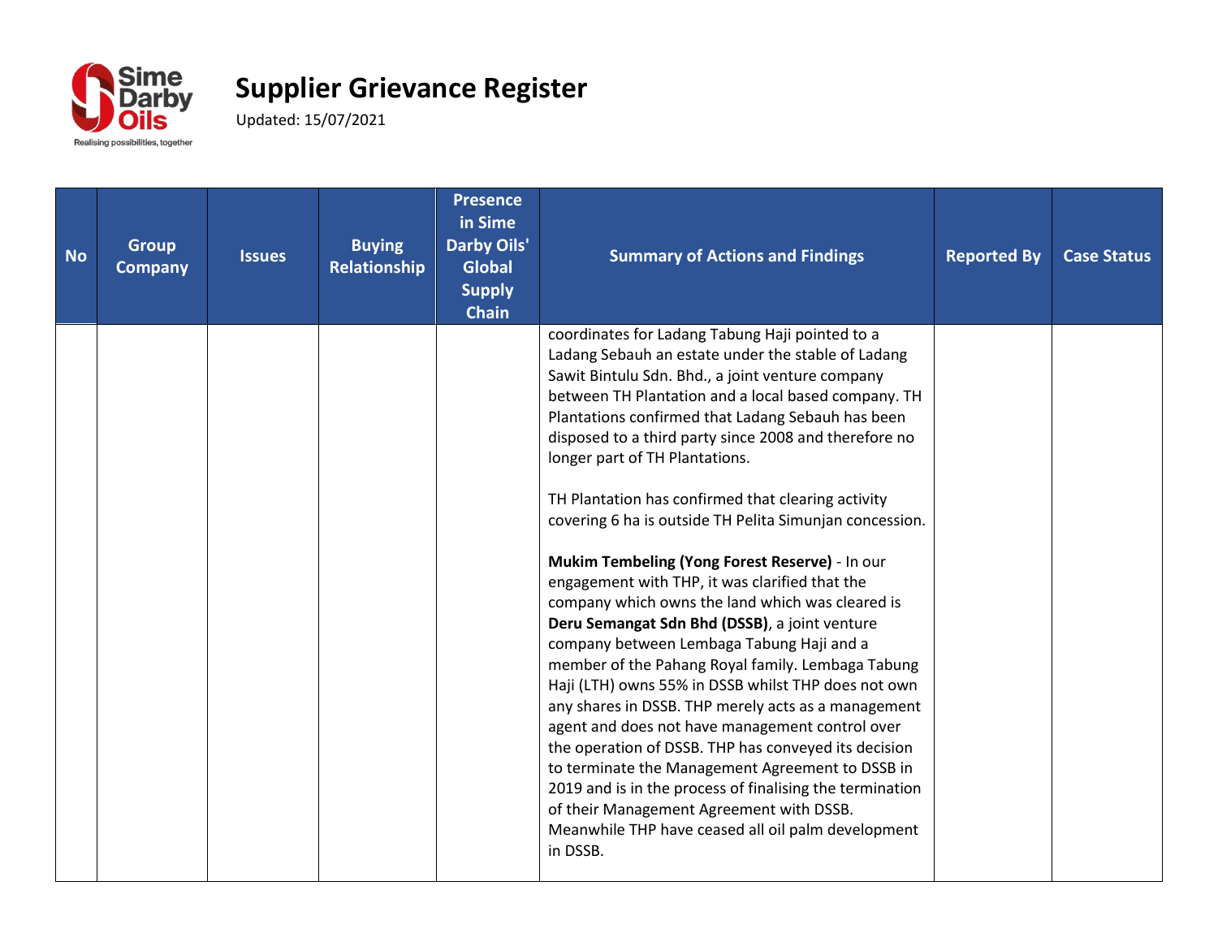# Supplier Grievance Register

Updated: 15/07/2021

| No | Group Company | Issues | Buying Relationship | Presence in Sime Darby Oils' Global Supply Chain | Summary of Actions and Findings | Reported By | Case Status |
|---|---|---|---|---|---|---|---|
| | | | | | coordinates for Ladang Tabung Haji pointed to a Ladang Sebauh an estate under the stable of Ladang Sawit Bintulu Sdn. Bhd., a joint venture company between TH Plantation and a local based company. TH Plantations confirmed that Ladang Sebauh has been disposed to a third party since 2008 and therefore no longer part of TH Plantations.<br><br>TH Plantation has confirmed that clearing activity covering 6 ha is outside TH Pelita Simunjan concession.<br><br>**Mukim Tembeling (Yong Forest Reserve)** - In our engagement with THP, it was clarified that the company which owns the land which was cleared is **Deru Semangat Sdn Bhd (DSSB)**, a joint venture company between Lembaga Tabung Haji and a member of the Pahang Royal family. Lembaga Tabung Haji (LTH) owns 55% in DSSB whilst THP does not own any shares in DSSB. THP merely acts as a management agent and does not have management control over the operation of DSSB. THP has conveyed its decision to terminate the Management Agreement to DSSB in 2019 and is in the process of finalising the termination of their Management Agreement with DSSB. Meanwhile THP have ceased all oil palm development in DSSB. | | |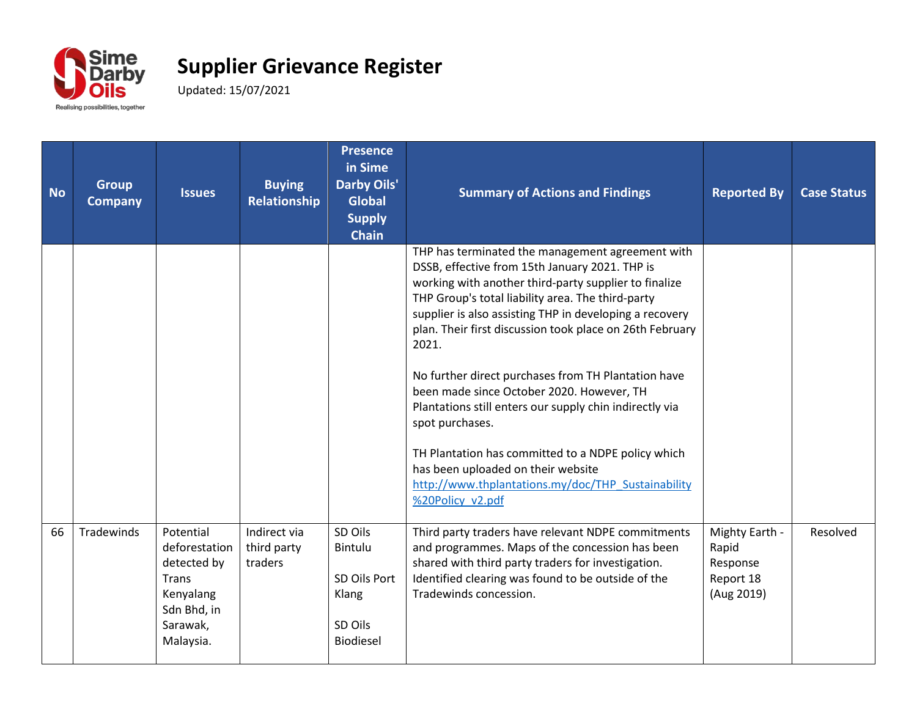# Supplier Grievance Register

Updated: 15/07/2021

| No | Group Company | Issues | Buying Relationship | Presence in Sime Darby Oils' Global Supply Chain | Summary of Actions and Findings | Reported By | Case Status |
|---|---|---|---|---|---|---|---|
| | | | | | THP has terminated the management agreement with DSSB, effective from 15th January 2021. THP is working with another third-party supplier to finalize THP Group's total liability area. The third-party supplier is also assisting THP in developing a recovery plan. Their first discussion took place on 26th February 2021.<br><br>No further direct purchases from TH Plantation have been made since October 2020. However, TH Plantations still enters our supply chin indirectly via spot purchases.<br><br>TH Plantation has committed to a NDPE policy which has been uploaded on their website http://www.thplantations.my/doc/THP_Sustainability%20Policy_v2.pdf | | |
| 66 | Tradewinds | Potential deforestation detected by Trans Kenyalang Sdn Bhd, in Sarawak, Malaysia. | Indirect via third party traders | SD Oils Bintulu<br><br>SD Oils Port Klang<br><br>SD Oils Biodiesel | Third party traders have relevant NDPE commitments and programmes. Maps of the concession has been shared with third party traders for investigation. Identified clearing was found to be outside of the Tradewinds concession. | Mighty Earth - Rapid Response Report 18 (Aug 2019) | Resolved |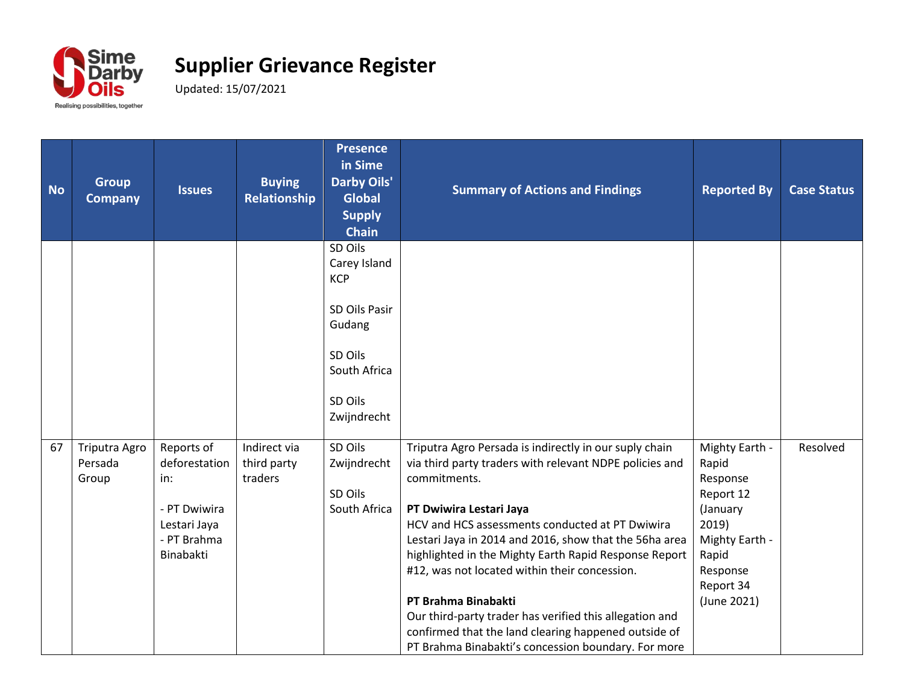# Supplier Grievance Register

Updated: 15/07/2021

| No | Group Company | Issues | Buying Relationship | Presence in Sime Darby Oils' Global Supply Chain | Summary of Actions and Findings | Reported By | Case Status |
|---|---|---|---|---|---|---|---|
| | | | | SD Oils Carey Island KCP<br><br>SD Oils Pasir Gudang<br><br>SD Oils South Africa<br><br>SD Oils Zwijndrecht | | | |
| 67 | Triputra Agro Persada Group | Reports of deforestation in:<br><br>- PT Dwiwira Lestari Jaya<br>- PT Brahma Binabakti | Indirect via third party traders | SD Oils Zwijndrecht<br><br>SD Oils South Africa | Triputra Agro Persada is indirectly in our suply chain via third party traders with relevant NDPE policies and commitments.<br><br>**PT Dwiwira Lestari Jaya**<br>HCV and HCS assessments conducted at PT Dwiwira Lestari Jaya in 2014 and 2016, show that the 56ha area highlighted in the Mighty Earth Rapid Response Report #12, was not located within their concession.<br><br>**PT Brahma Binabakti**<br>Our third-party trader has verified this allegation and confirmed that the land clearing happened outside of PT Brahma Binabakti's concession boundary. For more | Mighty Earth - Rapid Response Report 12 (January 2019)<br>Mighty Earth - Rapid Response Report 34 (June 2021) | Resolved |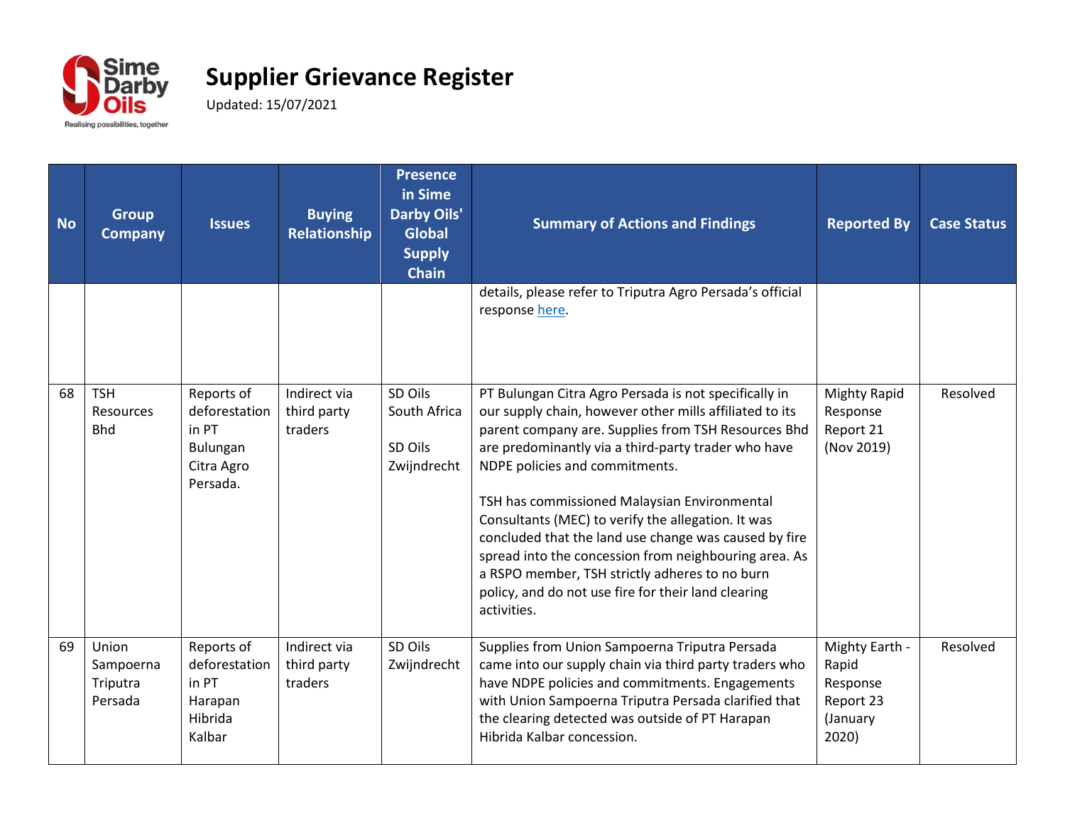# Supplier Grievance Register

Updated: 15/07/2021

| No | Group Company | Issues | Buying Relationship | Presence in Sime Darby Oils' Global Supply Chain | Summary of Actions and Findings | Reported By | Case Status |
|---|---|---|---|---|---|---|---|
| | | | | | details, please refer to Triputra Agro Persada's official response here. | | |
| 68 | TSH Resources Bhd | Reports of deforestation in PT Bulungan Citra Agro Persada. | Indirect via third party traders | SD Oils South Africa<br><br>SD Oils Zwijndrecht | PT Bulungan Citra Agro Persada is not specifically in our supply chain, however other mills affiliated to its parent company are. Supplies from TSH Resources Bhd are predominantly via a third-party trader who have NDPE policies and commitments.<br><br>TSH has commissioned Malaysian Environmental Consultants (MEC) to verify the allegation. It was concluded that the land use change was caused by fire spread into the concession from neighbouring area. As a RSPO member, TSH strictly adheres to no burn policy, and do not use fire for their land clearing activities. | Mighty Rapid Response Report 21 (Nov 2019) | Resolved |
| 69 | Union Sampoerna Triputra Persada | Reports of deforestation in PT Harapan Hibrida Kalbar | Indirect via third party traders | SD Oils Zwijndrecht | Supplies from Union Sampoerna Triputra Persada came into our supply chain via third party traders who have NDPE policies and commitments. Engagements with Union Sampoerna Triputra Persada clarified that the clearing detected was outside of PT Harapan Hibrida Kalbar concession. | Mighty Earth - Rapid Response Report 23 (January 2020) | Resolved |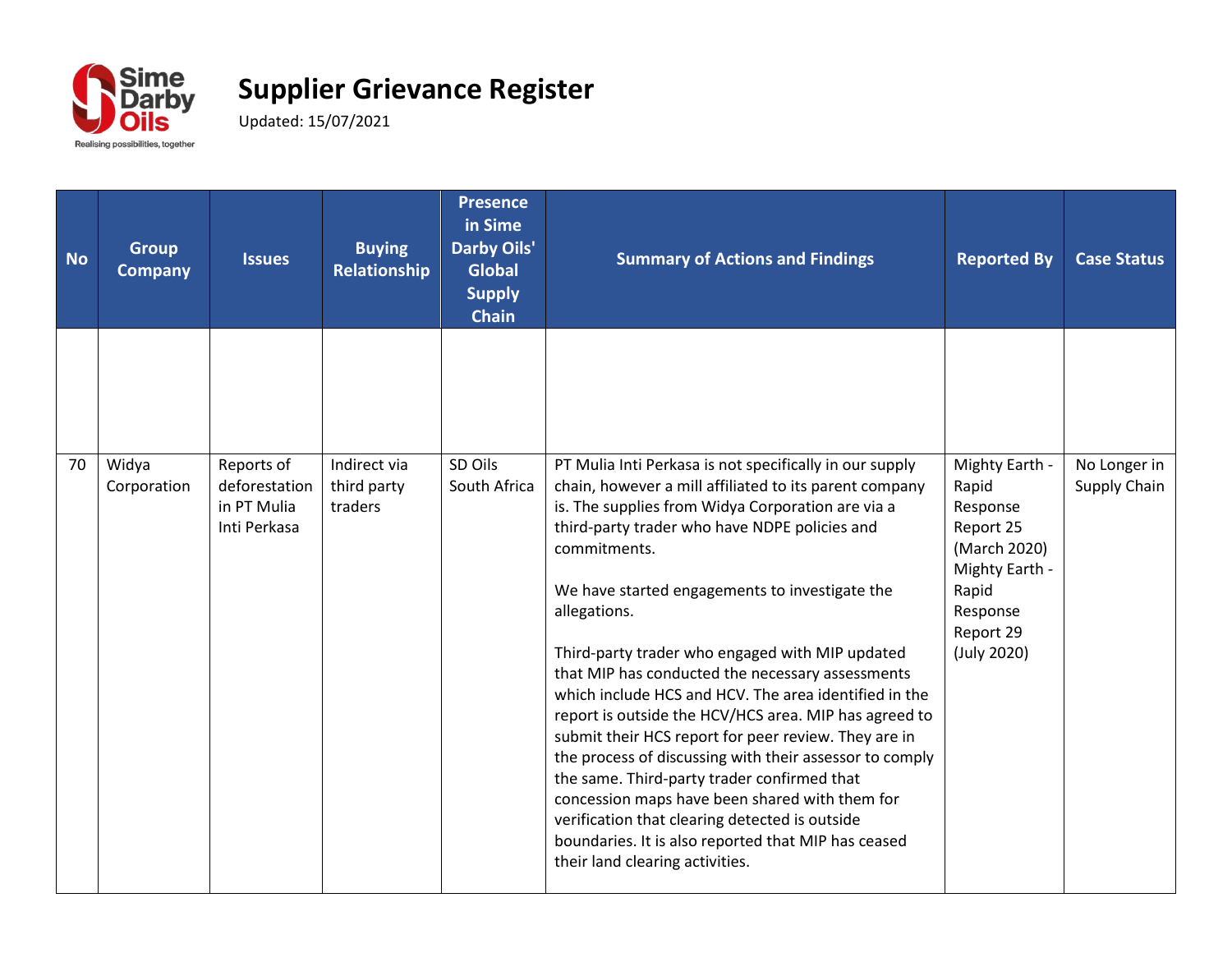# Supplier Grievance Register

Updated: 15/07/2021

| No | Group Company | Issues | Buying Relationship | Presence in Sime Darby Oils' Global Supply Chain | Summary of Actions and Findings | Reported By | Case Status |
|---|---|---|---|---|---|---|---|
| | | | | | | | |
| 70 | Widya Corporation | Reports of deforestation in PT Mulia Inti Perkasa | Indirect via third party traders | SD Oils South Africa | PT Mulia Inti Perkasa is not specifically in our supply chain, however a mill affiliated to its parent company is. The supplies from Widya Corporation are via a third-party trader who have NDPE policies and commitments.<br><br>We have started engagements to investigate the allegations.<br><br>Third-party trader who engaged with MIP updated that MIP has conducted the necessary assessments which include HCS and HCV. The area identified in the report is outside the HCV/HCS area. MIP has agreed to submit their HCS report for peer review. They are in the process of discussing with their assessor to comply the same. Third-party trader confirmed that concession maps have been shared with them for verification that clearing detected is outside boundaries. It is also reported that MIP has ceased their land clearing activities. | Mighty Earth - Rapid Response Report 25 (March 2020)<br>Mighty Earth - Rapid Response Report 29 (July 2020) | No Longer in Supply Chain |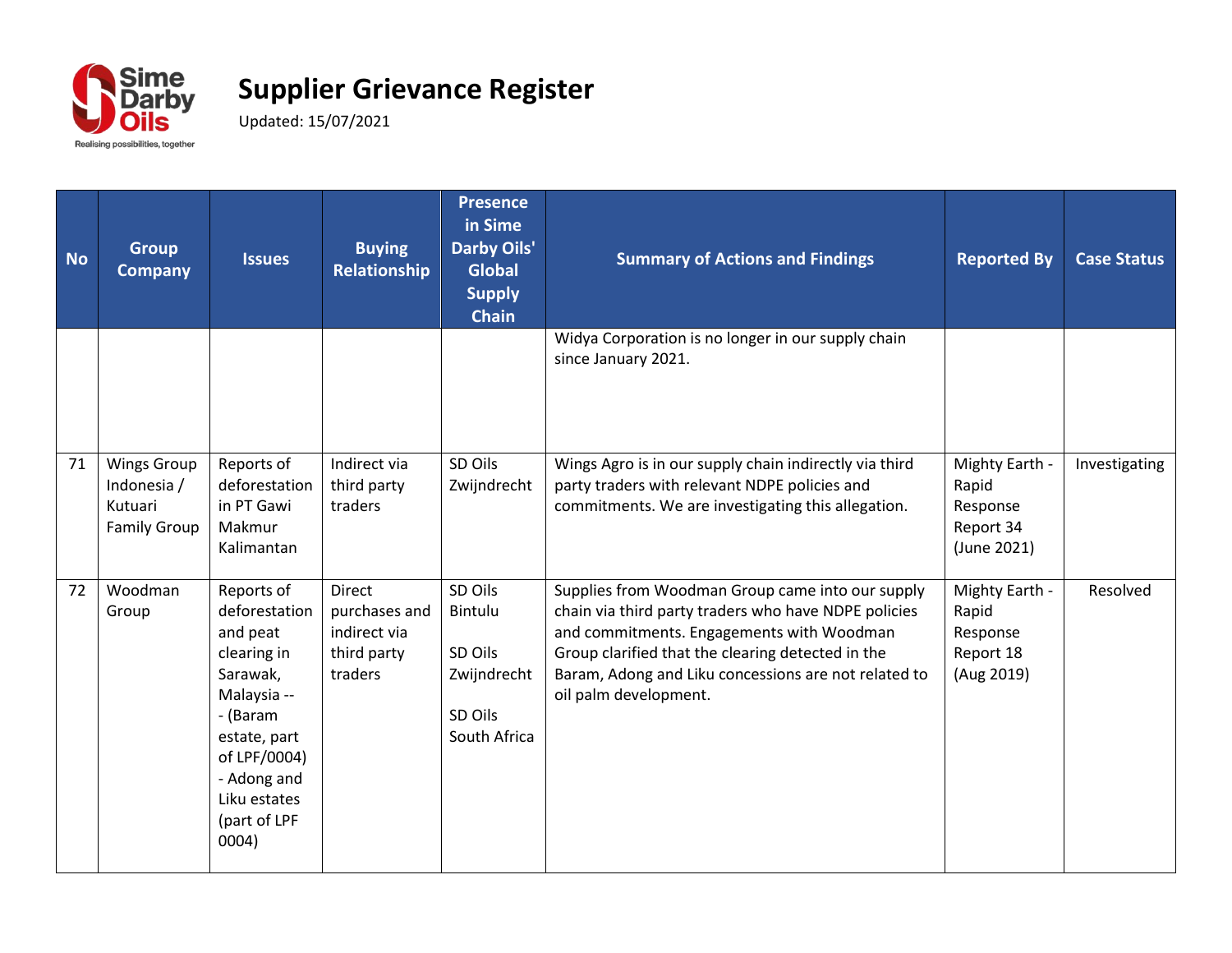# Supplier Grievance Register

Updated: 15/07/2021

| No | Group Company | Issues | Buying Relationship | Presence in Sime Darby Oils' Global Supply Chain | Summary of Actions and Findings | Reported By | Case Status |
|---|---|---|---|---|---|---|---|
| | | | | | Widya Corporation is no longer in our supply chain since January 2021. | | |
| 71 | Wings Group Indonesia / Kutuari Family Group | Reports of deforestation in PT Gawi Makmur Kalimantan | Indirect via third party traders | SD Oils Zwijndrecht | Wings Agro is in our supply chain indirectly via third party traders with relevant NDPE policies and commitments. We are investigating this allegation. | Mighty Earth - Rapid Response Report 34 (June 2021) | Investigating |
| 72 | Woodman Group | Reports of deforestation and peat clearing in Sarawak, Malaysia --- (Baram estate, part of LPF/0004) - Adong and Liku estates (part of LPF 0004) | Direct purchases and indirect via third party traders | SD Oils Bintulu<br><br>SD Oils Zwijndrecht<br><br>SD Oils South Africa | Supplies from Woodman Group came into our supply chain via third party traders who have NDPE policies and commitments. Engagements with Woodman Group clarified that the clearing detected in the Baram, Adong and Liku concessions are not related to oil palm development. | Mighty Earth - Rapid Response Report 18 (Aug 2019) | Resolved |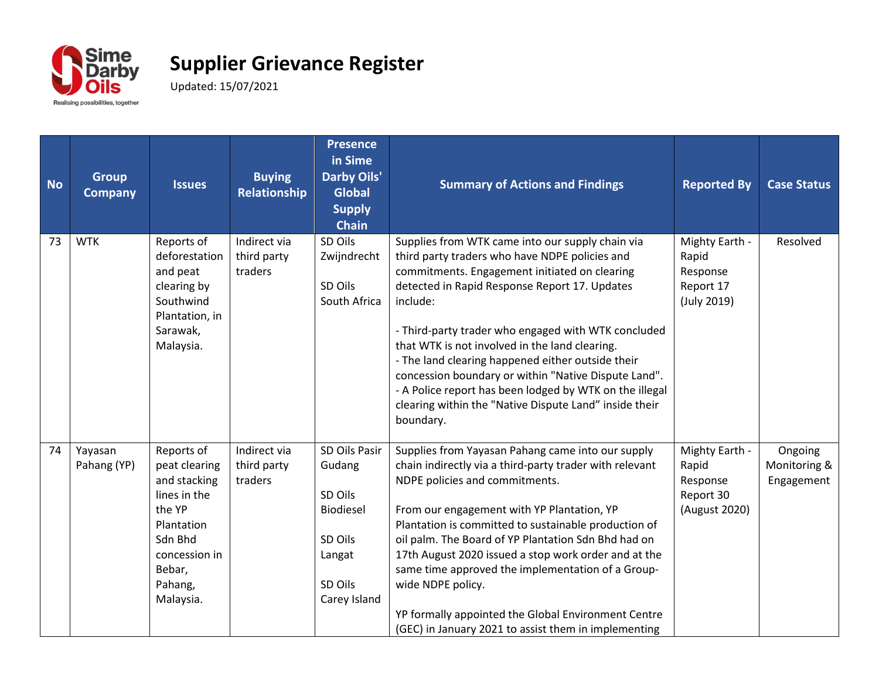# Supplier Grievance Register

Updated: 15/07/2021

| No | Group Company | Issues | Buying Relationship | Presence in Sime Darby Oils' Global Supply Chain | Summary of Actions and Findings | Reported By | Case Status |
|---|---|---|---|---|---|---|---|
| 73 | WTK | Reports of deforestation and peat clearing by Southwind Plantation, in Sarawak, Malaysia. | Indirect via third party traders | SD Oils Zwijndrecht<br><br>SD Oils South Africa | Supplies from WTK came into our supply chain via third party traders who have NDPE policies and commitments. Engagement initiated on clearing detected in Rapid Response Report 17. Updates include:<br><br>- Third-party trader who engaged with WTK concluded that WTK is not involved in the land clearing.<br>- The land clearing happened either outside their concession boundary or within "Native Dispute Land".<br>- A Police report has been lodged by WTK on the illegal clearing within the "Native Dispute Land" inside their boundary. | Mighty Earth - Rapid Response Report 17 (July 2019) | Resolved |
| 74 | Yayasan Pahang (YP) | Reports of peat clearing and stacking lines in the the YP Plantation Sdn Bhd concession in Bebar, Pahang, Malaysia. | Indirect via third party traders | SD Oils Pasir Gudang<br><br>SD Oils Biodiesel<br><br>SD Oils Langat<br><br>SD Oils Carey Island | Supplies from Yayasan Pahang came into our supply chain indirectly via a third-party trader with relevant NDPE policies and commitments.<br><br>From our engagement with YP Plantation, YP Plantation is committed to sustainable production of oil palm. The Board of YP Plantation Sdn Bhd had on 17th August 2020 issued a stop work order and at the same time approved the implementation of a Group-wide NDPE policy.<br><br>YP formally appointed the Global Environment Centre (GEC) in January 2021 to assist them in implementing | Mighty Earth - Rapid Response Report 30 (August 2020) | Ongoing Monitoring & Engagement |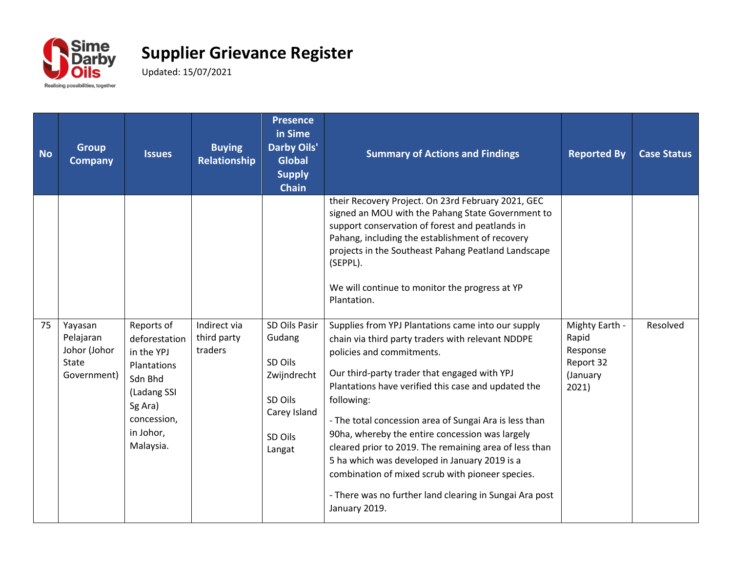# Supplier Grievance Register

Updated: 15/07/2021

| No | Group Company | Issues | Buying Relationship | Presence in Sime Darby Oils' Global Supply Chain | Summary of Actions and Findings | Reported By | Case Status |
|---|---|---|---|---|---|---|---|
| | | | | | their Recovery Project. On 23rd February 2021, GEC signed an MOU with the Pahang State Government to support conservation of forest and peatlands in Pahang, including the establishment of recovery projects in the Southeast Pahang Peatland Landscape (SEPPL).<br><br>We will continue to monitor the progress at YP Plantation. | | |
| 75 | Yayasan Pelajaran Johor (Johor State Government) | Reports of deforestation in the YPJ Plantations Sdn Bhd (Ladang SSI Sg Ara) concession, in Johor, Malaysia. | Indirect via third party traders | SD Oils Pasir Gudang<br><br>SD Oils Zwijndrecht<br><br>SD Oils Carey Island<br><br>SD Oils Langat | Supplies from YPJ Plantations came into our supply chain via third party traders with relevant NDDPE policies and commitments.<br><br>Our third-party trader that engaged with YPJ Plantations have verified this case and updated the following:<br><br>- The total concession area of Sungai Ara is less than 90ha, whereby the entire concession was largely cleared prior to 2019. The remaining area of less than 5 ha which was developed in January 2019 is a combination of mixed scrub with pioneer species.<br><br>- There was no further land clearing in Sungai Ara post January 2019. | Mighty Earth - Rapid Response Report 32 (January 2021) | Resolved |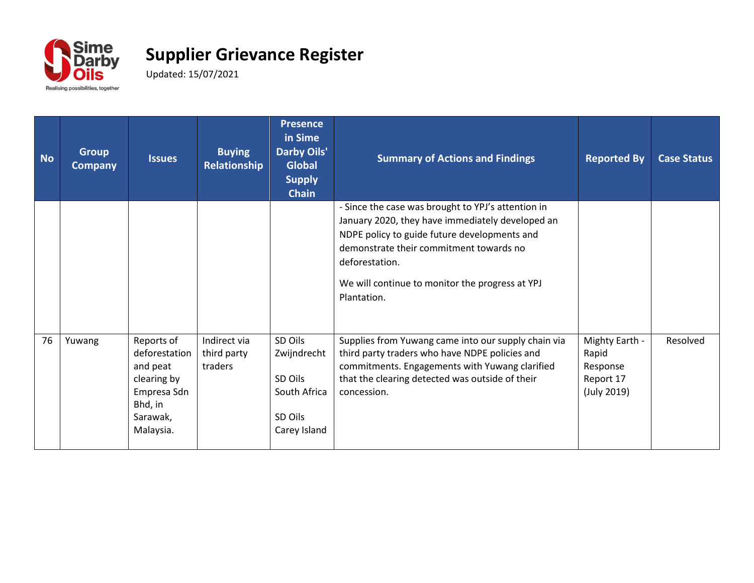# Supplier Grievance Register

Updated: 15/07/2021

| No | Group Company | Issues | Buying Relationship | Presence in Sime Darby Oils' Global Supply Chain | Summary of Actions and Findings | Reported By | Case Status |
|---|---|---|---|---|---|---|---|
| | | | | | - Since the case was brought to YPJ's attention in January 2020, they have immediately developed an NDPE policy to guide future developments and demonstrate their commitment towards no deforestation.<br><br>We will continue to monitor the progress at YPJ Plantation. | | |
| 76 | Yuwang | Reports of deforestation and peat clearing by Empresa Sdn Bhd, in Sarawak, Malaysia. | Indirect via third party traders | SD Oils Zwijndrecht<br><br>SD Oils South Africa<br><br>SD Oils Carey Island | Supplies from Yuwang came into our supply chain via third party traders who have NDPE policies and commitments. Engagements with Yuwang clarified that the clearing detected was outside of their concession. | Mighty Earth - Rapid Response Report 17 (July 2019) | Resolved |